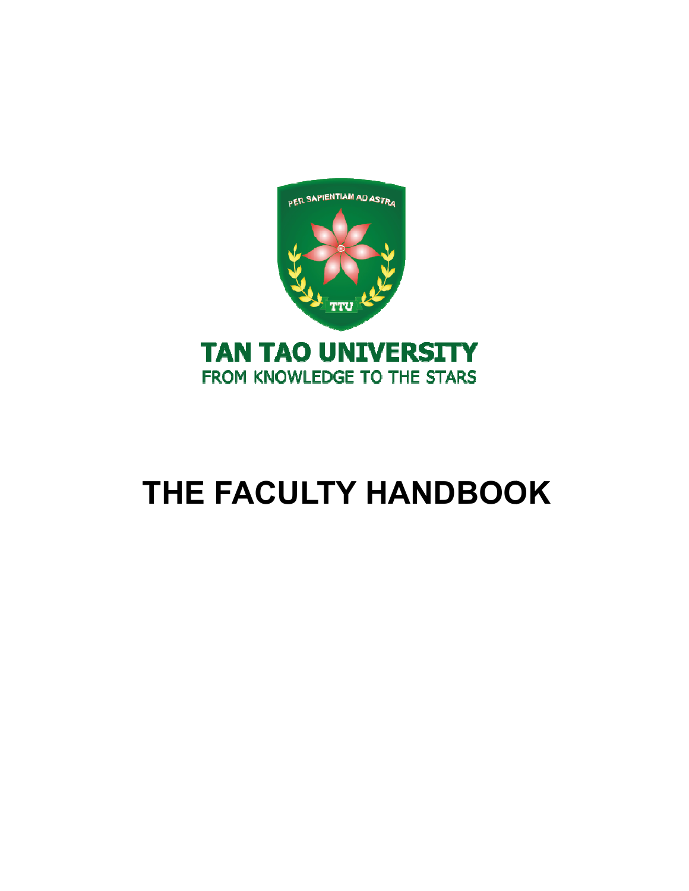PER SAPIENTIAM AD ASTRA

TTU

TAN TAO UNIVERSITY

FROM KNOWLEDGE TO THE STARS

# THE FACULTY HANDBOOK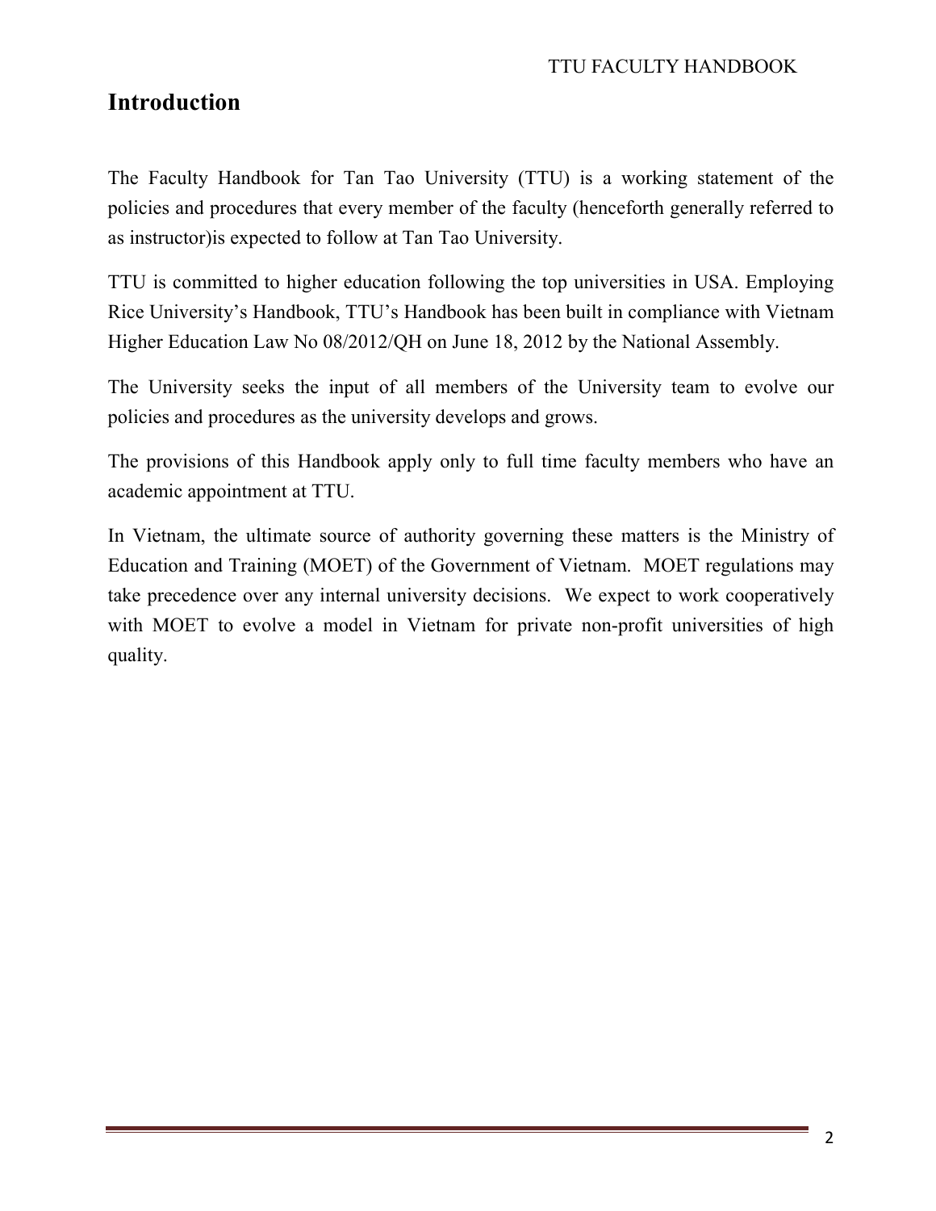# Introduction

The Faculty Handbook for Tan Tao University (TTU) is a working statement of the policies and procedures that every member of the faculty (henceforth generally referred to as instructor)is expected to follow at Tan Tao University.

TTU is committed to higher education following the top universities in USA. Employing Rice University's Handbook, TTU's Handbook has been built in compliance with Vietnam Higher Education Law No 08/2012/QH on June 18, 2012 by the National Assembly.

The University seeks the input of all members of the University team to evolve our policies and procedures as the university develops and grows.

The provisions of this Handbook apply only to full time faculty members who have an academic appointment at TTU.

In Vietnam, the ultimate source of authority governing these matters is the Ministry of Education and Training (MOET) of the Government of Vietnam. MOET regulations may take precedence over any internal university decisions. We expect to work cooperatively with MOET to evolve a model in Vietnam for private non-profit universities of high quality.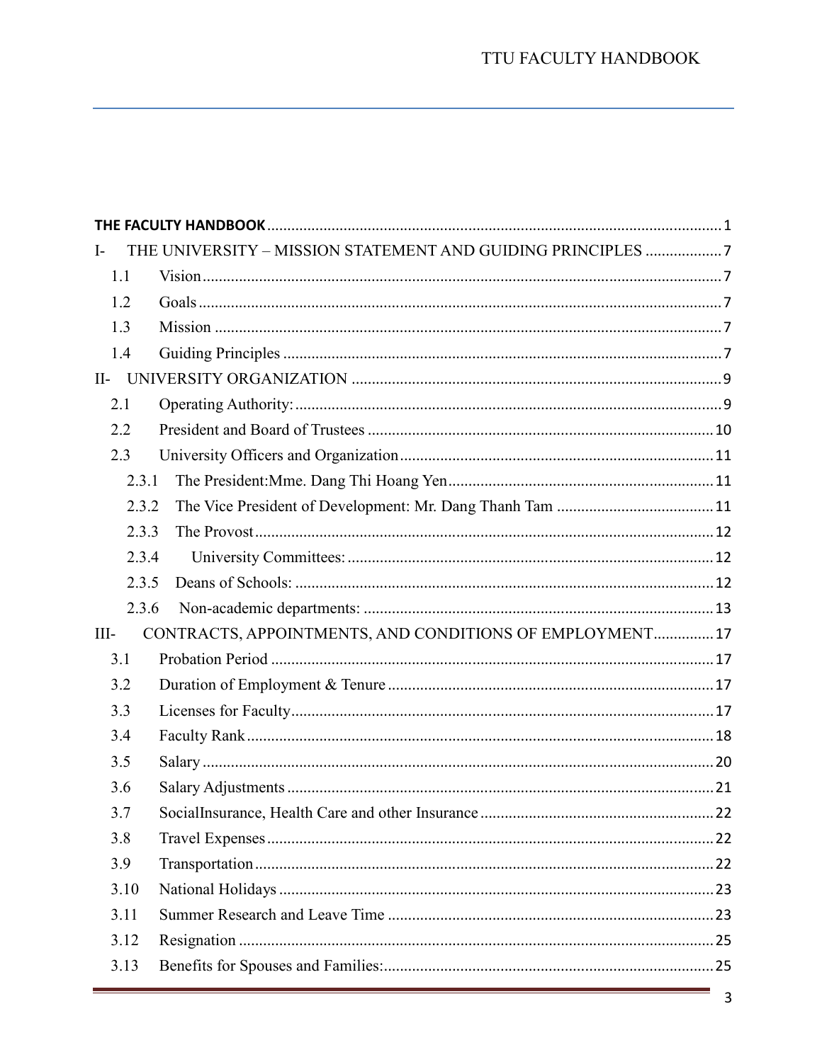**THE FACULTY HANDBOOK** ..... 1

I- THE UNIVERSITY – MISSION STATEMENT AND GUIDING PRINCIPLES ..... 7

- 1.1 Vision ..... 7
- 1.2 Goals ..... 7
- 1.3 Mission ..... 7
- 1.4 Guiding Principles ..... 7

II- UNIVERSITY ORGANIZATION ..... 9

- 2.1 Operating Authority: ..... 9
- 2.2 President and Board of Trustees ..... 10
- 2.3 University Officers and Organization ..... 11
  - 2.3.1 The President:Mme. Dang Thi Hoang Yen ..... 11
  - 2.3.2 The Vice President of Development: Mr. Dang Thanh Tam ..... 11
  - 2.3.3 The Provost ..... 12
  - 2.3.4 University Committees: ..... 12
  - 2.3.5 Deans of Schools: ..... 12
  - 2.3.6 Non-academic departments: ..... 13

III- CONTRACTS, APPOINTMENTS, AND CONDITIONS OF EMPLOYMENT ..... 17

- 3.1 Probation Period ..... 17
- 3.2 Duration of Employment & Tenure ..... 17
- 3.3 Licenses for Faculty ..... 17
- 3.4 Faculty Rank ..... 18
- 3.5 Salary ..... 20
- 3.6 Salary Adjustments ..... 21
- 3.7 SocialInsurance, Health Care and other Insurance ..... 22
- 3.8 Travel Expenses ..... 22
- 3.9 Transportation ..... 22
- 3.10 National Holidays ..... 23
- 3.11 Summer Research and Leave Time ..... 23
- 3.12 Resignation ..... 25
- 3.13 Benefits for Spouses and Families: ..... 25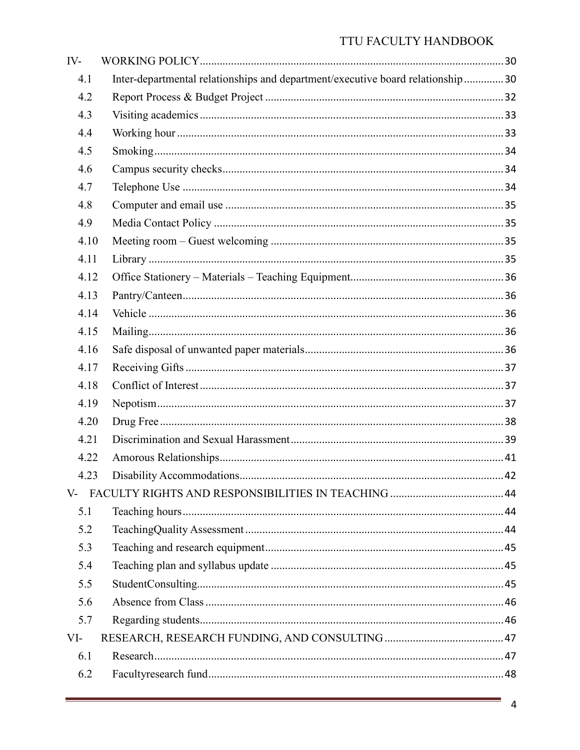IV- WORKING POLICY .......... 30

- 4.1 Inter-departmental relationships and department/executive board relationship .......... 30
- 4.2 Report Process & Budget Project .......... 32
- 4.3 Visiting academics .......... 33
- 4.4 Working hour .......... 33
- 4.5 Smoking .......... 34
- 4.6 Campus security checks .......... 34
- 4.7 Telephone Use .......... 34
- 4.8 Computer and email use .......... 35
- 4.9 Media Contact Policy .......... 35
- 4.10 Meeting room – Guest welcoming .......... 35
- 4.11 Library .......... 35
- 4.12 Office Stationery – Materials – Teaching Equipment .......... 36
- 4.13 Pantry/Canteen .......... 36
- 4.14 Vehicle .......... 36
- 4.15 Mailing .......... 36
- 4.16 Safe disposal of unwanted paper materials .......... 36
- 4.17 Receiving Gifts .......... 37
- 4.18 Conflict of Interest .......... 37
- 4.19 Nepotism .......... 37
- 4.20 Drug Free .......... 38
- 4.21 Discrimination and Sexual Harassment .......... 39
- 4.22 Amorous Relationships .......... 41
- 4.23 Disability Accommodations .......... 42

V- FACULTY RIGHTS AND RESPONSIBILITIES IN TEACHING .......... 44

- 5.1 Teaching hours .......... 44
- 5.2 TeachingQuality Assessment .......... 44
- 5.3 Teaching and research equipment .......... 45
- 5.4 Teaching plan and syllabus update .......... 45
- 5.5 StudentConsulting .......... 45
- 5.6 Absence from Class .......... 46
- 5.7 Regarding students .......... 46

VI- RESEARCH, RESEARCH FUNDING, AND CONSULTING .......... 47

- 6.1 Research .......... 47
- 6.2 Facultyresearch fund .......... 48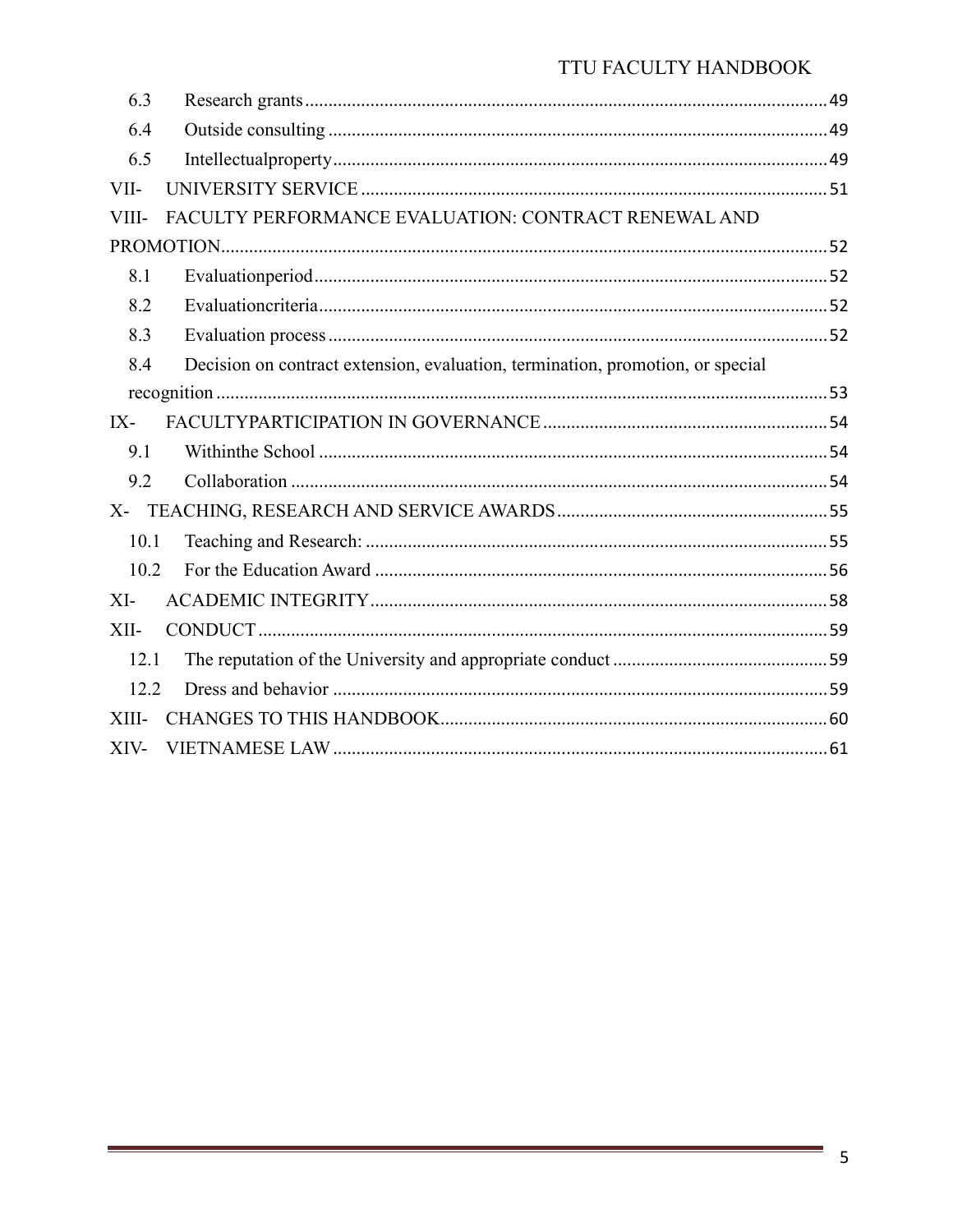6.3 Research grants ........ 49
6.4 Outside consulting ........ 49
6.5 Intellectualproperty ........ 49
VII- UNIVERSITY SERVICE ........ 51
VIII- FACULTY PERFORMANCE EVALUATION: CONTRACT RENEWAL AND PROMOTION ........ 52
8.1 Evaluationperiod ........ 52
8.2 Evaluationcriteria ........ 52
8.3 Evaluation process ........ 52
8.4 Decision on contract extension, evaluation, termination, promotion, or special recognition ........ 53
IX- FACULTYPARTICIPATION IN GOVERNANCE ........ 54
9.1 Withinthe School ........ 54
9.2 Collaboration ........ 54
X- TEACHING, RESEARCH AND SERVICE AWARDS ........ 55
10.1 Teaching and Research: ........ 55
10.2 For the Education Award ........ 56
XI- ACADEMIC INTEGRITY ........ 58
XII- CONDUCT ........ 59
12.1 The reputation of the University and appropriate conduct ........ 59
12.2 Dress and behavior ........ 59
XIII- CHANGES TO THIS HANDBOOK ........ 60
XIV- VIETNAMESE LAW ........ 61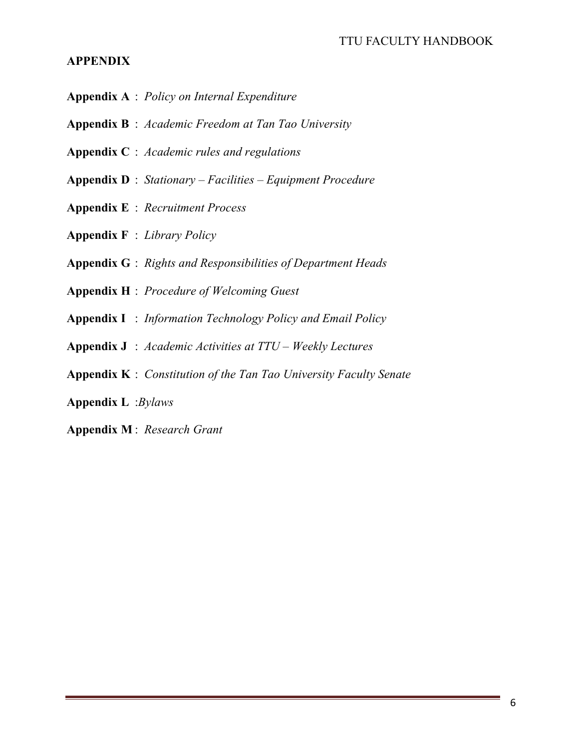## APPENDIX

**Appendix A** : *Policy on Internal Expenditure*

**Appendix B** : *Academic Freedom at Tan Tao University*

**Appendix C** : *Academic rules and regulations*

**Appendix D** : *Stationary – Facilities – Equipment Procedure*

**Appendix E** : *Recruitment Process*

**Appendix F** : *Library Policy*

**Appendix G** : *Rights and Responsibilities of Department Heads*

**Appendix H** : *Procedure of Welcoming Guest*

**Appendix I** : *Information Technology Policy and Email Policy*

**Appendix J** : *Academic Activities at TTU – Weekly Lectures*

**Appendix K** : *Constitution of the Tan Tao University Faculty Senate*

**Appendix L** :*Bylaws*

**Appendix M** : *Research Grant*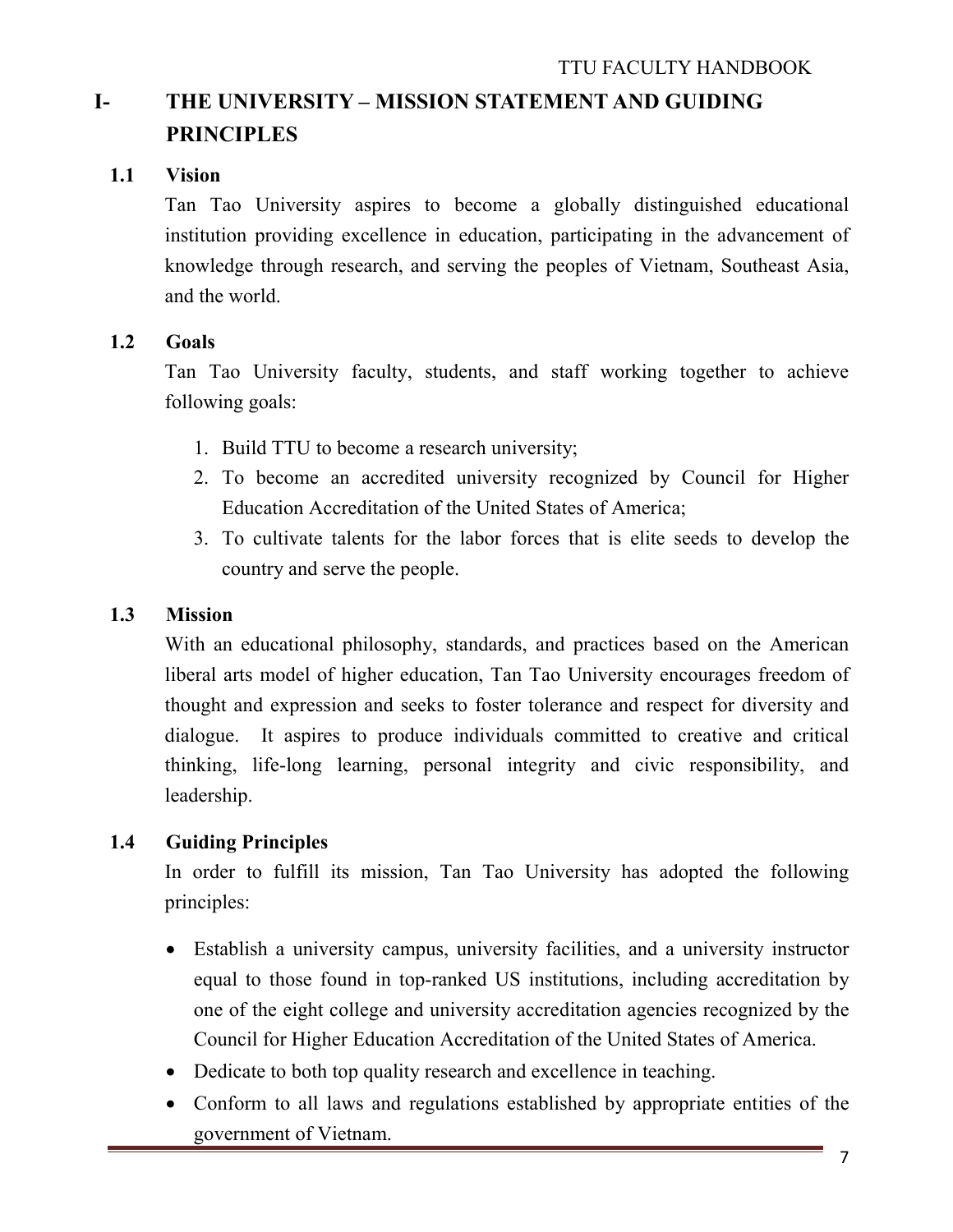# I- THE UNIVERSITY – MISSION STATEMENT AND GUIDING PRINCIPLES

## 1.1 Vision

Tan Tao University aspires to become a globally distinguished educational institution providing excellence in education, participating in the advancement of knowledge through research, and serving the peoples of Vietnam, Southeast Asia, and the world.

## 1.2 Goals

Tan Tao University faculty, students, and staff working together to achieve following goals:

1. Build TTU to become a research university;
2. To become an accredited university recognized by Council for Higher Education Accreditation of the United States of America;
3. To cultivate talents for the labor forces that is elite seeds to develop the country and serve the people.

## 1.3 Mission

With an educational philosophy, standards, and practices based on the American liberal arts model of higher education, Tan Tao University encourages freedom of thought and expression and seeks to foster tolerance and respect for diversity and dialogue. It aspires to produce individuals committed to creative and critical thinking, life-long learning, personal integrity and civic responsibility, and leadership.

## 1.4 Guiding Principles

In order to fulfill its mission, Tan Tao University has adopted the following principles:

- Establish a university campus, university facilities, and a university instructor equal to those found in top-ranked US institutions, including accreditation by one of the eight college and university accreditation agencies recognized by the Council for Higher Education Accreditation of the United States of America.
- Dedicate to both top quality research and excellence in teaching.
- Conform to all laws and regulations established by appropriate entities of the government of Vietnam.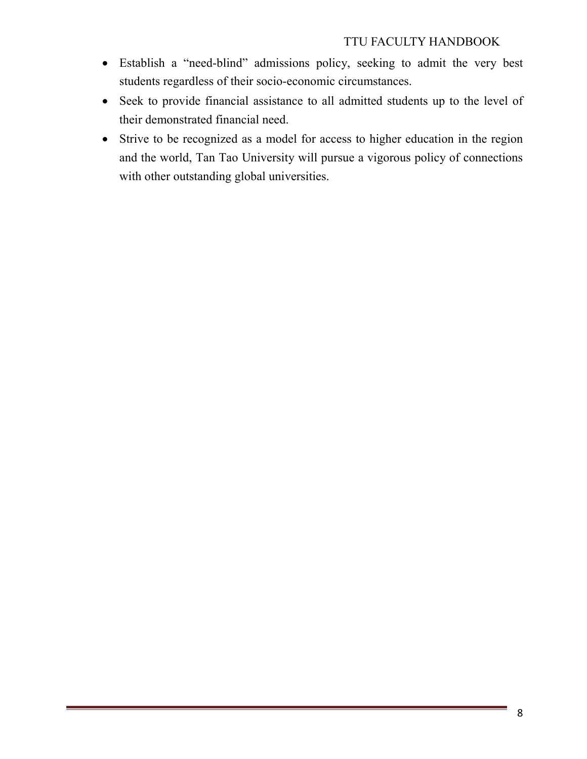- Establish a "need-blind" admissions policy, seeking to admit the very best students regardless of their socio-economic circumstances.
- Seek to provide financial assistance to all admitted students up to the level of their demonstrated financial need.
- Strive to be recognized as a model for access to higher education in the region and the world, Tan Tao University will pursue a vigorous policy of connections with other outstanding global universities.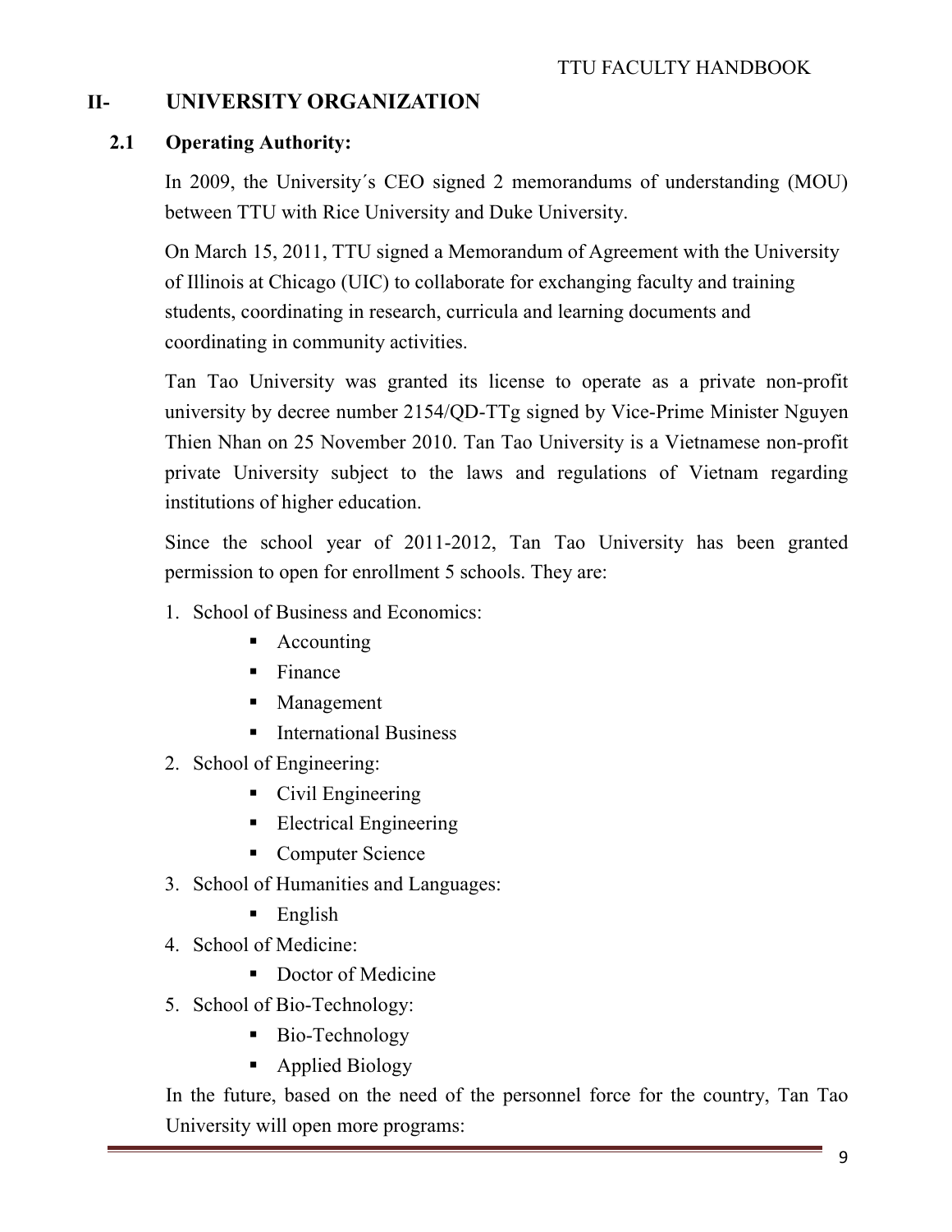## II- UNIVERSITY ORGANIZATION

### 2.1 Operating Authority:

In 2009, the University´s CEO signed 2 memorandums of understanding (MOU) between TTU with Rice University and Duke University.

On March 15, 2011, TTU signed a Memorandum of Agreement with the University of Illinois at Chicago (UIC) to collaborate for exchanging faculty and training students, coordinating in research, curricula and learning documents and coordinating in community activities.

Tan Tao University was granted its license to operate as a private non-profit university by decree number 2154/QD-TTg signed by Vice-Prime Minister Nguyen Thien Nhan on 25 November 2010. Tan Tao University is a Vietnamese non-profit private University subject to the laws and regulations of Vietnam regarding institutions of higher education.

Since the school year of 2011-2012, Tan Tao University has been granted permission to open for enrollment 5 schools. They are:

1. School of Business and Economics:
   - Accounting
   - Finance
   - Management
   - International Business
2. School of Engineering:
   - Civil Engineering
   - Electrical Engineering
   - Computer Science
3. School of Humanities and Languages:
   - English
4. School of Medicine:
   - Doctor of Medicine
5. School of Bio-Technology:
   - Bio-Technology
   - Applied Biology

In the future, based on the need of the personnel force for the country, Tan Tao University will open more programs: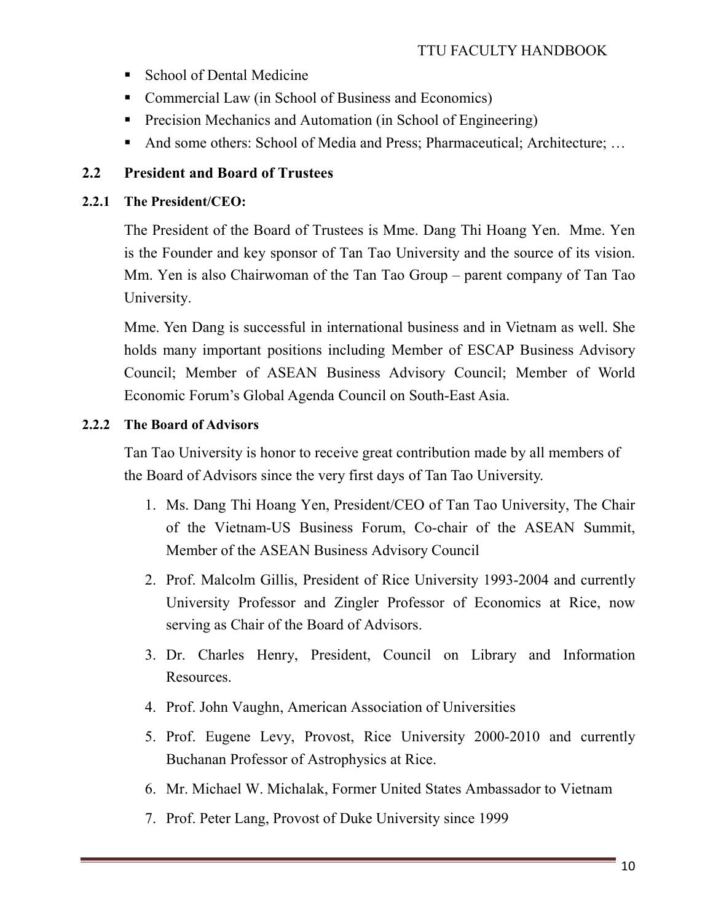- School of Dental Medicine
- Commercial Law (in School of Business and Economics)
- Precision Mechanics and Automation (in School of Engineering)
- And some others: School of Media and Press; Pharmaceutical; Architecture; …

## 2.2 President and Board of Trustees

### 2.2.1 The President/CEO:

The President of the Board of Trustees is Mme. Dang Thi Hoang Yen. Mme. Yen is the Founder and key sponsor of Tan Tao University and the source of its vision. Mm. Yen is also Chairwoman of the Tan Tao Group – parent company of Tan Tao University.

Mme. Yen Dang is successful in international business and in Vietnam as well. She holds many important positions including Member of ESCAP Business Advisory Council; Member of ASEAN Business Advisory Council; Member of World Economic Forum's Global Agenda Council on South-East Asia.

### 2.2.2 The Board of Advisors

Tan Tao University is honor to receive great contribution made by all members of the Board of Advisors since the very first days of Tan Tao University.

1. Ms. Dang Thi Hoang Yen, President/CEO of Tan Tao University, The Chair of the Vietnam-US Business Forum, Co-chair of the ASEAN Summit, Member of the ASEAN Business Advisory Council
2. Prof. Malcolm Gillis, President of Rice University 1993-2004 and currently University Professor and Zingler Professor of Economics at Rice, now serving as Chair of the Board of Advisors.
3. Dr. Charles Henry, President, Council on Library and Information Resources.
4. Prof. John Vaughn, American Association of Universities
5. Prof. Eugene Levy, Provost, Rice University 2000-2010 and currently Buchanan Professor of Astrophysics at Rice.
6. Mr. Michael W. Michalak, Former United States Ambassador to Vietnam
7. Prof. Peter Lang, Provost of Duke University since 1999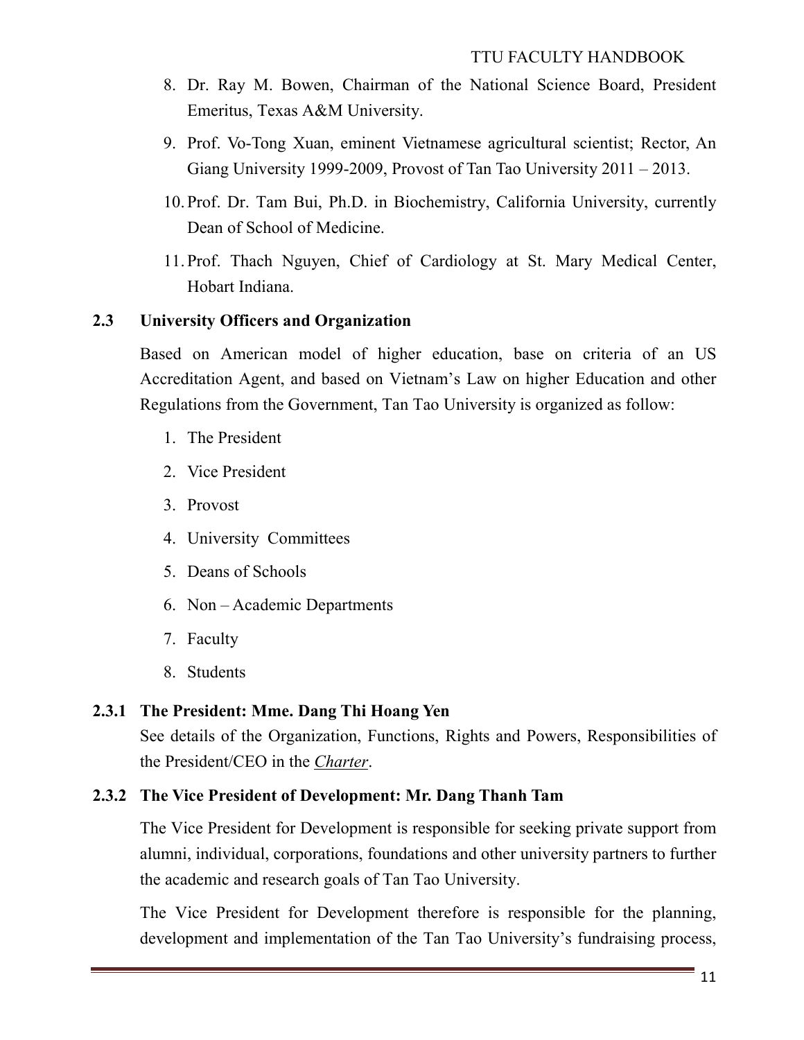8. Dr. Ray M. Bowen, Chairman of the National Science Board, President Emeritus, Texas A&M University.
9. Prof. Vo-Tong Xuan, eminent Vietnamese agricultural scientist; Rector, An Giang University 1999-2009, Provost of Tan Tao University 2011 – 2013.
10. Prof. Dr. Tam Bui, Ph.D. in Biochemistry, California University, currently Dean of School of Medicine.
11. Prof. Thach Nguyen, Chief of Cardiology at St. Mary Medical Center, Hobart Indiana.

### 2.3 University Officers and Organization

Based on American model of higher education, base on criteria of an US Accreditation Agent, and based on Vietnam's Law on higher Education and other Regulations from the Government, Tan Tao University is organized as follow:

1. The President
2. Vice President
3. Provost
4. University Committees
5. Deans of Schools
6. Non – Academic Departments
7. Faculty
8. Students

#### 2.3.1 The President: Mme. Dang Thi Hoang Yen

See details of the Organization, Functions, Rights and Powers, Responsibilities of the President/CEO in the *Charter*.

#### 2.3.2 The Vice President of Development: Mr. Dang Thanh Tam

The Vice President for Development is responsible for seeking private support from alumni, individual, corporations, foundations and other university partners to further the academic and research goals of Tan Tao University.

The Vice President for Development therefore is responsible for the planning, development and implementation of the Tan Tao University's fundraising process,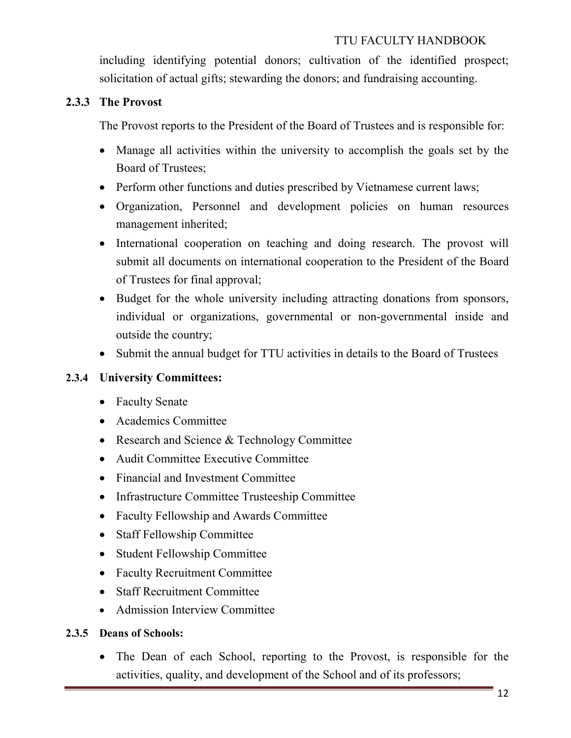including identifying potential donors; cultivation of the identified prospect; solicitation of actual gifts; stewarding the donors; and fundraising accounting.

### 2.3.3 The Provost

The Provost reports to the President of the Board of Trustees and is responsible for:

- Manage all activities within the university to accomplish the goals set by the Board of Trustees;
- Perform other functions and duties prescribed by Vietnamese current laws;
- Organization, Personnel and development policies on human resources management inherited;
- International cooperation on teaching and doing research. The provost will submit all documents on international cooperation to the President of the Board of Trustees for final approval;
- Budget for the whole university including attracting donations from sponsors, individual or organizations, governmental or non-governmental inside and outside the country;
- Submit the annual budget for TTU activities in details to the Board of Trustees

### 2.3.4 University Committees:

- Faculty Senate
- Academics Committee
- Research and Science & Technology Committee
- Audit Committee Executive Committee
- Financial and Investment Committee
- Infrastructure Committee Trusteeship Committee
- Faculty Fellowship and Awards Committee
- Staff Fellowship Committee
- Student Fellowship Committee
- Faculty Recruitment Committee
- Staff Recruitment Committee
- Admission Interview Committee

### 2.3.5 Deans of Schools:

- The Dean of each School, reporting to the Provost, is responsible for the activities, quality, and development of the School and of its professors;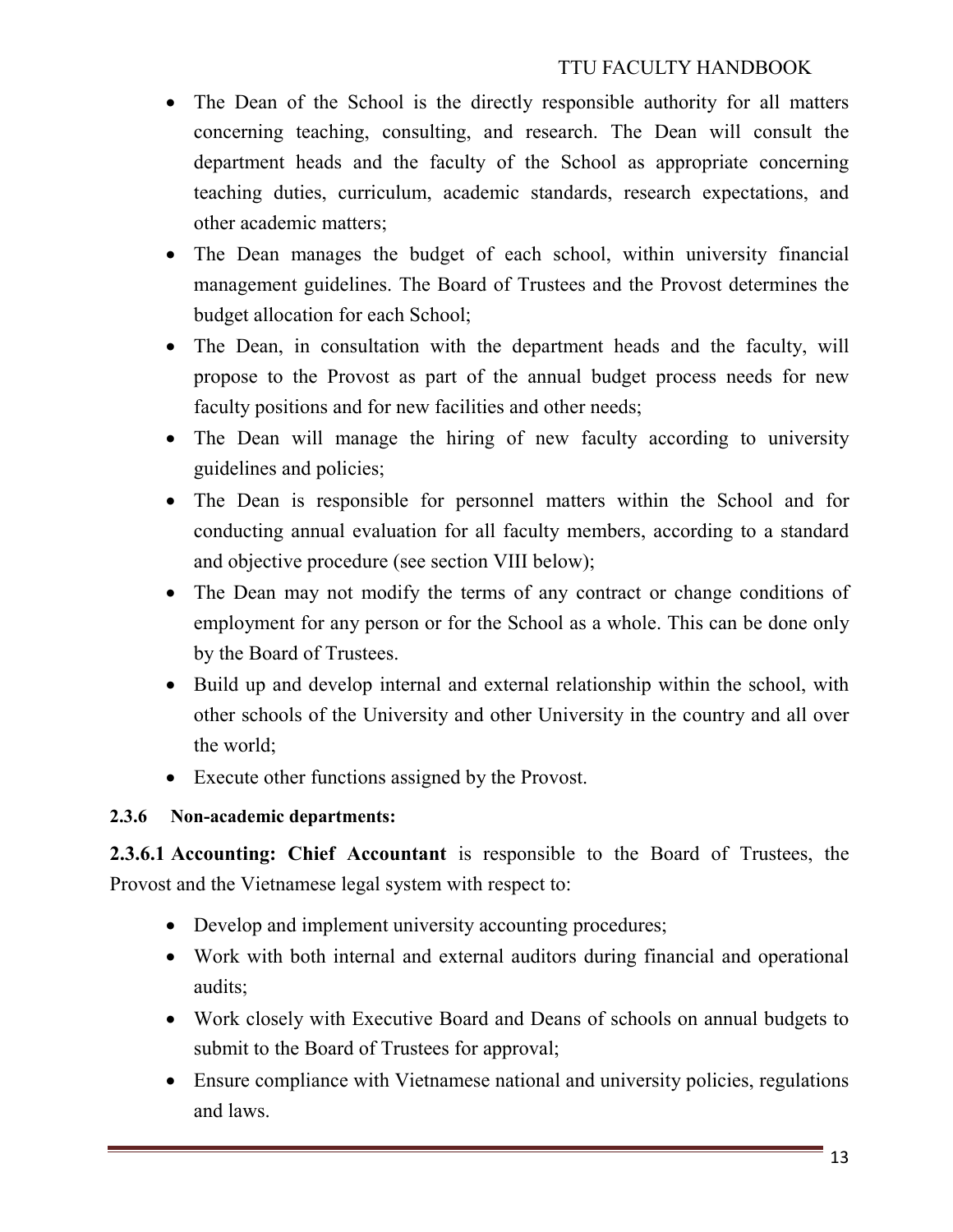- The Dean of the School is the directly responsible authority for all matters concerning teaching, consulting, and research. The Dean will consult the department heads and the faculty of the School as appropriate concerning teaching duties, curriculum, academic standards, research expectations, and other academic matters;
- The Dean manages the budget of each school, within university financial management guidelines. The Board of Trustees and the Provost determines the budget allocation for each School;
- The Dean, in consultation with the department heads and the faculty, will propose to the Provost as part of the annual budget process needs for new faculty positions and for new facilities and other needs;
- The Dean will manage the hiring of new faculty according to university guidelines and policies;
- The Dean is responsible for personnel matters within the School and for conducting annual evaluation for all faculty members, according to a standard and objective procedure (see section VIII below);
- The Dean may not modify the terms of any contract or change conditions of employment for any person or for the School as a whole. This can be done only by the Board of Trustees.
- Build up and develop internal and external relationship within the school, with other schools of the University and other University in the country and all over the world;
- Execute other functions assigned by the Provost.

#### 2.3.6 Non-academic departments:

**2.3.6.1 Accounting: Chief Accountant** is responsible to the Board of Trustees, the Provost and the Vietnamese legal system with respect to:

- Develop and implement university accounting procedures;
- Work with both internal and external auditors during financial and operational audits;
- Work closely with Executive Board and Deans of schools on annual budgets to submit to the Board of Trustees for approval;
- Ensure compliance with Vietnamese national and university policies, regulations and laws.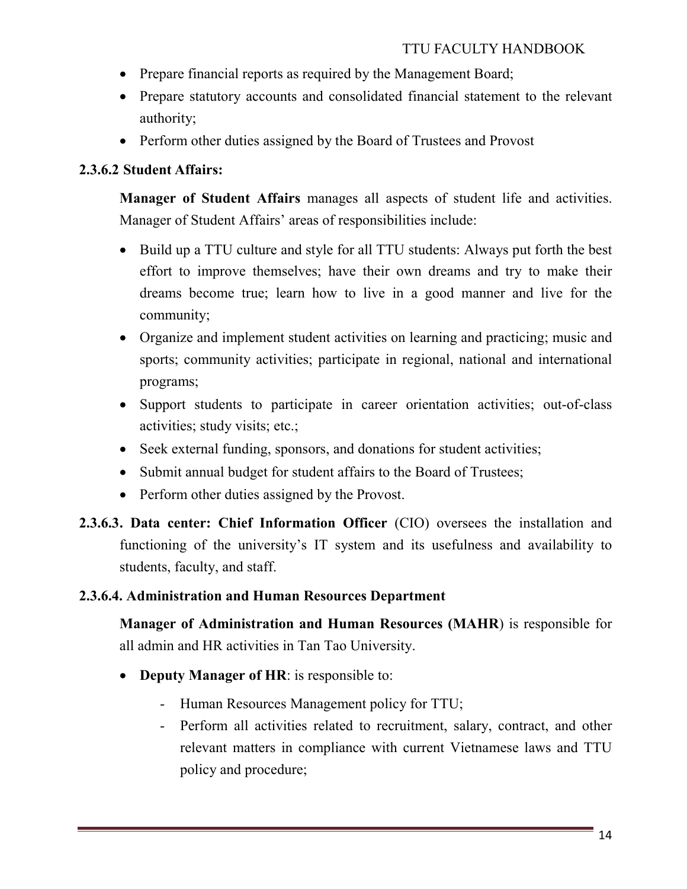- Prepare financial reports as required by the Management Board;
- Prepare statutory accounts and consolidated financial statement to the relevant authority;
- Perform other duties assigned by the Board of Trustees and Provost

#### 2.3.6.2 Student Affairs:

**Manager of Student Affairs** manages all aspects of student life and activities. Manager of Student Affairs' areas of responsibilities include:

- Build up a TTU culture and style for all TTU students: Always put forth the best effort to improve themselves; have their own dreams and try to make their dreams become true; learn how to live in a good manner and live for the community;
- Organize and implement student activities on learning and practicing; music and sports; community activities; participate in regional, national and international programs;
- Support students to participate in career orientation activities; out-of-class activities; study visits; etc.;
- Seek external funding, sponsors, and donations for student activities;
- Submit annual budget for student affairs to the Board of Trustees;
- Perform other duties assigned by the Provost.

**2.3.6.3. Data center: Chief Information Officer** (CIO) oversees the installation and functioning of the university's IT system and its usefulness and availability to students, faculty, and staff.

#### 2.3.6.4. Administration and Human Resources Department

**Manager of Administration and Human Resources (MAHR**) is responsible for all admin and HR activities in Tan Tao University.

- **Deputy Manager of HR**: is responsible to:
  - Human Resources Management policy for TTU;
  - Perform all activities related to recruitment, salary, contract, and other relevant matters in compliance with current Vietnamese laws and TTU policy and procedure;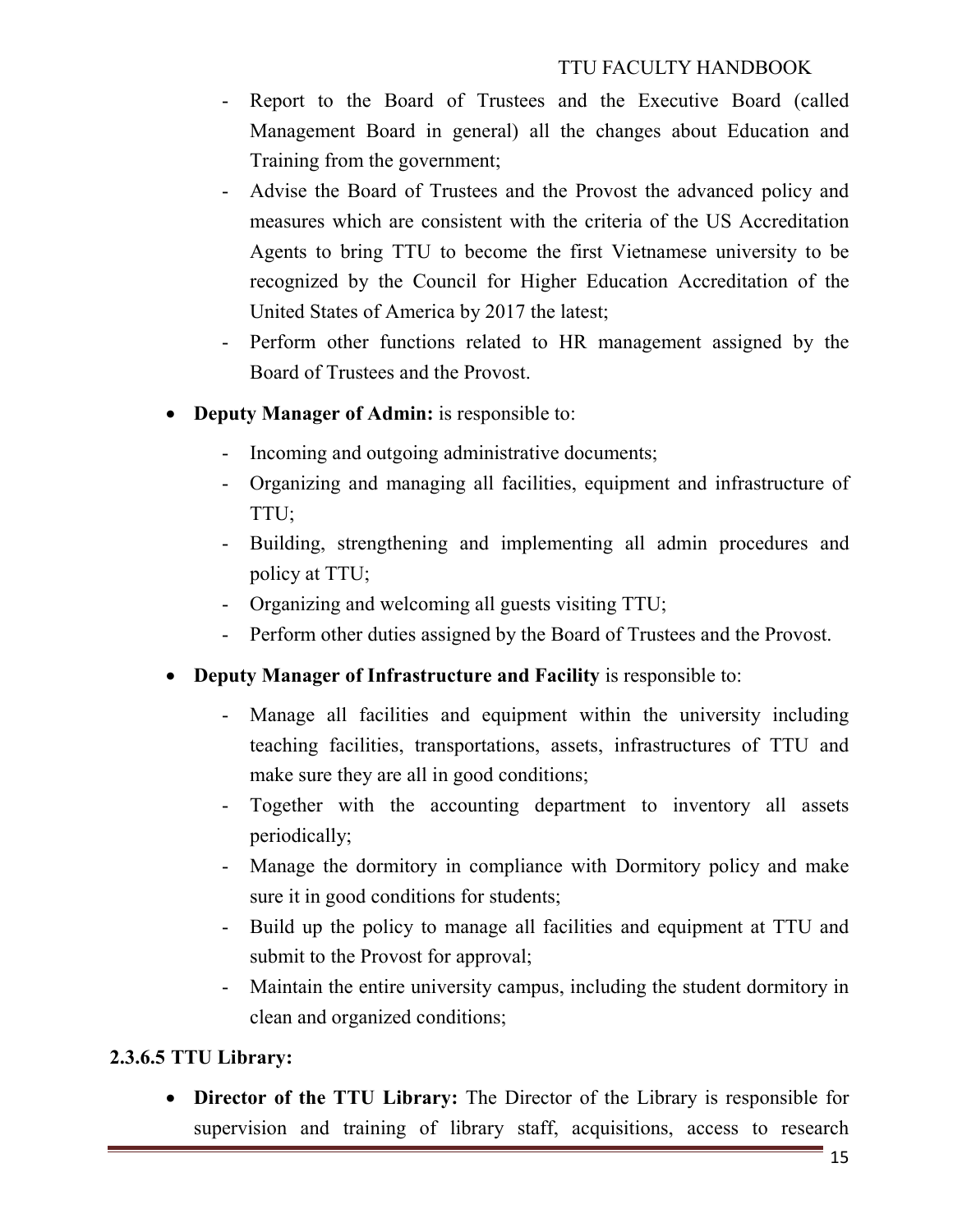- Report to the Board of Trustees and the Executive Board (called Management Board in general) all the changes about Education and Training from the government;
- Advise the Board of Trustees and the Provost the advanced policy and measures which are consistent with the criteria of the US Accreditation Agents to bring TTU to become the first Vietnamese university to be recognized by the Council for Higher Education Accreditation of the United States of America by 2017 the latest;
- Perform other functions related to HR management assigned by the Board of Trustees and the Provost.

- **Deputy Manager of Admin:** is responsible to:
  - Incoming and outgoing administrative documents;
  - Organizing and managing all facilities, equipment and infrastructure of TTU;
  - Building, strengthening and implementing all admin procedures and policy at TTU;
  - Organizing and welcoming all guests visiting TTU;
  - Perform other duties assigned by the Board of Trustees and the Provost.

- **Deputy Manager of Infrastructure and Facility** is responsible to:
  - Manage all facilities and equipment within the university including teaching facilities, transportations, assets, infrastructures of TTU and make sure they are all in good conditions;
  - Together with the accounting department to inventory all assets periodically;
  - Manage the dormitory in compliance with Dormitory policy and make sure it in good conditions for students;
  - Build up the policy to manage all facilities and equipment at TTU and submit to the Provost for approval;
  - Maintain the entire university campus, including the student dormitory in clean and organized conditions;

**2.3.6.5 TTU Library:**

- **Director of the TTU Library:** The Director of the Library is responsible for supervision and training of library staff, acquisitions, access to research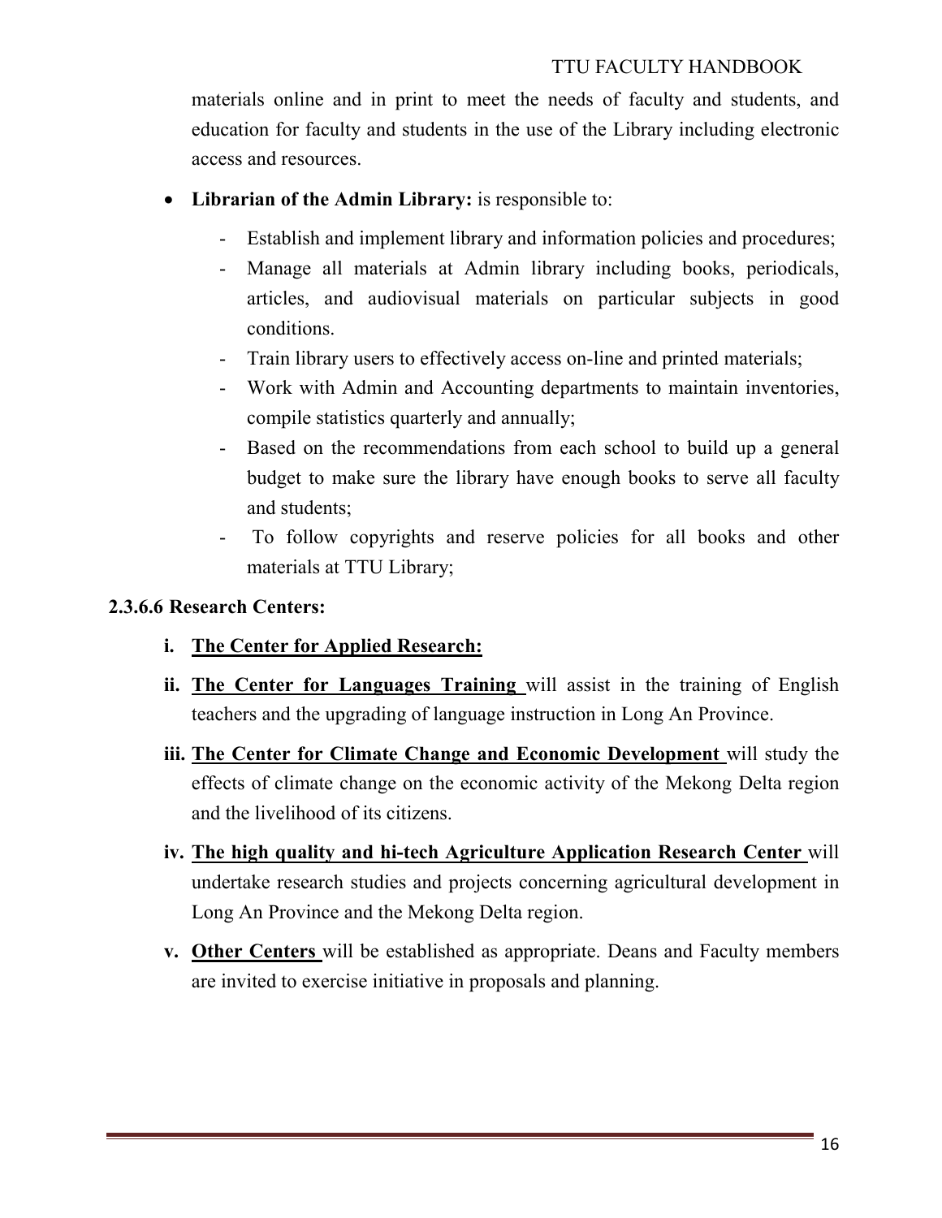materials online and in print to meet the needs of faculty and students, and education for faculty and students in the use of the Library including electronic access and resources.

- **Librarian of the Admin Library:** is responsible to:
  - Establish and implement library and information policies and procedures;
  - Manage all materials at Admin library including books, periodicals, articles, and audiovisual materials on particular subjects in good conditions.
  - Train library users to effectively access on-line and printed materials;
  - Work with Admin and Accounting departments to maintain inventories, compile statistics quarterly and annually;
  - Based on the recommendations from each school to build up a general budget to make sure the library have enough books to serve all faculty and students;
  - To follow copyrights and reserve policies for all books and other materials at TTU Library;

**2.3.6.6 Research Centers:**

i. **The Center for Applied Research:**

ii. **The Center for Languages Training** will assist in the training of English teachers and the upgrading of language instruction in Long An Province.

iii. **The Center for Climate Change and Economic Development** will study the effects of climate change on the economic activity of the Mekong Delta region and the livelihood of its citizens.

iv. **The high quality and hi-tech Agriculture Application Research Center** will undertake research studies and projects concerning agricultural development in Long An Province and the Mekong Delta region.

v. **Other Centers** will be established as appropriate. Deans and Faculty members are invited to exercise initiative in proposals and planning.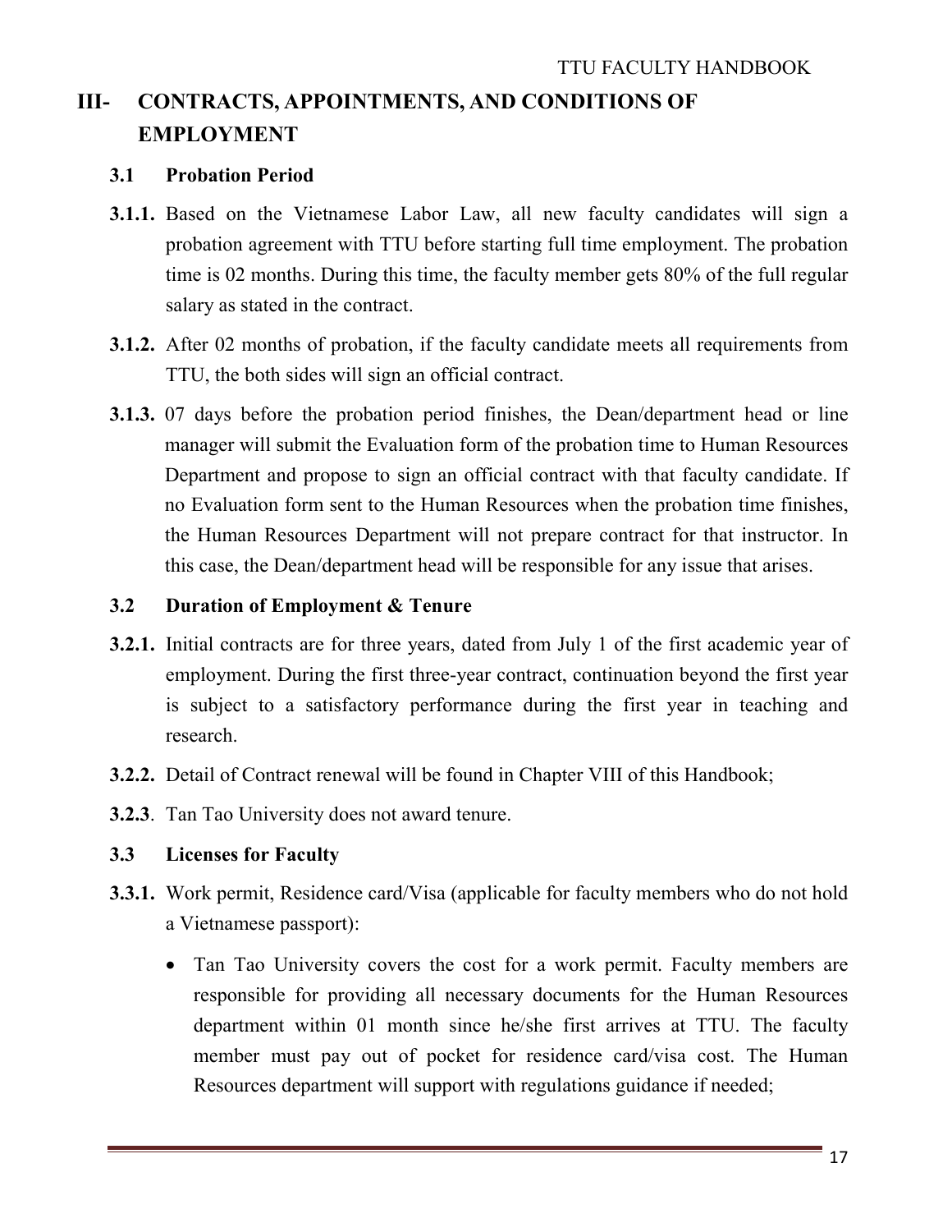# III- CONTRACTS, APPOINTMENTS, AND CONDITIONS OF EMPLOYMENT

## 3.1 Probation Period

**3.1.1.** Based on the Vietnamese Labor Law, all new faculty candidates will sign a probation agreement with TTU before starting full time employment. The probation time is 02 months. During this time, the faculty member gets 80% of the full regular salary as stated in the contract.

**3.1.2.** After 02 months of probation, if the faculty candidate meets all requirements from TTU, the both sides will sign an official contract.

**3.1.3.** 07 days before the probation period finishes, the Dean/department head or line manager will submit the Evaluation form of the probation time to Human Resources Department and propose to sign an official contract with that faculty candidate. If no Evaluation form sent to the Human Resources when the probation time finishes, the Human Resources Department will not prepare contract for that instructor. In this case, the Dean/department head will be responsible for any issue that arises.

## 3.2 Duration of Employment & Tenure

**3.2.1.** Initial contracts are for three years, dated from July 1 of the first academic year of employment. During the first three-year contract, continuation beyond the first year is subject to a satisfactory performance during the first year in teaching and research.

**3.2.2.** Detail of Contract renewal will be found in Chapter VIII of this Handbook;

**3.2.3**. Tan Tao University does not award tenure.

## 3.3 Licenses for Faculty

**3.3.1.** Work permit, Residence card/Visa (applicable for faculty members who do not hold a Vietnamese passport):

- Tan Tao University covers the cost for a work permit. Faculty members are responsible for providing all necessary documents for the Human Resources department within 01 month since he/she first arrives at TTU. The faculty member must pay out of pocket for residence card/visa cost. The Human Resources department will support with regulations guidance if needed;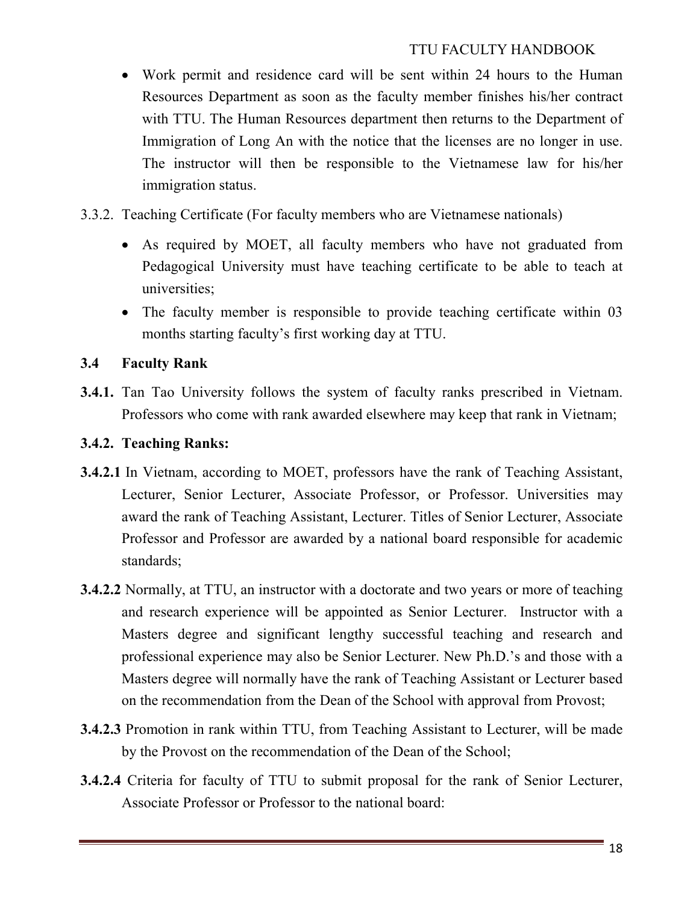- Work permit and residence card will be sent within 24 hours to the Human Resources Department as soon as the faculty member finishes his/her contract with TTU. The Human Resources department then returns to the Department of Immigration of Long An with the notice that the licenses are no longer in use. The instructor will then be responsible to the Vietnamese law for his/her immigration status.

3.3.2. Teaching Certificate (For faculty members who are Vietnamese nationals)

- As required by MOET, all faculty members who have not graduated from Pedagogical University must have teaching certificate to be able to teach at universities;
- The faculty member is responsible to provide teaching certificate within 03 months starting faculty's first working day at TTU.

### 3.4 Faculty Rank

**3.4.1.** Tan Tao University follows the system of faculty ranks prescribed in Vietnam. Professors who come with rank awarded elsewhere may keep that rank in Vietnam;

### 3.4.2. Teaching Ranks:

**3.4.2.1** In Vietnam, according to MOET, professors have the rank of Teaching Assistant, Lecturer, Senior Lecturer, Associate Professor, or Professor. Universities may award the rank of Teaching Assistant, Lecturer. Titles of Senior Lecturer, Associate Professor and Professor are awarded by a national board responsible for academic standards;

**3.4.2.2** Normally, at TTU, an instructor with a doctorate and two years or more of teaching and research experience will be appointed as Senior Lecturer. Instructor with a Masters degree and significant lengthy successful teaching and research and professional experience may also be Senior Lecturer. New Ph.D.'s and those with a Masters degree will normally have the rank of Teaching Assistant or Lecturer based on the recommendation from the Dean of the School with approval from Provost;

**3.4.2.3** Promotion in rank within TTU, from Teaching Assistant to Lecturer, will be made by the Provost on the recommendation of the Dean of the School;

**3.4.2.4** Criteria for faculty of TTU to submit proposal for the rank of Senior Lecturer, Associate Professor or Professor to the national board: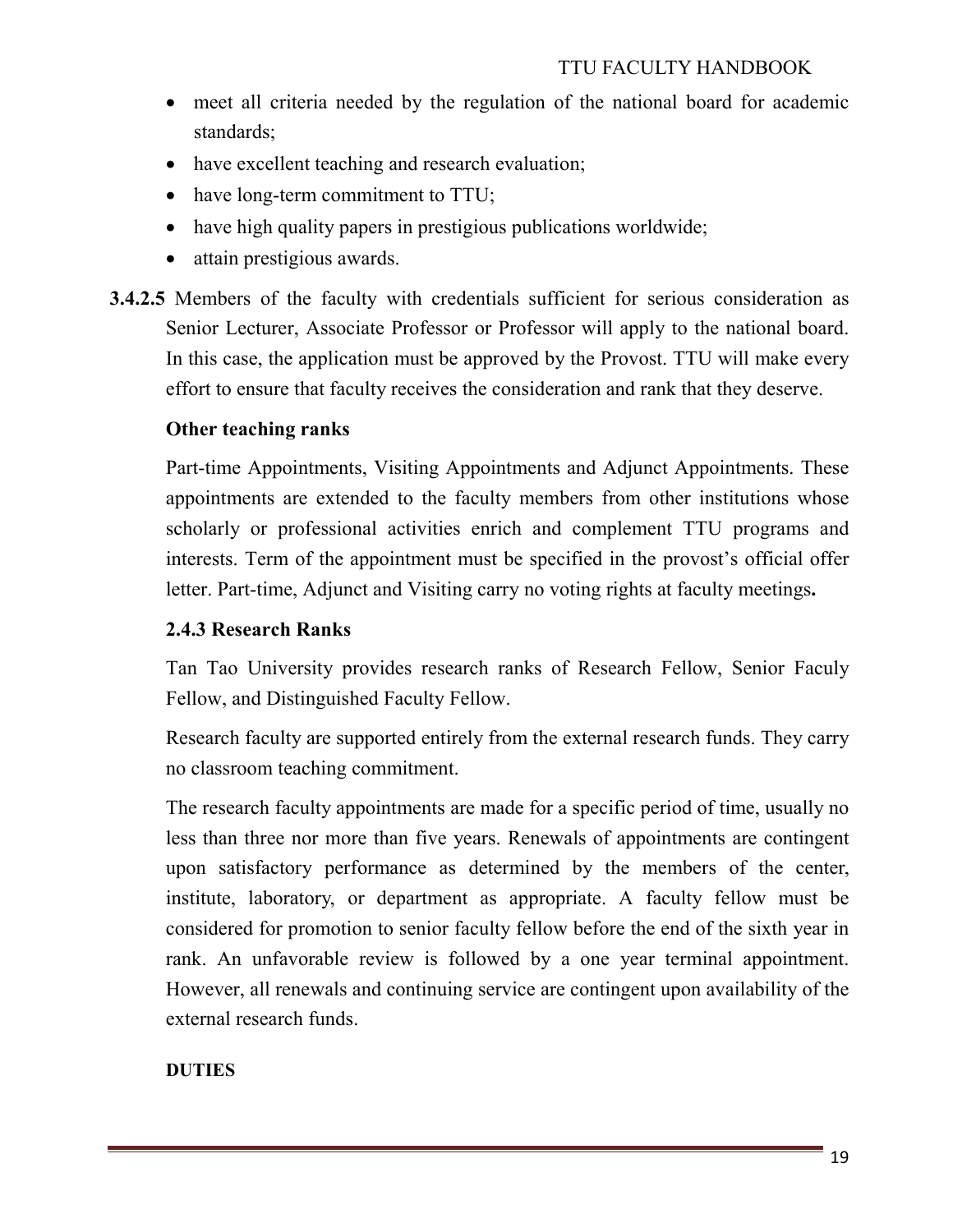- meet all criteria needed by the regulation of the national board for academic standards;
- have excellent teaching and research evaluation;
- have long-term commitment to TTU;
- have high quality papers in prestigious publications worldwide;
- attain prestigious awards.

**3.4.2.5** Members of the faculty with credentials sufficient for serious consideration as Senior Lecturer, Associate Professor or Professor will apply to the national board. In this case, the application must be approved by the Provost. TTU will make every effort to ensure that faculty receives the consideration and rank that they deserve.

**Other teaching ranks**

Part-time Appointments, Visiting Appointments and Adjunct Appointments. These appointments are extended to the faculty members from other institutions whose scholarly or professional activities enrich and complement TTU programs and interests. Term of the appointment must be specified in the provost's official offer letter. Part-time, Adjunct and Visiting carry no voting rights at faculty meetings**.**

### 2.4.3 Research Ranks

Tan Tao University provides research ranks of Research Fellow, Senior Faculy Fellow, and Distinguished Faculty Fellow.

Research faculty are supported entirely from the external research funds. They carry no classroom teaching commitment.

The research faculty appointments are made for a specific period of time, usually no less than three nor more than five years. Renewals of appointments are contingent upon satisfactory performance as determined by the members of the center, institute, laboratory, or department as appropriate. A faculty fellow must be considered for promotion to senior faculty fellow before the end of the sixth year in rank. An unfavorable review is followed by a one year terminal appointment. However, all renewals and continuing service are contingent upon availability of the external research funds.

**DUTIES**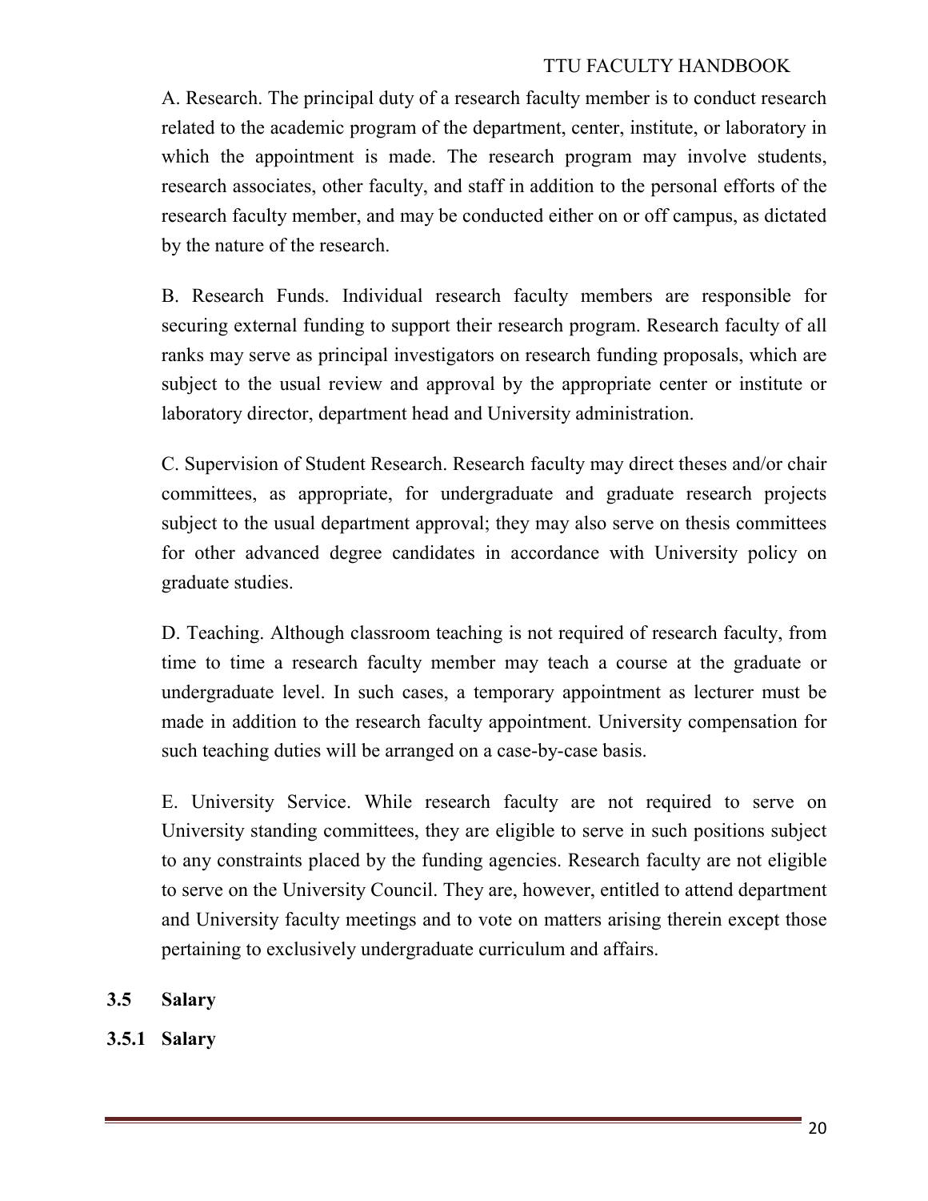A. Research. The principal duty of a research faculty member is to conduct research related to the academic program of the department, center, institute, or laboratory in which the appointment is made. The research program may involve students, research associates, other faculty, and staff in addition to the personal efforts of the research faculty member, and may be conducted either on or off campus, as dictated by the nature of the research.

B. Research Funds. Individual research faculty members are responsible for securing external funding to support their research program. Research faculty of all ranks may serve as principal investigators on research funding proposals, which are subject to the usual review and approval by the appropriate center or institute or laboratory director, department head and University administration.

C. Supervision of Student Research. Research faculty may direct theses and/or chair committees, as appropriate, for undergraduate and graduate research projects subject to the usual department approval; they may also serve on thesis committees for other advanced degree candidates in accordance with University policy on graduate studies.

D. Teaching. Although classroom teaching is not required of research faculty, from time to time a research faculty member may teach a course at the graduate or undergraduate level. In such cases, a temporary appointment as lecturer must be made in addition to the research faculty appointment. University compensation for such teaching duties will be arranged on a case-by-case basis.

E. University Service. While research faculty are not required to serve on University standing committees, they are eligible to serve in such positions subject to any constraints placed by the funding agencies. Research faculty are not eligible to serve on the University Council. They are, however, entitled to attend department and University faculty meetings and to vote on matters arising therein except those pertaining to exclusively undergraduate curriculum and affairs.

## 3.5 Salary

### 3.5.1 Salary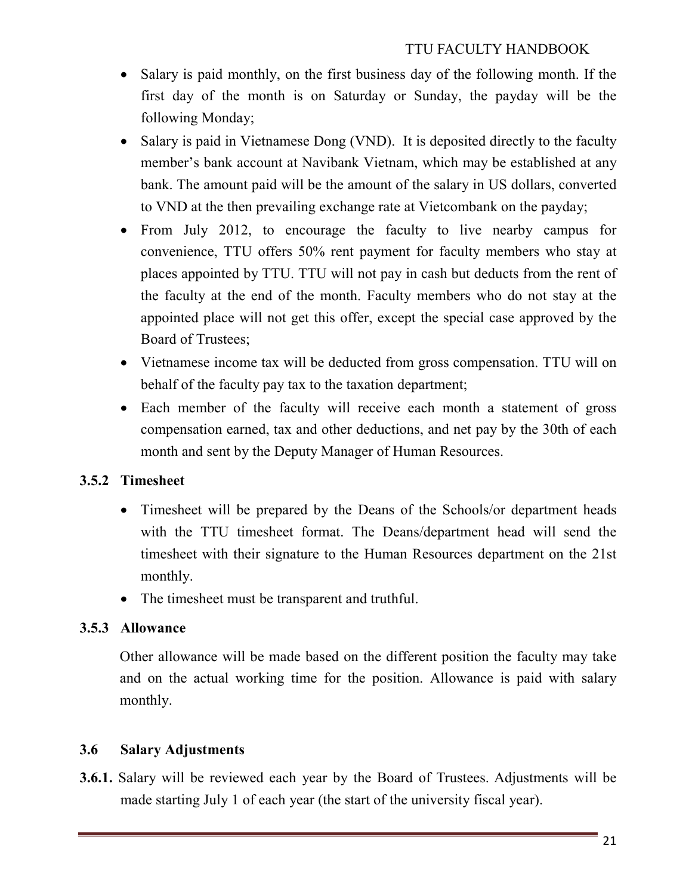- Salary is paid monthly, on the first business day of the following month. If the first day of the month is on Saturday or Sunday, the payday will be the following Monday;
- Salary is paid in Vietnamese Dong (VND). It is deposited directly to the faculty member's bank account at Navibank Vietnam, which may be established at any bank. The amount paid will be the amount of the salary in US dollars, converted to VND at the then prevailing exchange rate at Vietcombank on the payday;
- From July 2012, to encourage the faculty to live nearby campus for convenience, TTU offers 50% rent payment for faculty members who stay at places appointed by TTU. TTU will not pay in cash but deducts from the rent of the faculty at the end of the month. Faculty members who do not stay at the appointed place will not get this offer, except the special case approved by the Board of Trustees;
- Vietnamese income tax will be deducted from gross compensation. TTU will on behalf of the faculty pay tax to the taxation department;
- Each member of the faculty will receive each month a statement of gross compensation earned, tax and other deductions, and net pay by the 30th of each month and sent by the Deputy Manager of Human Resources.

### 3.5.2 Timesheet

- Timesheet will be prepared by the Deans of the Schools/or department heads with the TTU timesheet format. The Deans/department head will send the timesheet with their signature to the Human Resources department on the 21st monthly.
- The timesheet must be transparent and truthful.

### 3.5.3 Allowance

Other allowance will be made based on the different position the faculty may take and on the actual working time for the position. Allowance is paid with salary monthly.

## 3.6 Salary Adjustments

**3.6.1.** Salary will be reviewed each year by the Board of Trustees. Adjustments will be made starting July 1 of each year (the start of the university fiscal year).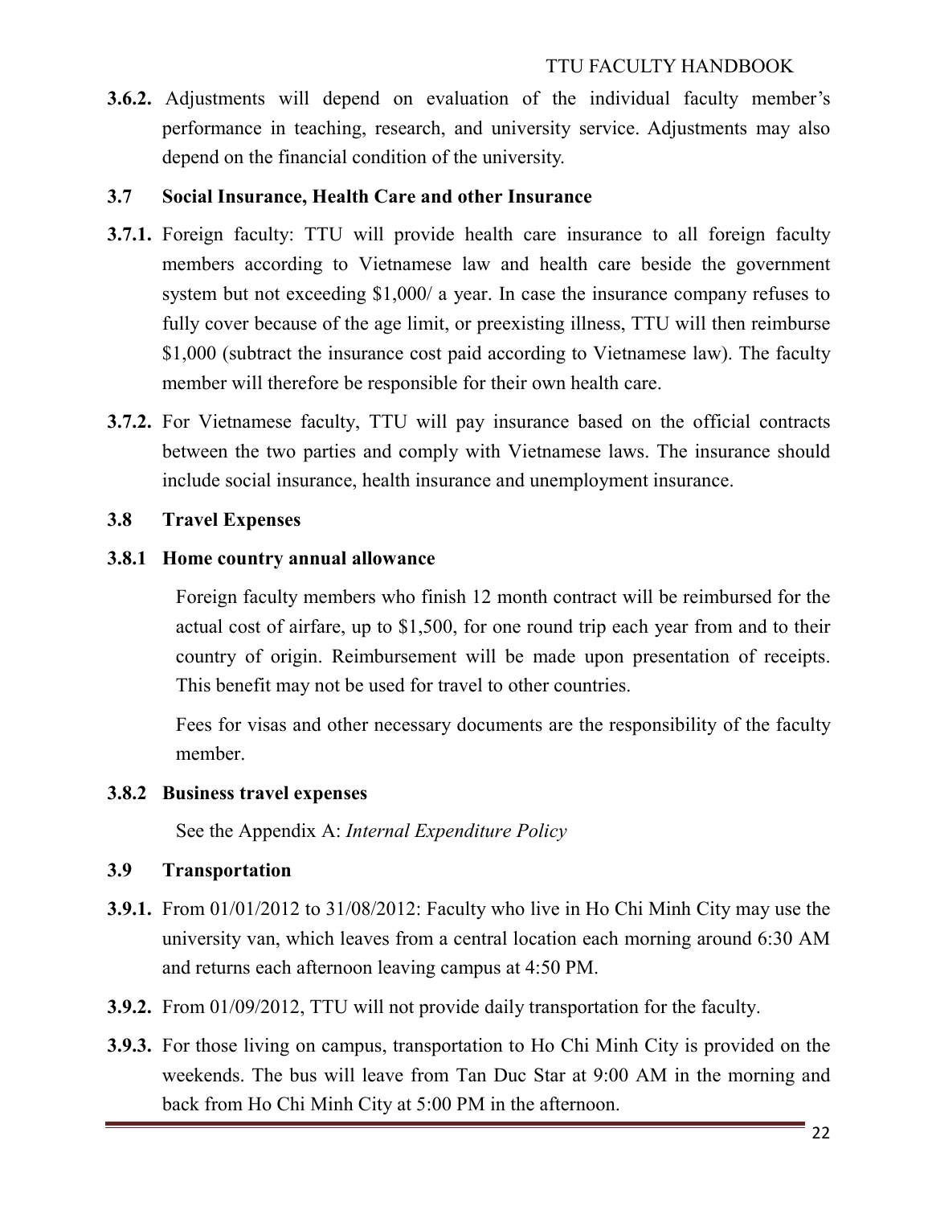**3.6.2.** Adjustments will depend on evaluation of the individual faculty member's performance in teaching, research, and university service. Adjustments may also depend on the financial condition of the university.

### 3.7 Social Insurance, Health Care and other Insurance

**3.7.1.** Foreign faculty: TTU will provide health care insurance to all foreign faculty members according to Vietnamese law and health care beside the government system but not exceeding $1,000/ a year. In case the insurance company refuses to fully cover because of the age limit, or preexisting illness, TTU will then reimburse $1,000 (subtract the insurance cost paid according to Vietnamese law). The faculty member will therefore be responsible for their own health care.

**3.7.2.** For Vietnamese faculty, TTU will pay insurance based on the official contracts between the two parties and comply with Vietnamese laws. The insurance should include social insurance, health insurance and unemployment insurance.

### 3.8 Travel Expenses

#### 3.8.1 Home country annual allowance

Foreign faculty members who finish 12 month contract will be reimbursed for the actual cost of airfare, up to $1,500, for one round trip each year from and to their country of origin. Reimbursement will be made upon presentation of receipts. This benefit may not be used for travel to other countries.

Fees for visas and other necessary documents are the responsibility of the faculty member.

#### 3.8.2 Business travel expenses

See the Appendix A: *Internal Expenditure Policy*

### 3.9 Transportation

**3.9.1.** From 01/01/2012 to 31/08/2012: Faculty who live in Ho Chi Minh City may use the university van, which leaves from a central location each morning around 6:30 AM and returns each afternoon leaving campus at 4:50 PM.

**3.9.2.** From 01/09/2012, TTU will not provide daily transportation for the faculty.

**3.9.3.** For those living on campus, transportation to Ho Chi Minh City is provided on the weekends. The bus will leave from Tan Duc Star at 9:00 AM in the morning and back from Ho Chi Minh City at 5:00 PM in the afternoon.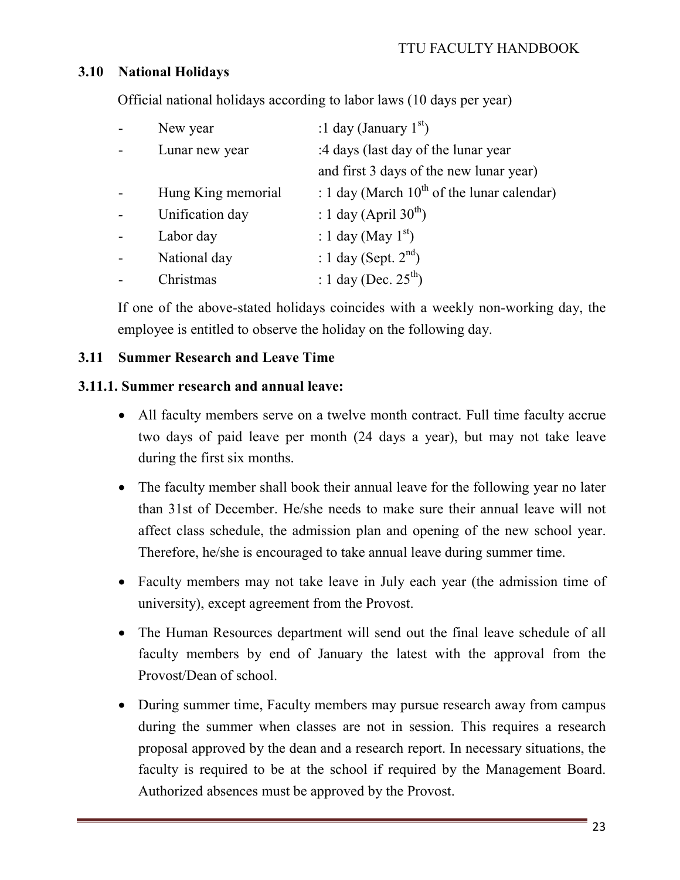## 3.10 National Holidays

Official national holidays according to labor laws (10 days per year)

- New year : 1 day (January 1st)
- Lunar new year : 4 days (last day of the lunar year and first 3 days of the new lunar year)
- Hung King memorial : 1 day (March 10th of the lunar calendar)
- Unification day : 1 day (April 30th)
- Labor day : 1 day (May 1st)
- National day : 1 day (Sept. 2nd)
- Christmas : 1 day (Dec. 25th)

If one of the above-stated holidays coincides with a weekly non-working day, the employee is entitled to observe the holiday on the following day.

## 3.11 Summer Research and Leave Time

### 3.11.1. Summer research and annual leave:

- All faculty members serve on a twelve month contract. Full time faculty accrue two days of paid leave per month (24 days a year), but may not take leave during the first six months.
- The faculty member shall book their annual leave for the following year no later than 31st of December. He/she needs to make sure their annual leave will not affect class schedule, the admission plan and opening of the new school year. Therefore, he/she is encouraged to take annual leave during summer time.
- Faculty members may not take leave in July each year (the admission time of university), except agreement from the Provost.
- The Human Resources department will send out the final leave schedule of all faculty members by end of January the latest with the approval from the Provost/Dean of school.
- During summer time, Faculty members may pursue research away from campus during the summer when classes are not in session. This requires a research proposal approved by the dean and a research report. In necessary situations, the faculty is required to be at the school if required by the Management Board. Authorized absences must be approved by the Provost.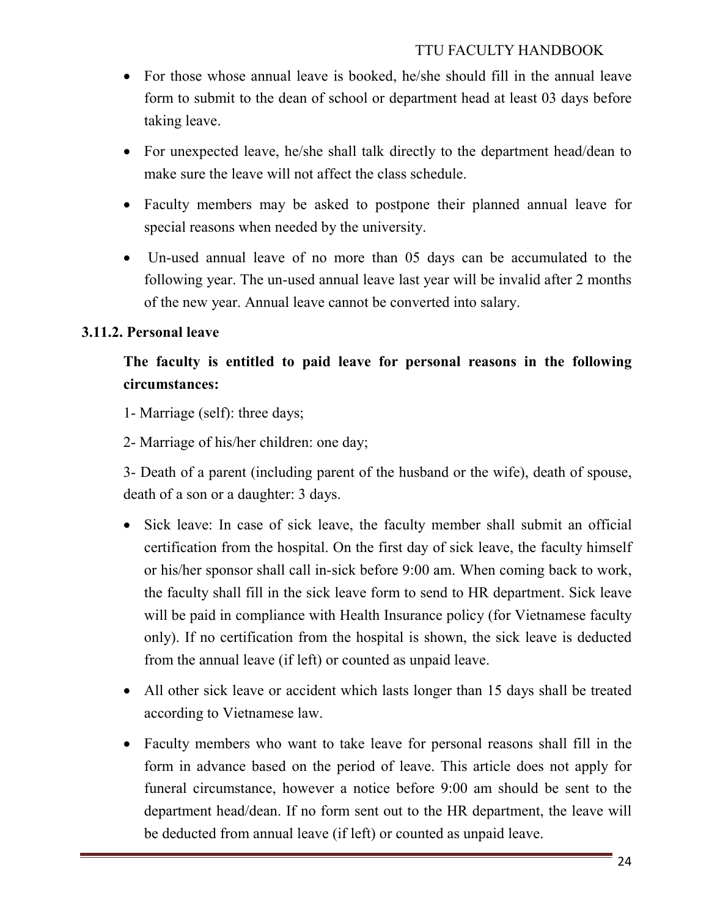- For those whose annual leave is booked, he/she should fill in the annual leave form to submit to the dean of school or department head at least 03 days before taking leave.
- For unexpected leave, he/she shall talk directly to the department head/dean to make sure the leave will not affect the class schedule.
- Faculty members may be asked to postpone their planned annual leave for special reasons when needed by the university.
- Un-used annual leave of no more than 05 days can be accumulated to the following year. The un-used annual leave last year will be invalid after 2 months of the new year. Annual leave cannot be converted into salary.

### 3.11.2. Personal leave

**The faculty is entitled to paid leave for personal reasons in the following circumstances:**

1- Marriage (self): three days;

2- Marriage of his/her children: one day;

3- Death of a parent (including parent of the husband or the wife), death of spouse, death of a son or a daughter: 3 days.

- Sick leave: In case of sick leave, the faculty member shall submit an official certification from the hospital. On the first day of sick leave, the faculty himself or his/her sponsor shall call in-sick before 9:00 am. When coming back to work, the faculty shall fill in the sick leave form to send to HR department. Sick leave will be paid in compliance with Health Insurance policy (for Vietnamese faculty only). If no certification from the hospital is shown, the sick leave is deducted from the annual leave (if left) or counted as unpaid leave.
- All other sick leave or accident which lasts longer than 15 days shall be treated according to Vietnamese law.
- Faculty members who want to take leave for personal reasons shall fill in the form in advance based on the period of leave. This article does not apply for funeral circumstance, however a notice before 9:00 am should be sent to the department head/dean. If no form sent out to the HR department, the leave will be deducted from annual leave (if left) or counted as unpaid leave.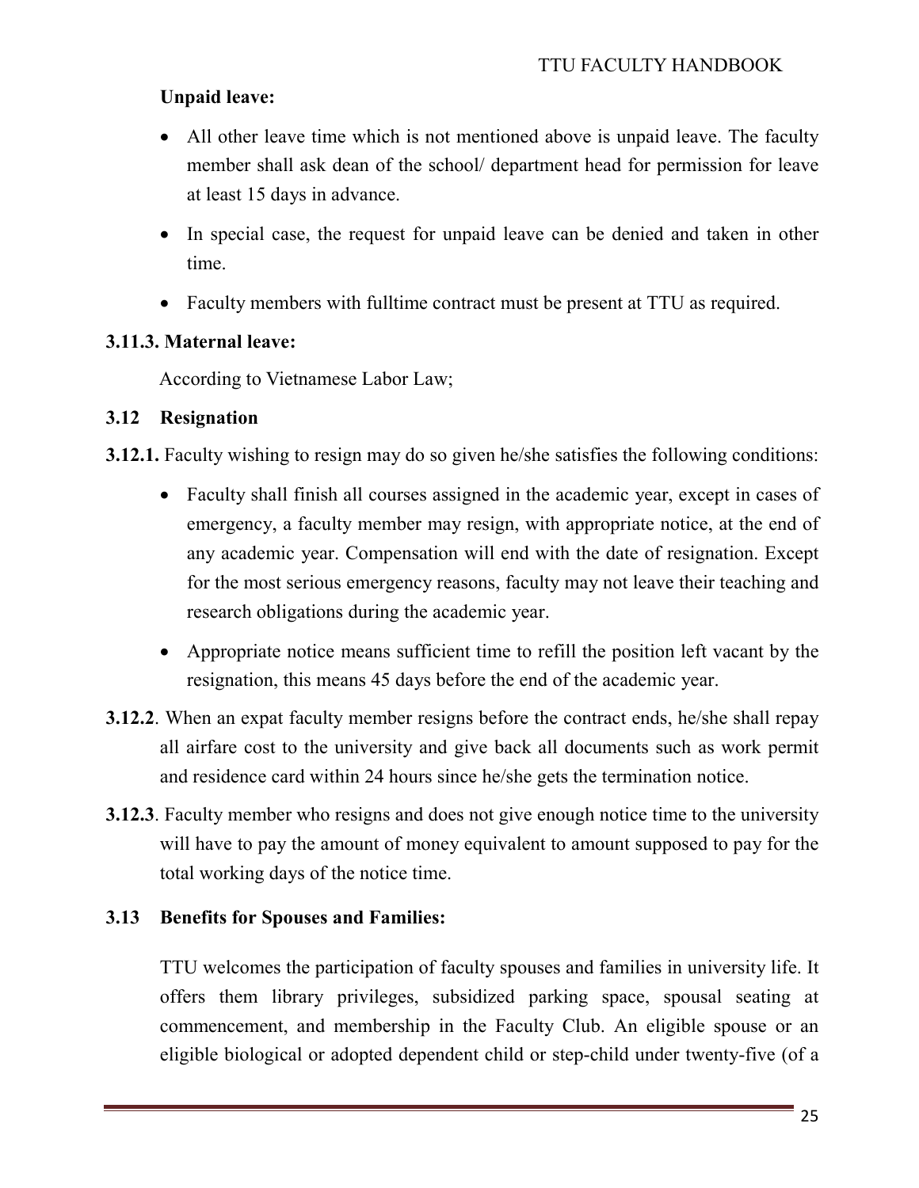**Unpaid leave:**

- All other leave time which is not mentioned above is unpaid leave. The faculty member shall ask dean of the school/ department head for permission for leave at least 15 days in advance.
- In special case, the request for unpaid leave can be denied and taken in other time.
- Faculty members with fulltime contract must be present at TTU as required.

### 3.11.3. Maternal leave:

According to Vietnamese Labor Law;

## 3.12 Resignation

**3.12.1.** Faculty wishing to resign may do so given he/she satisfies the following conditions:

- Faculty shall finish all courses assigned in the academic year, except in cases of emergency, a faculty member may resign, with appropriate notice, at the end of any academic year. Compensation will end with the date of resignation. Except for the most serious emergency reasons, faculty may not leave their teaching and research obligations during the academic year.
- Appropriate notice means sufficient time to refill the position left vacant by the resignation, this means 45 days before the end of the academic year.

**3.12.2**. When an expat faculty member resigns before the contract ends, he/she shall repay all airfare cost to the university and give back all documents such as work permit and residence card within 24 hours since he/she gets the termination notice.

**3.12.3**. Faculty member who resigns and does not give enough notice time to the university will have to pay the amount of money equivalent to amount supposed to pay for the total working days of the notice time.

## 3.13 Benefits for Spouses and Families:

TTU welcomes the participation of faculty spouses and families in university life. It offers them library privileges, subsidized parking space, spousal seating at commencement, and membership in the Faculty Club. An eligible spouse or an eligible biological or adopted dependent child or step-child under twenty-five (of a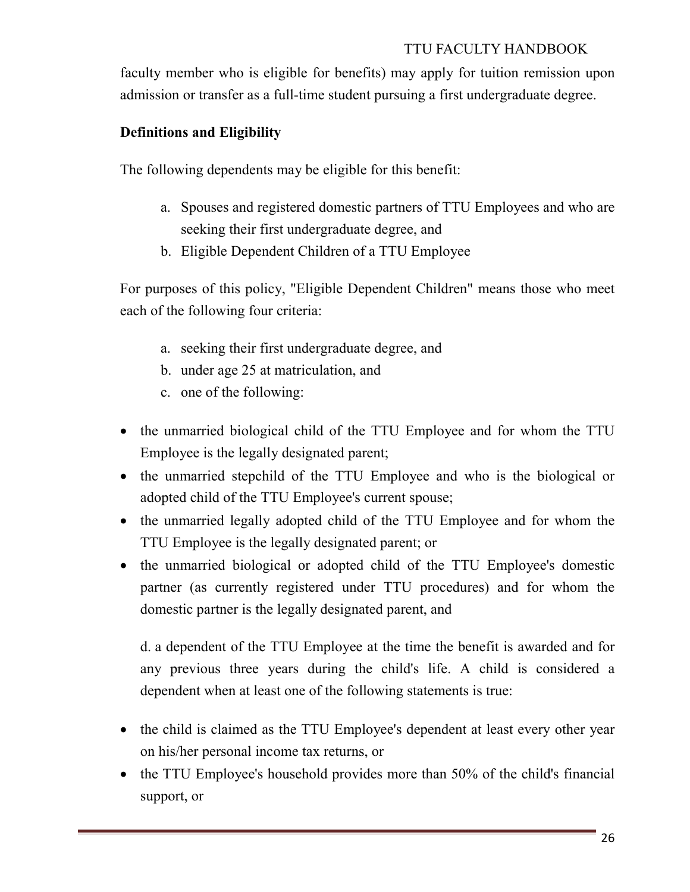faculty member who is eligible for benefits) may apply for tuition remission upon admission or transfer as a full-time student pursuing a first undergraduate degree.

**Definitions and Eligibility**

The following dependents may be eligible for this benefit:

a. Spouses and registered domestic partners of TTU Employees and who are seeking their first undergraduate degree, and
b. Eligible Dependent Children of a TTU Employee

For purposes of this policy, "Eligible Dependent Children" means those who meet each of the following four criteria:

a. seeking their first undergraduate degree, and
b. under age 25 at matriculation, and
c. one of the following:

- the unmarried biological child of the TTU Employee and for whom the TTU Employee is the legally designated parent;
- the unmarried stepchild of the TTU Employee and who is the biological or adopted child of the TTU Employee's current spouse;
- the unmarried legally adopted child of the TTU Employee and for whom the TTU Employee is the legally designated parent; or
- the unmarried biological or adopted child of the TTU Employee's domestic partner (as currently registered under TTU procedures) and for whom the domestic partner is the legally designated parent, and

d. a dependent of the TTU Employee at the time the benefit is awarded and for any previous three years during the child's life. A child is considered a dependent when at least one of the following statements is true:

- the child is claimed as the TTU Employee's dependent at least every other year on his/her personal income tax returns, or
- the TTU Employee's household provides more than 50% of the child's financial support, or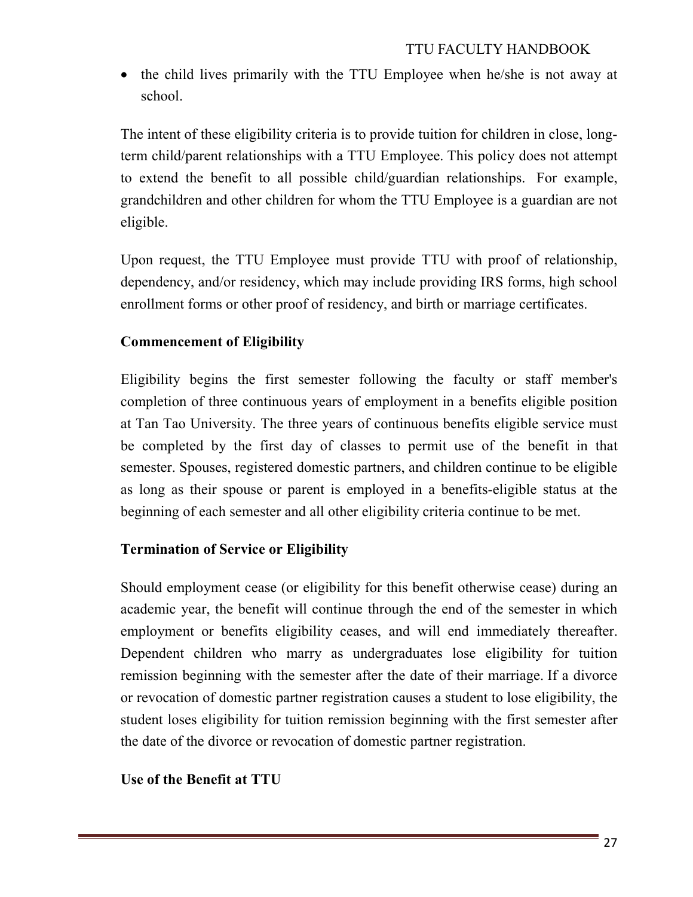- the child lives primarily with the TTU Employee when he/she is not away at school.

The intent of these eligibility criteria is to provide tuition for children in close, long-term child/parent relationships with a TTU Employee. This policy does not attempt to extend the benefit to all possible child/guardian relationships. For example, grandchildren and other children for whom the TTU Employee is a guardian are not eligible.

Upon request, the TTU Employee must provide TTU with proof of relationship, dependency, and/or residency, which may include providing IRS forms, high school enrollment forms or other proof of residency, and birth or marriage certificates.

**Commencement of Eligibility**

Eligibility begins the first semester following the faculty or staff member's completion of three continuous years of employment in a benefits eligible position at Tan Tao University. The three years of continuous benefits eligible service must be completed by the first day of classes to permit use of the benefit in that semester. Spouses, registered domestic partners, and children continue to be eligible as long as their spouse or parent is employed in a benefits-eligible status at the beginning of each semester and all other eligibility criteria continue to be met.

**Termination of Service or Eligibility**

Should employment cease (or eligibility for this benefit otherwise cease) during an academic year, the benefit will continue through the end of the semester in which employment or benefits eligibility ceases, and will end immediately thereafter. Dependent children who marry as undergraduates lose eligibility for tuition remission beginning with the semester after the date of their marriage. If a divorce or revocation of domestic partner registration causes a student to lose eligibility, the student loses eligibility for tuition remission beginning with the first semester after the date of the divorce or revocation of domestic partner registration.

**Use of the Benefit at TTU**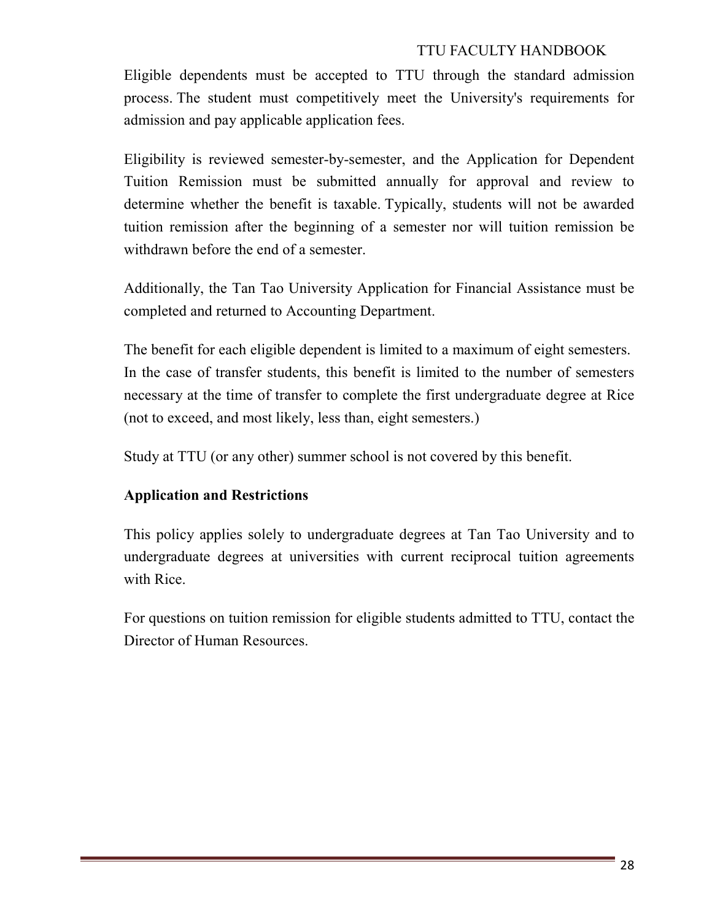Eligible dependents must be accepted to TTU through the standard admission process. The student must competitively meet the University's requirements for admission and pay applicable application fees.

Eligibility is reviewed semester-by-semester, and the Application for Dependent Tuition Remission must be submitted annually for approval and review to determine whether the benefit is taxable. Typically, students will not be awarded tuition remission after the beginning of a semester nor will tuition remission be withdrawn before the end of a semester.

Additionally, the Tan Tao University Application for Financial Assistance must be completed and returned to Accounting Department.

The benefit for each eligible dependent is limited to a maximum of eight semesters. In the case of transfer students, this benefit is limited to the number of semesters necessary at the time of transfer to complete the first undergraduate degree at Rice (not to exceed, and most likely, less than, eight semesters.)

Study at TTU (or any other) summer school is not covered by this benefit.

**Application and Restrictions**

This policy applies solely to undergraduate degrees at Tan Tao University and to undergraduate degrees at universities with current reciprocal tuition agreements with Rice.

For questions on tuition remission for eligible students admitted to TTU, contact the Director of Human Resources.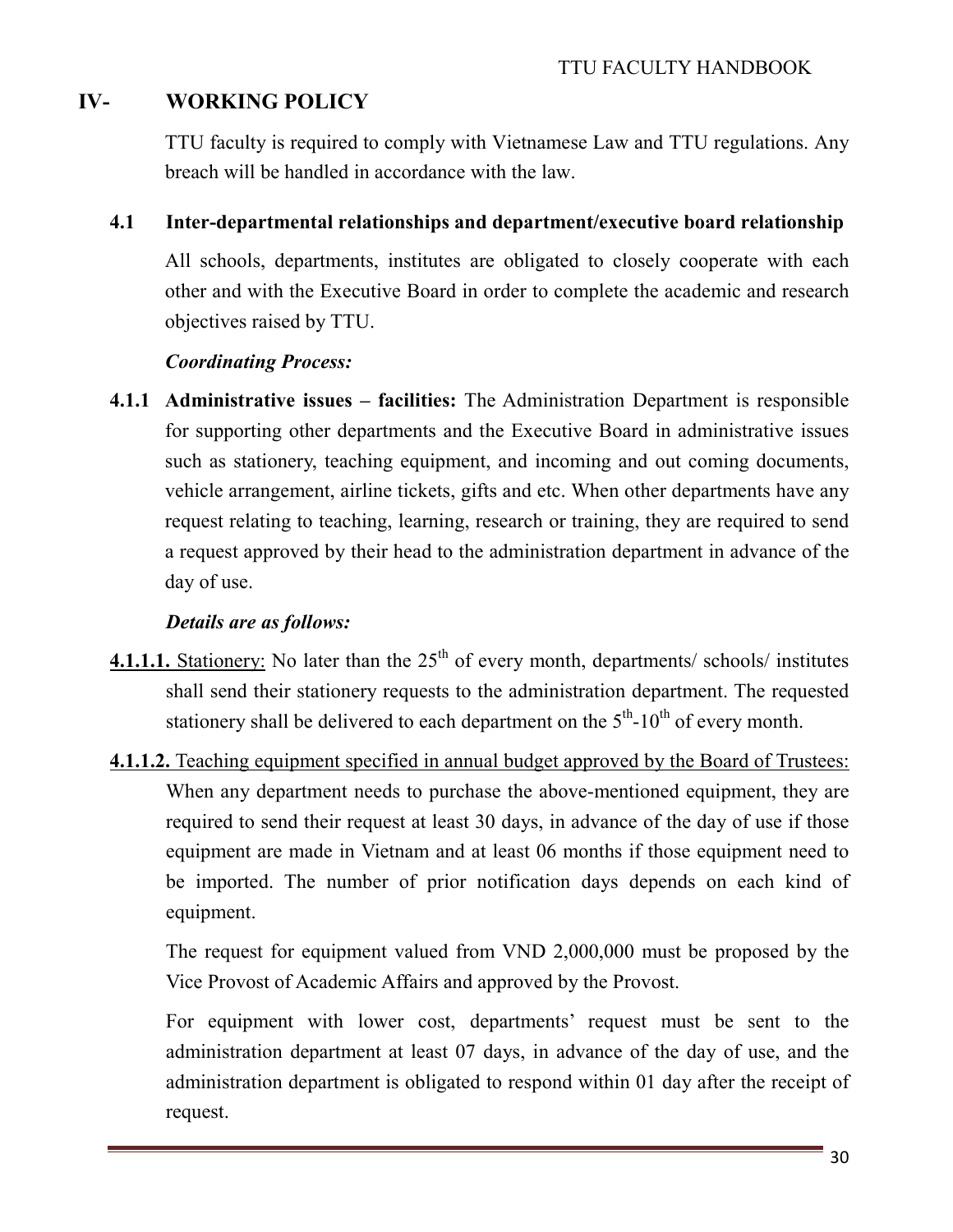## IV- WORKING POLICY

TTU faculty is required to comply with Vietnamese Law and TTU regulations. Any breach will be handled in accordance with the law.

### 4.1 Inter-departmental relationships and department/executive board relationship

All schools, departments, institutes are obligated to closely cooperate with each other and with the Executive Board in order to complete the academic and research objectives raised by TTU.

***Coordinating Process:***

**4.1.1 Administrative issues – facilities:** The Administration Department is responsible for supporting other departments and the Executive Board in administrative issues such as stationery, teaching equipment, and incoming and out coming documents, vehicle arrangement, airline tickets, gifts and etc. When other departments have any request relating to teaching, learning, research or training, they are required to send a request approved by their head to the administration department in advance of the day of use.

***Details are as follows:***

**4.1.1.1.** Stationery: No later than the 25th of every month, departments/ schools/ institutes shall send their stationery requests to the administration department. The requested stationery shall be delivered to each department on the 5th-10th of every month.

**4.1.1.2.** Teaching equipment specified in annual budget approved by the Board of Trustees: When any department needs to purchase the above-mentioned equipment, they are required to send their request at least 30 days, in advance of the day of use if those equipment are made in Vietnam and at least 06 months if those equipment need to be imported. The number of prior notification days depends on each kind of equipment.

The request for equipment valued from VND 2,000,000 must be proposed by the Vice Provost of Academic Affairs and approved by the Provost.

For equipment with lower cost, departments' request must be sent to the administration department at least 07 days, in advance of the day of use, and the administration department is obligated to respond within 01 day after the receipt of request.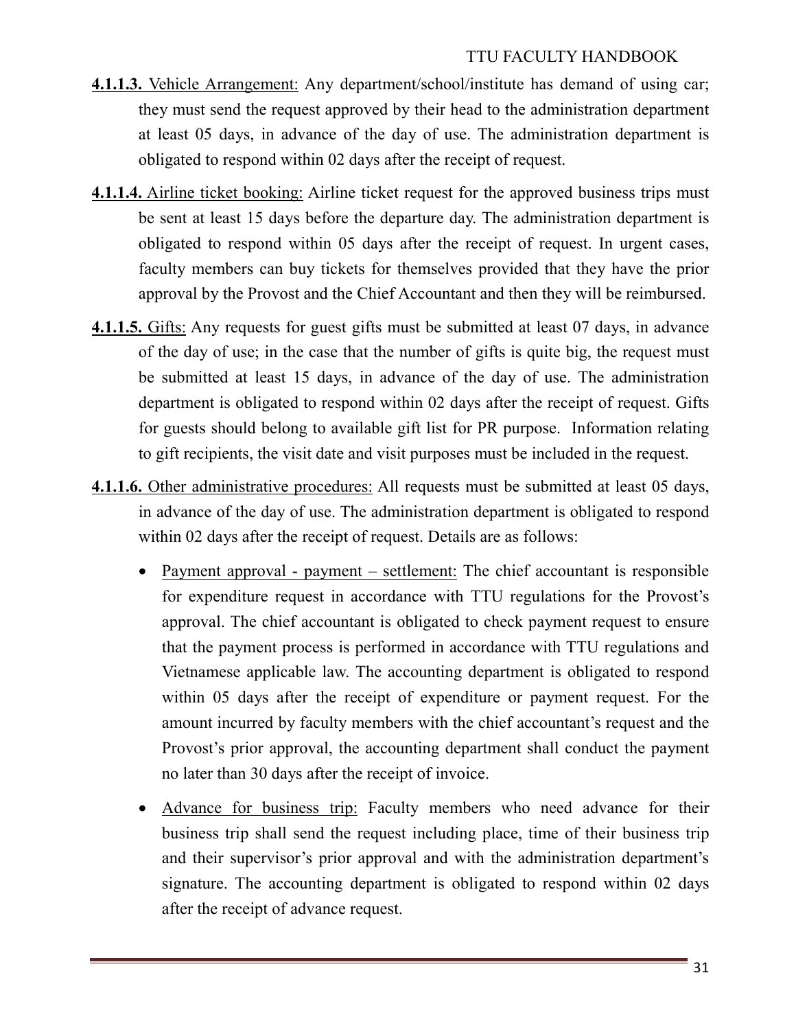**4.1.1.3.** Vehicle Arrangement: Any department/school/institute has demand of using car; they must send the request approved by their head to the administration department at least 05 days, in advance of the day of use. The administration department is obligated to respond within 02 days after the receipt of request.

**4.1.1.4.** Airline ticket booking: Airline ticket request for the approved business trips must be sent at least 15 days before the departure day. The administration department is obligated to respond within 05 days after the receipt of request. In urgent cases, faculty members can buy tickets for themselves provided that they have the prior approval by the Provost and the Chief Accountant and then they will be reimbursed.

**4.1.1.5.** Gifts: Any requests for guest gifts must be submitted at least 07 days, in advance of the day of use; in the case that the number of gifts is quite big, the request must be submitted at least 15 days, in advance of the day of use. The administration department is obligated to respond within 02 days after the receipt of request. Gifts for guests should belong to available gift list for PR purpose. Information relating to gift recipients, the visit date and visit purposes must be included in the request.

**4.1.1.6.** Other administrative procedures: All requests must be submitted at least 05 days, in advance of the day of use. The administration department is obligated to respond within 02 days after the receipt of request. Details are as follows:

- Payment approval - payment – settlement: The chief accountant is responsible for expenditure request in accordance with TTU regulations for the Provost's approval. The chief accountant is obligated to check payment request to ensure that the payment process is performed in accordance with TTU regulations and Vietnamese applicable law. The accounting department is obligated to respond within 05 days after the receipt of expenditure or payment request. For the amount incurred by faculty members with the chief accountant's request and the Provost's prior approval, the accounting department shall conduct the payment no later than 30 days after the receipt of invoice.
- Advance for business trip: Faculty members who need advance for their business trip shall send the request including place, time of their business trip and their supervisor's prior approval and with the administration department's signature. The accounting department is obligated to respond within 02 days after the receipt of advance request.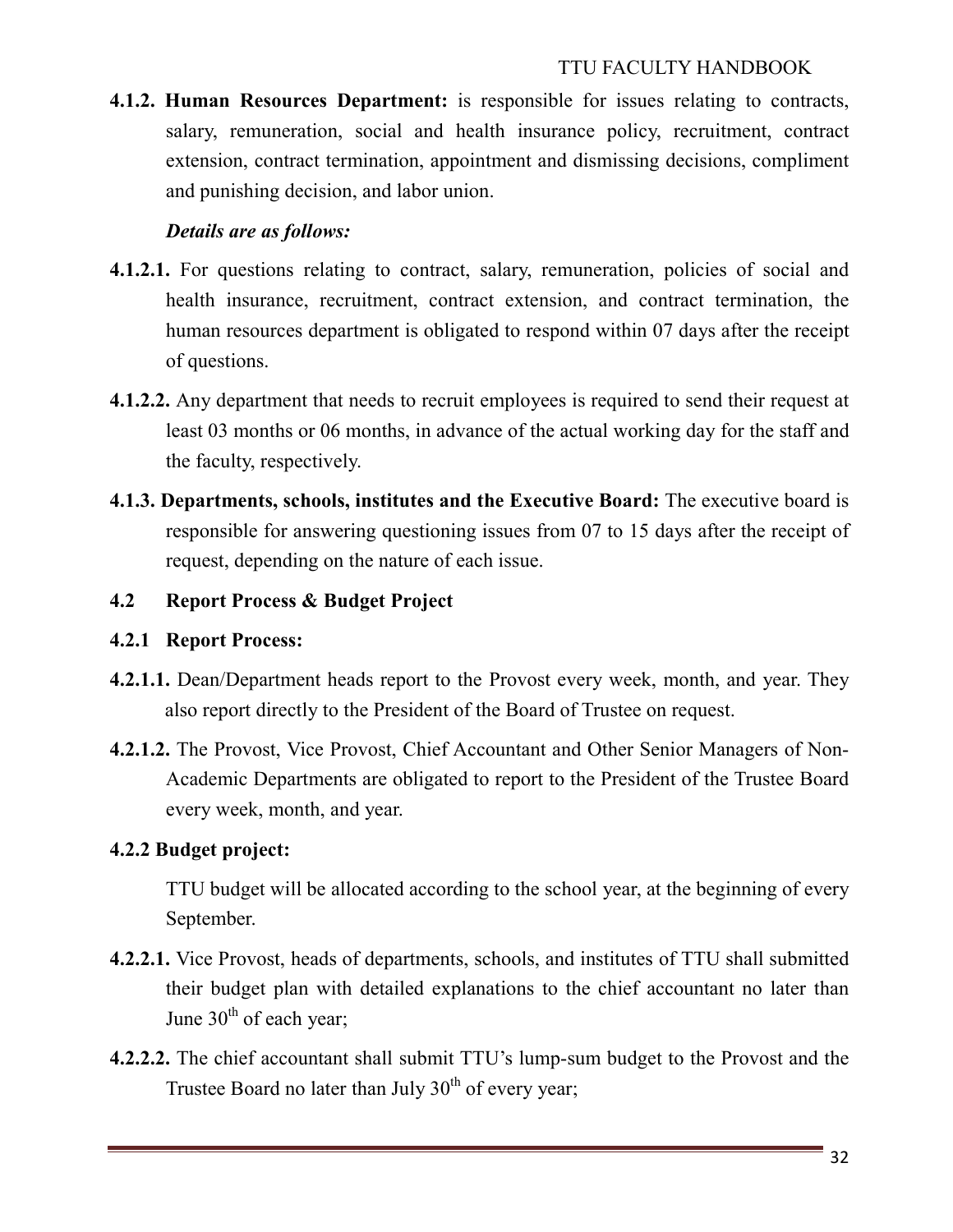**4.1.2. Human Resources Department:** is responsible for issues relating to contracts, salary, remuneration, social and health insurance policy, recruitment, contract extension, contract termination, appointment and dismissing decisions, compliment and punishing decision, and labor union.

***Details are as follows:***

**4.1.2.1.** For questions relating to contract, salary, remuneration, policies of social and health insurance, recruitment, contract extension, and contract termination, the human resources department is obligated to respond within 07 days after the receipt of questions.

**4.1.2.2.** Any department that needs to recruit employees is required to send their request at least 03 months or 06 months, in advance of the actual working day for the staff and the faculty, respectively.

**4.1.3. Departments, schools, institutes and the Executive Board:** The executive board is responsible for answering questioning issues from 07 to 15 days after the receipt of request, depending on the nature of each issue.

## 4.2 Report Process & Budget Project

### 4.2.1 Report Process:

**4.2.1.1.** Dean/Department heads report to the Provost every week, month, and year. They also report directly to the President of the Board of Trustee on request.

**4.2.1.2.** The Provost, Vice Provost, Chief Accountant and Other Senior Managers of Non-Academic Departments are obligated to report to the President of the Trustee Board every week, month, and year.

### 4.2.2 Budget project:

TTU budget will be allocated according to the school year, at the beginning of every September.

**4.2.2.1.** Vice Provost, heads of departments, schools, and institutes of TTU shall submitted their budget plan with detailed explanations to the chief accountant no later than June 30th of each year;

**4.2.2.2.** The chief accountant shall submit TTU's lump-sum budget to the Provost and the Trustee Board no later than July 30th of every year;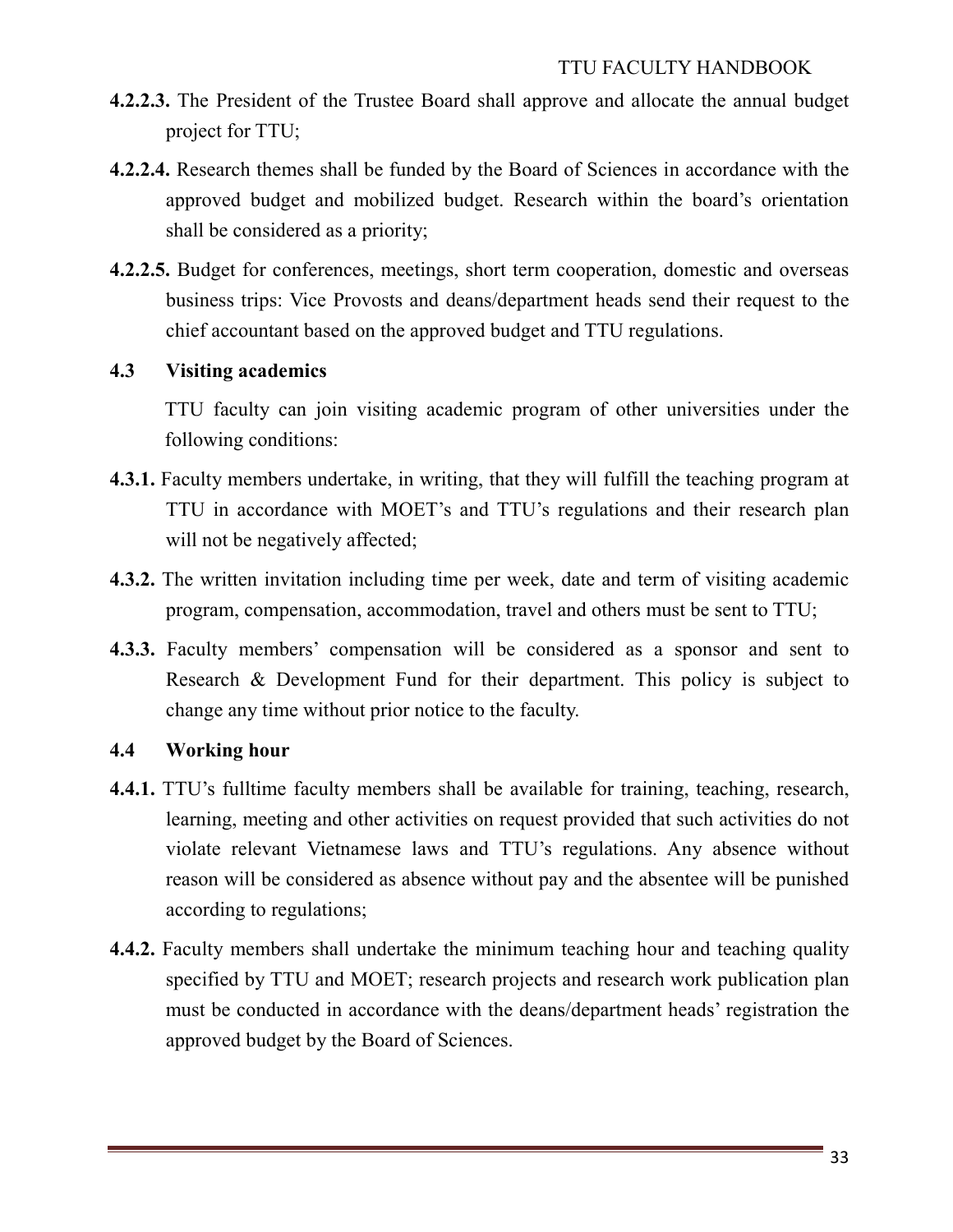**4.2.2.3.** The President of the Trustee Board shall approve and allocate the annual budget project for TTU;

**4.2.2.4.** Research themes shall be funded by the Board of Sciences in accordance with the approved budget and mobilized budget. Research within the board's orientation shall be considered as a priority;

**4.2.2.5.** Budget for conferences, meetings, short term cooperation, domestic and overseas business trips: Vice Provosts and deans/department heads send their request to the chief accountant based on the approved budget and TTU regulations.

### 4.3 Visiting academics

TTU faculty can join visiting academic program of other universities under the following conditions:

**4.3.1.** Faculty members undertake, in writing, that they will fulfill the teaching program at TTU in accordance with MOET's and TTU's regulations and their research plan will not be negatively affected;

**4.3.2.** The written invitation including time per week, date and term of visiting academic program, compensation, accommodation, travel and others must be sent to TTU;

**4.3.3.** Faculty members' compensation will be considered as a sponsor and sent to Research & Development Fund for their department. This policy is subject to change any time without prior notice to the faculty.

### 4.4 Working hour

**4.4.1.** TTU's fulltime faculty members shall be available for training, teaching, research, learning, meeting and other activities on request provided that such activities do not violate relevant Vietnamese laws and TTU's regulations. Any absence without reason will be considered as absence without pay and the absentee will be punished according to regulations;

**4.4.2.** Faculty members shall undertake the minimum teaching hour and teaching quality specified by TTU and MOET; research projects and research work publication plan must be conducted in accordance with the deans/department heads' registration the approved budget by the Board of Sciences.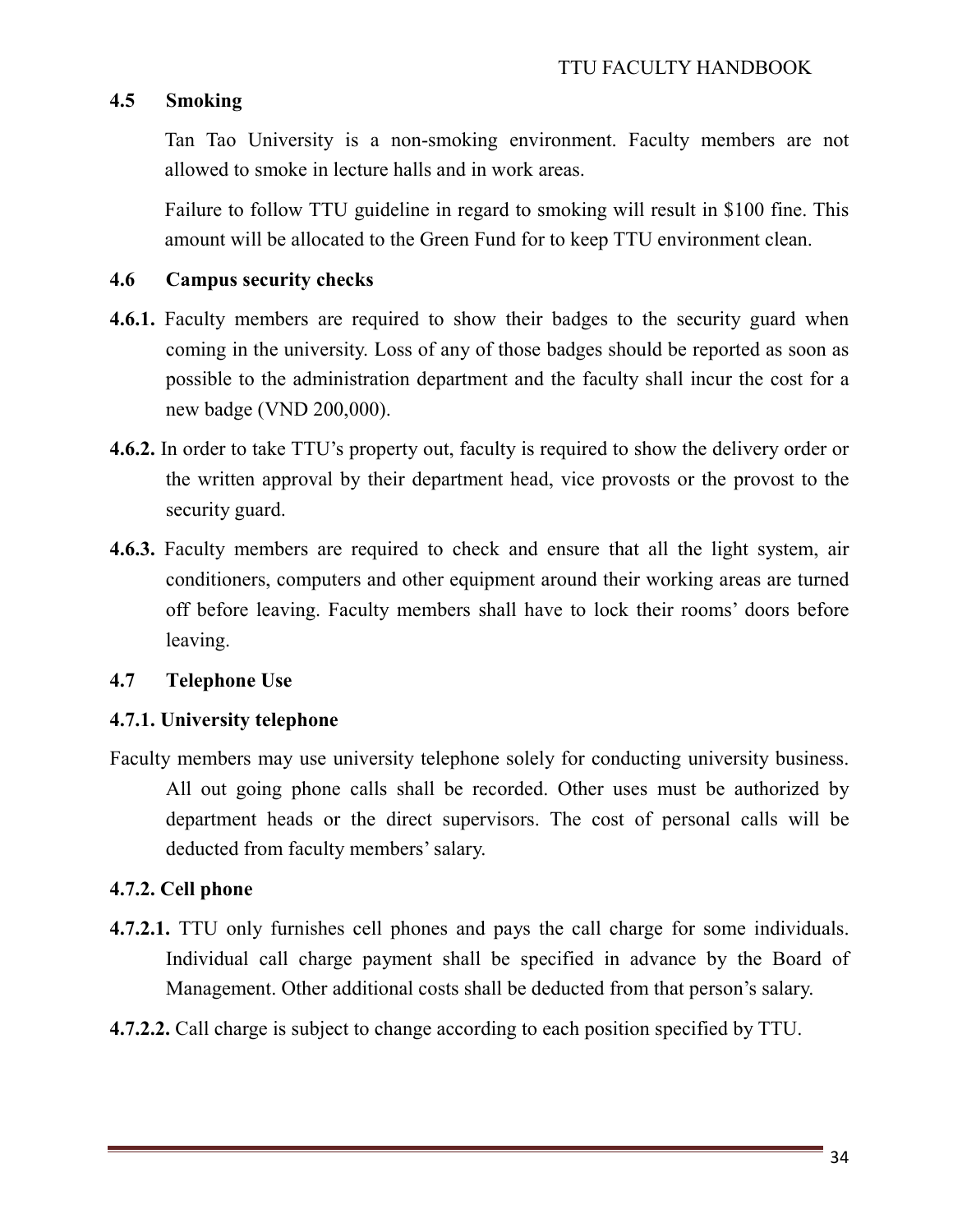## 4.5 Smoking

Tan Tao University is a non-smoking environment. Faculty members are not allowed to smoke in lecture halls and in work areas.

Failure to follow TTU guideline in regard to smoking will result in $100 fine. This amount will be allocated to the Green Fund for to keep TTU environment clean.

## 4.6 Campus security checks

**4.6.1.** Faculty members are required to show their badges to the security guard when coming in the university. Loss of any of those badges should be reported as soon as possible to the administration department and the faculty shall incur the cost for a new badge (VND 200,000).

**4.6.2.** In order to take TTU's property out, faculty is required to show the delivery order or the written approval by their department head, vice provosts or the provost to the security guard.

**4.6.3.** Faculty members are required to check and ensure that all the light system, air conditioners, computers and other equipment around their working areas are turned off before leaving. Faculty members shall have to lock their rooms' doors before leaving.

## 4.7 Telephone Use

### 4.7.1. University telephone

Faculty members may use university telephone solely for conducting university business. All out going phone calls shall be recorded. Other uses must be authorized by department heads or the direct supervisors. The cost of personal calls will be deducted from faculty members' salary.

### 4.7.2. Cell phone

**4.7.2.1.** TTU only furnishes cell phones and pays the call charge for some individuals. Individual call charge payment shall be specified in advance by the Board of Management. Other additional costs shall be deducted from that person's salary.

**4.7.2.2.** Call charge is subject to change according to each position specified by TTU.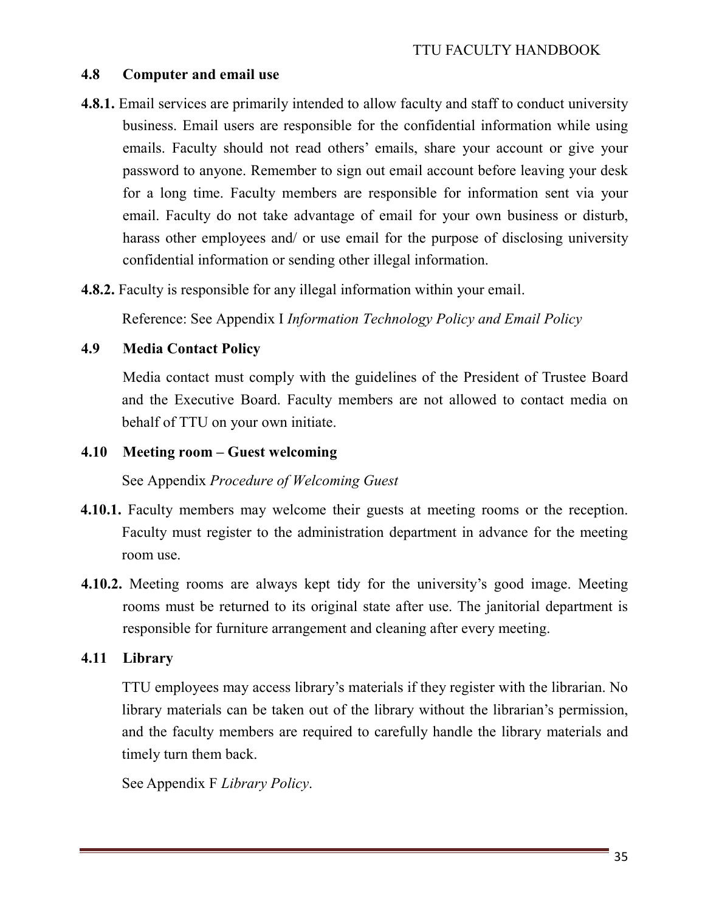## 4.8 Computer and email use

**4.8.1.** Email services are primarily intended to allow faculty and staff to conduct university business. Email users are responsible for the confidential information while using emails. Faculty should not read others' emails, share your account or give your password to anyone. Remember to sign out email account before leaving your desk for a long time. Faculty members are responsible for information sent via your email. Faculty do not take advantage of email for your own business or disturb, harass other employees and/ or use email for the purpose of disclosing university confidential information or sending other illegal information.

**4.8.2.** Faculty is responsible for any illegal information within your email.

Reference: See Appendix I *Information Technology Policy and Email Policy*

## 4.9 Media Contact Policy

Media contact must comply with the guidelines of the President of Trustee Board and the Executive Board. Faculty members are not allowed to contact media on behalf of TTU on your own initiate.

## 4.10 Meeting room – Guest welcoming

See Appendix *Procedure of Welcoming Guest*

**4.10.1.** Faculty members may welcome their guests at meeting rooms or the reception. Faculty must register to the administration department in advance for the meeting room use.

**4.10.2.** Meeting rooms are always kept tidy for the university's good image. Meeting rooms must be returned to its original state after use. The janitorial department is responsible for furniture arrangement and cleaning after every meeting.

## 4.11 Library

TTU employees may access library's materials if they register with the librarian. No library materials can be taken out of the library without the librarian's permission, and the faculty members are required to carefully handle the library materials and timely turn them back.

See Appendix F *Library Policy*.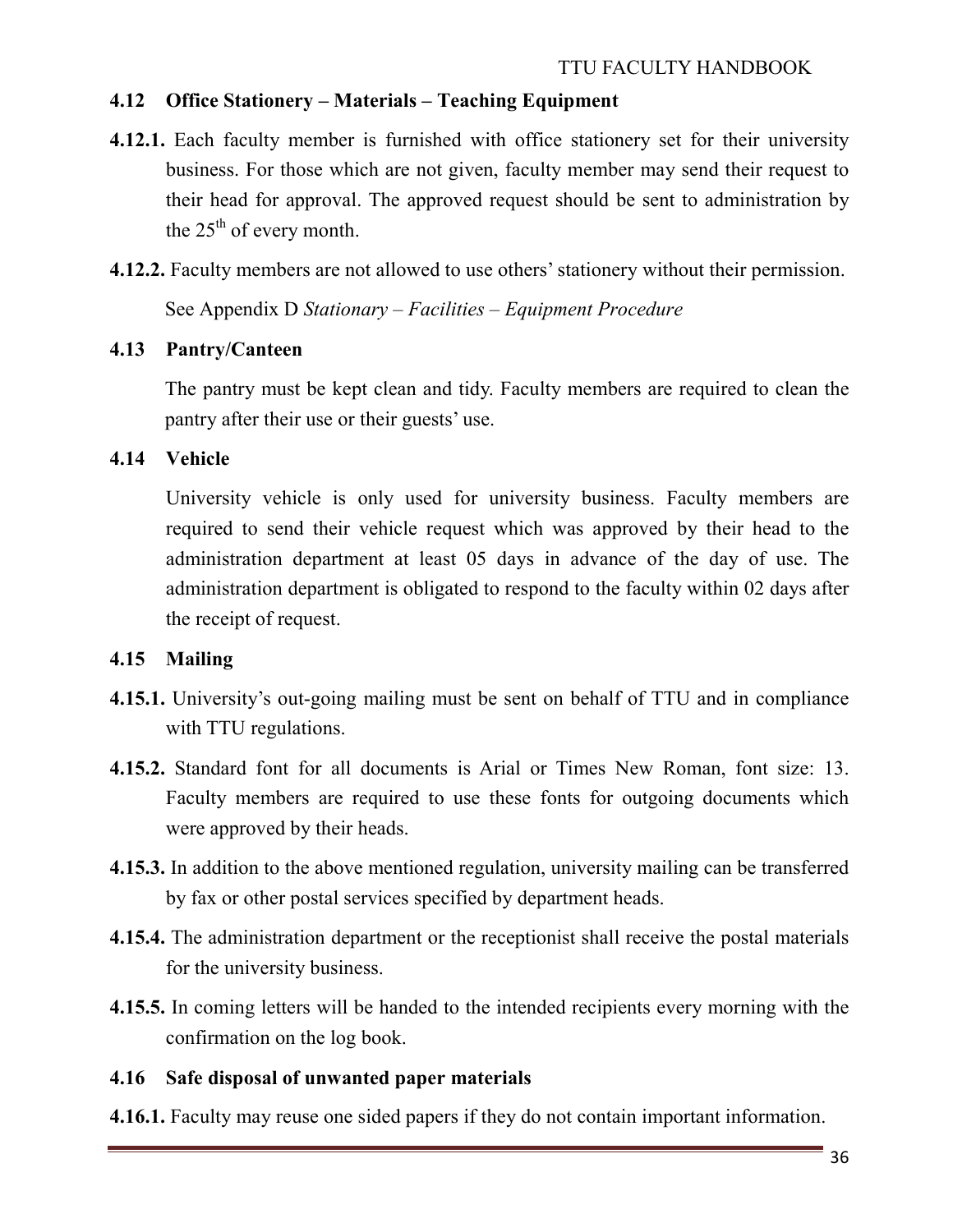### 4.12 Office Stationery – Materials – Teaching Equipment

**4.12.1.** Each faculty member is furnished with office stationery set for their university business. For those which are not given, faculty member may send their request to their head for approval. The approved request should be sent to administration by the 25th of every month.

**4.12.2.** Faculty members are not allowed to use others' stationery without their permission.

See Appendix D *Stationary – Facilities – Equipment Procedure*

### 4.13 Pantry/Canteen

The pantry must be kept clean and tidy. Faculty members are required to clean the pantry after their use or their guests' use.

### 4.14 Vehicle

University vehicle is only used for university business. Faculty members are required to send their vehicle request which was approved by their head to the administration department at least 05 days in advance of the day of use. The administration department is obligated to respond to the faculty within 02 days after the receipt of request.

### 4.15 Mailing

**4.15.1.** University's out-going mailing must be sent on behalf of TTU and in compliance with TTU regulations.

**4.15.2.** Standard font for all documents is Arial or Times New Roman, font size: 13. Faculty members are required to use these fonts for outgoing documents which were approved by their heads.

**4.15.3.** In addition to the above mentioned regulation, university mailing can be transferred by fax or other postal services specified by department heads.

**4.15.4.** The administration department or the receptionist shall receive the postal materials for the university business.

**4.15.5.** In coming letters will be handed to the intended recipients every morning with the confirmation on the log book.

### 4.16 Safe disposal of unwanted paper materials

**4.16.1.** Faculty may reuse one sided papers if they do not contain important information.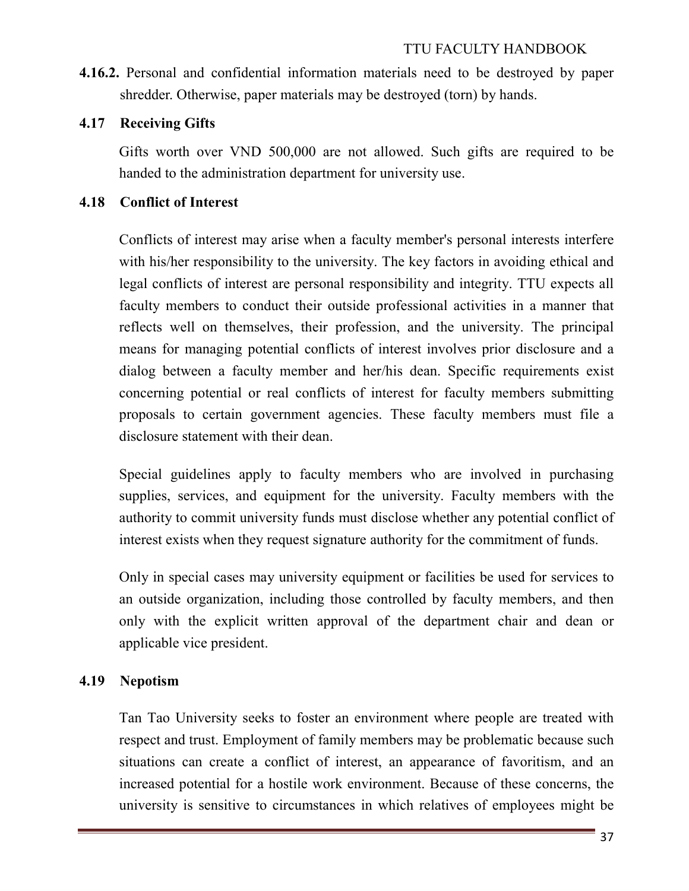**4.16.2.** Personal and confidential information materials need to be destroyed by paper shredder. Otherwise, paper materials may be destroyed (torn) by hands.

### 4.17 Receiving Gifts

Gifts worth over VND 500,000 are not allowed. Such gifts are required to be handed to the administration department for university use.

### 4.18 Conflict of Interest

Conflicts of interest may arise when a faculty member's personal interests interfere with his/her responsibility to the university. The key factors in avoiding ethical and legal conflicts of interest are personal responsibility and integrity. TTU expects all faculty members to conduct their outside professional activities in a manner that reflects well on themselves, their profession, and the university. The principal means for managing potential conflicts of interest involves prior disclosure and a dialog between a faculty member and her/his dean. Specific requirements exist concerning potential or real conflicts of interest for faculty members submitting proposals to certain government agencies. These faculty members must file a disclosure statement with their dean.

Special guidelines apply to faculty members who are involved in purchasing supplies, services, and equipment for the university. Faculty members with the authority to commit university funds must disclose whether any potential conflict of interest exists when they request signature authority for the commitment of funds.

Only in special cases may university equipment or facilities be used for services to an outside organization, including those controlled by faculty members, and then only with the explicit written approval of the department chair and dean or applicable vice president.

### 4.19 Nepotism

Tan Tao University seeks to foster an environment where people are treated with respect and trust. Employment of family members may be problematic because such situations can create a conflict of interest, an appearance of favoritism, and an increased potential for a hostile work environment. Because of these concerns, the university is sensitive to circumstances in which relatives of employees might be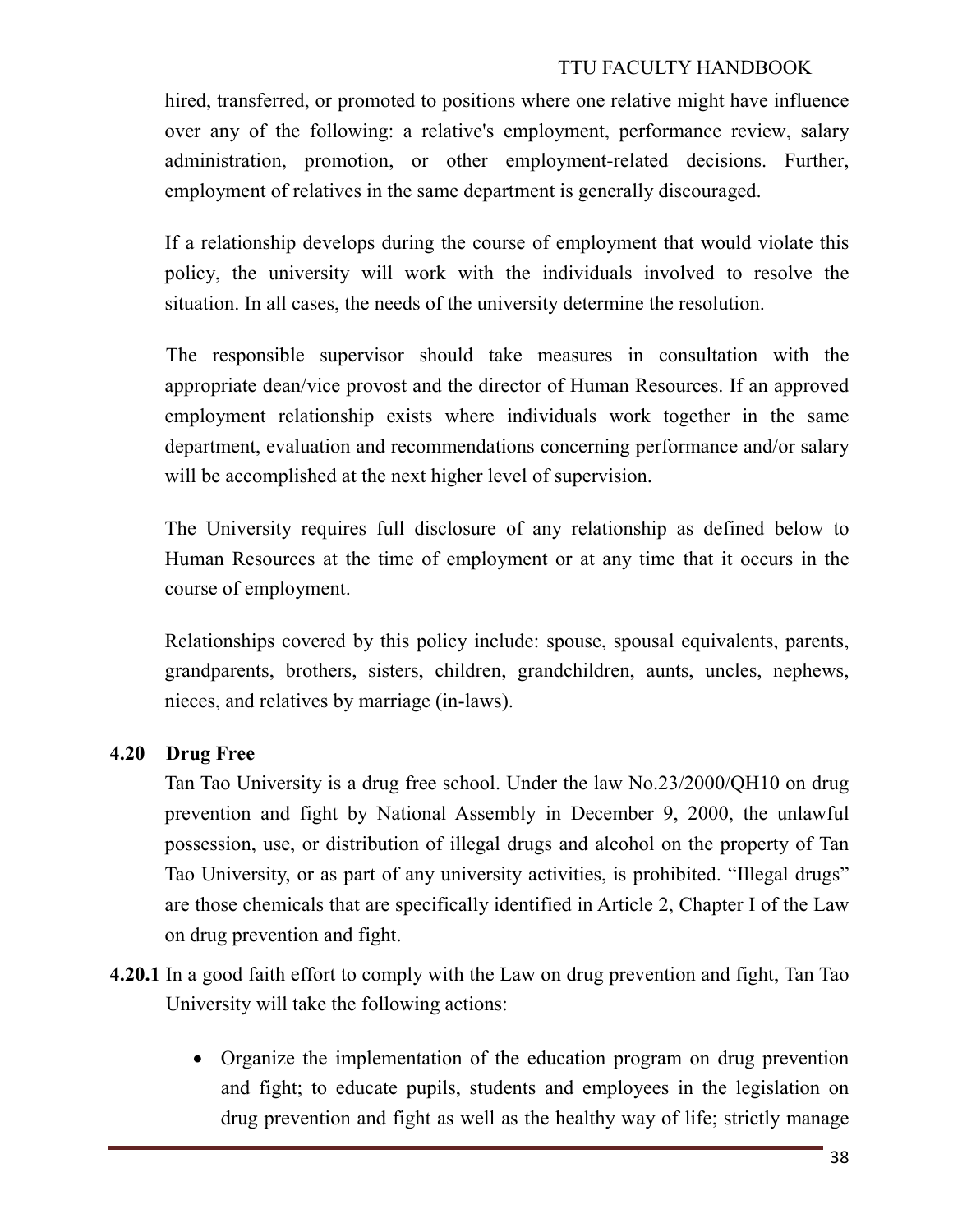hired, transferred, or promoted to positions where one relative might have influence over any of the following: a relative's employment, performance review, salary administration, promotion, or other employment-related decisions. Further, employment of relatives in the same department is generally discouraged.

If a relationship develops during the course of employment that would violate this policy, the university will work with the individuals involved to resolve the situation. In all cases, the needs of the university determine the resolution.

The responsible supervisor should take measures in consultation with the appropriate dean/vice provost and the director of Human Resources. If an approved employment relationship exists where individuals work together in the same department, evaluation and recommendations concerning performance and/or salary will be accomplished at the next higher level of supervision.

The University requires full disclosure of any relationship as defined below to Human Resources at the time of employment or at any time that it occurs in the course of employment.

Relationships covered by this policy include: spouse, spousal equivalents, parents, grandparents, brothers, sisters, children, grandchildren, aunts, uncles, nephews, nieces, and relatives by marriage (in-laws).

### 4.20 Drug Free

Tan Tao University is a drug free school. Under the law No.23/2000/QH10 on drug prevention and fight by National Assembly in December 9, 2000, the unlawful possession, use, or distribution of illegal drugs and alcohol on the property of Tan Tao University, or as part of any university activities, is prohibited. “Illegal drugs” are those chemicals that are specifically identified in Article 2, Chapter I of the Law on drug prevention and fight.

**4.20.1** In a good faith effort to comply with the Law on drug prevention and fight, Tan Tao University will take the following actions:

- Organize the implementation of the education program on drug prevention and fight; to educate pupils, students and employees in the legislation on drug prevention and fight as well as the healthy way of life; strictly manage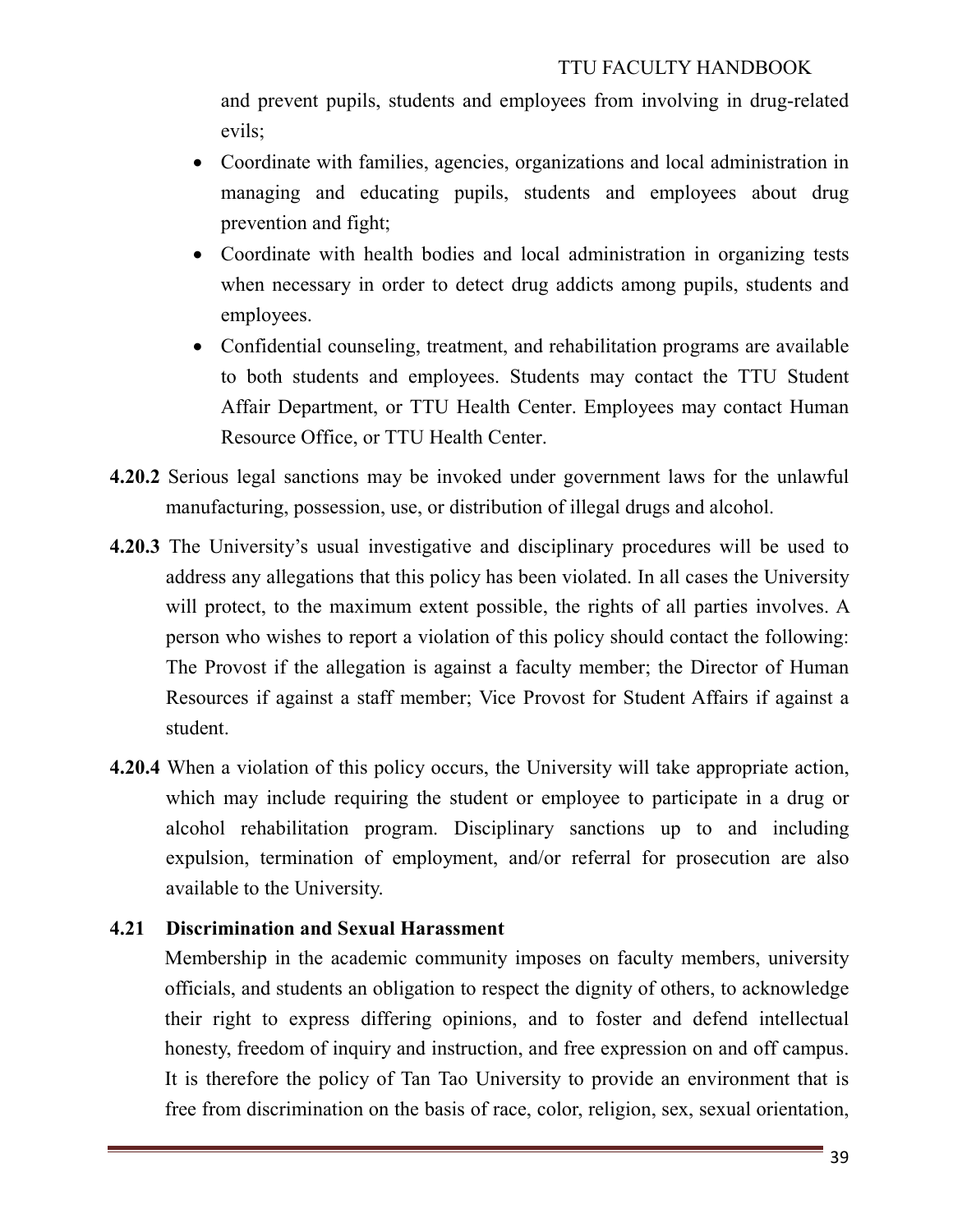and prevent pupils, students and employees from involving in drug-related evils;

- Coordinate with families, agencies, organizations and local administration in managing and educating pupils, students and employees about drug prevention and fight;
- Coordinate with health bodies and local administration in organizing tests when necessary in order to detect drug addicts among pupils, students and employees.
- Confidential counseling, treatment, and rehabilitation programs are available to both students and employees. Students may contact the TTU Student Affair Department, or TTU Health Center. Employees may contact Human Resource Office, or TTU Health Center.

**4.20.2** Serious legal sanctions may be invoked under government laws for the unlawful manufacturing, possession, use, or distribution of illegal drugs and alcohol.

**4.20.3** The University's usual investigative and disciplinary procedures will be used to address any allegations that this policy has been violated. In all cases the University will protect, to the maximum extent possible, the rights of all parties involves. A person who wishes to report a violation of this policy should contact the following: The Provost if the allegation is against a faculty member; the Director of Human Resources if against a staff member; Vice Provost for Student Affairs if against a student.

**4.20.4** When a violation of this policy occurs, the University will take appropriate action, which may include requiring the student or employee to participate in a drug or alcohol rehabilitation program. Disciplinary sanctions up to and including expulsion, termination of employment, and/or referral for prosecution are also available to the University.

### 4.21 Discrimination and Sexual Harassment

Membership in the academic community imposes on faculty members, university officials, and students an obligation to respect the dignity of others, to acknowledge their right to express differing opinions, and to foster and defend intellectual honesty, freedom of inquiry and instruction, and free expression on and off campus. It is therefore the policy of Tan Tao University to provide an environment that is free from discrimination on the basis of race, color, religion, sex, sexual orientation,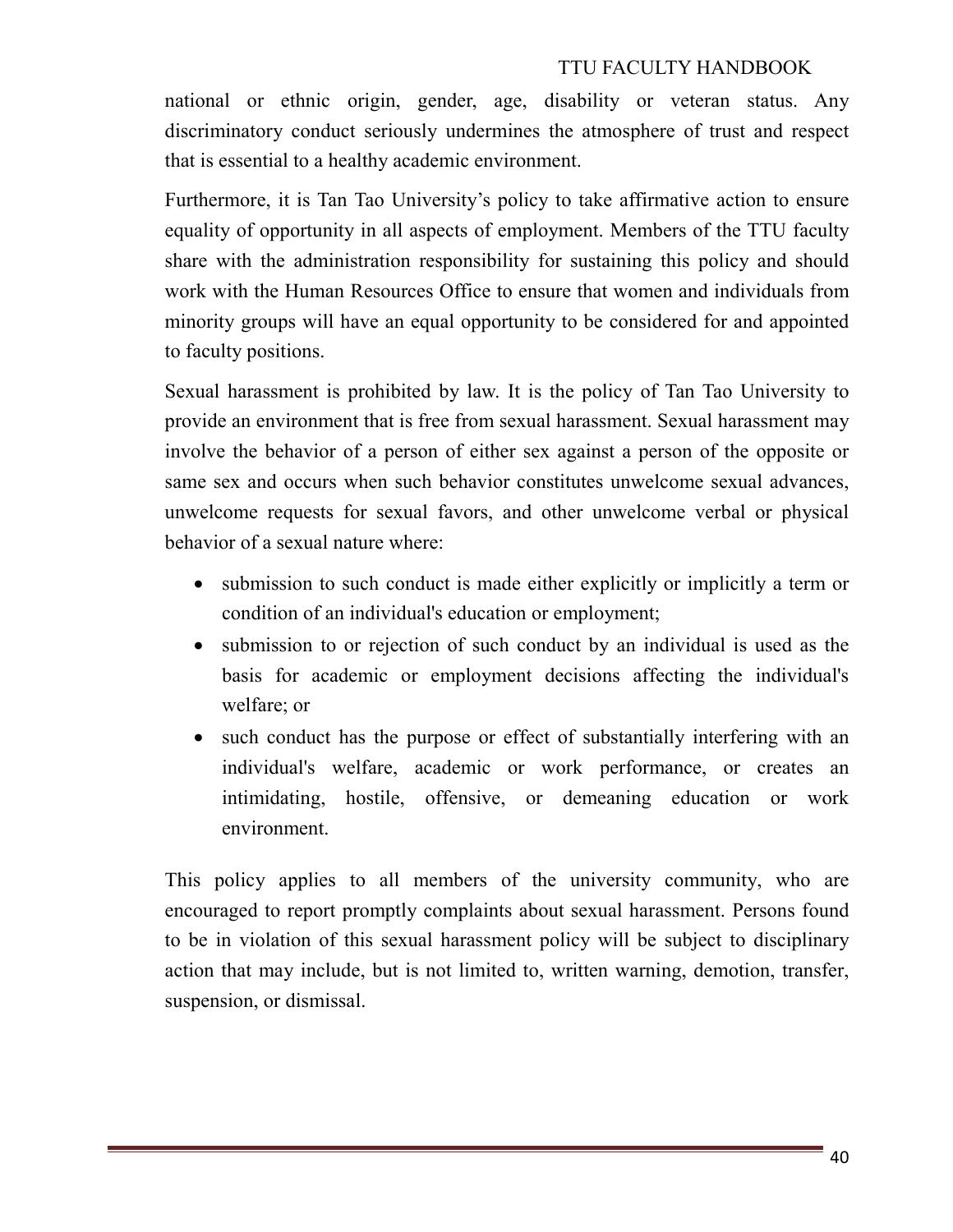national or ethnic origin, gender, age, disability or veteran status. Any discriminatory conduct seriously undermines the atmosphere of trust and respect that is essential to a healthy academic environment.

Furthermore, it is Tan Tao University's policy to take affirmative action to ensure equality of opportunity in all aspects of employment. Members of the TTU faculty share with the administration responsibility for sustaining this policy and should work with the Human Resources Office to ensure that women and individuals from minority groups will have an equal opportunity to be considered for and appointed to faculty positions.

Sexual harassment is prohibited by law. It is the policy of Tan Tao University to provide an environment that is free from sexual harassment. Sexual harassment may involve the behavior of a person of either sex against a person of the opposite or same sex and occurs when such behavior constitutes unwelcome sexual advances, unwelcome requests for sexual favors, and other unwelcome verbal or physical behavior of a sexual nature where:

- submission to such conduct is made either explicitly or implicitly a term or condition of an individual's education or employment;
- submission to or rejection of such conduct by an individual is used as the basis for academic or employment decisions affecting the individual's welfare; or
- such conduct has the purpose or effect of substantially interfering with an individual's welfare, academic or work performance, or creates an intimidating, hostile, offensive, or demeaning education or work environment.

This policy applies to all members of the university community, who are encouraged to report promptly complaints about sexual harassment. Persons found to be in violation of this sexual harassment policy will be subject to disciplinary action that may include, but is not limited to, written warning, demotion, transfer, suspension, or dismissal.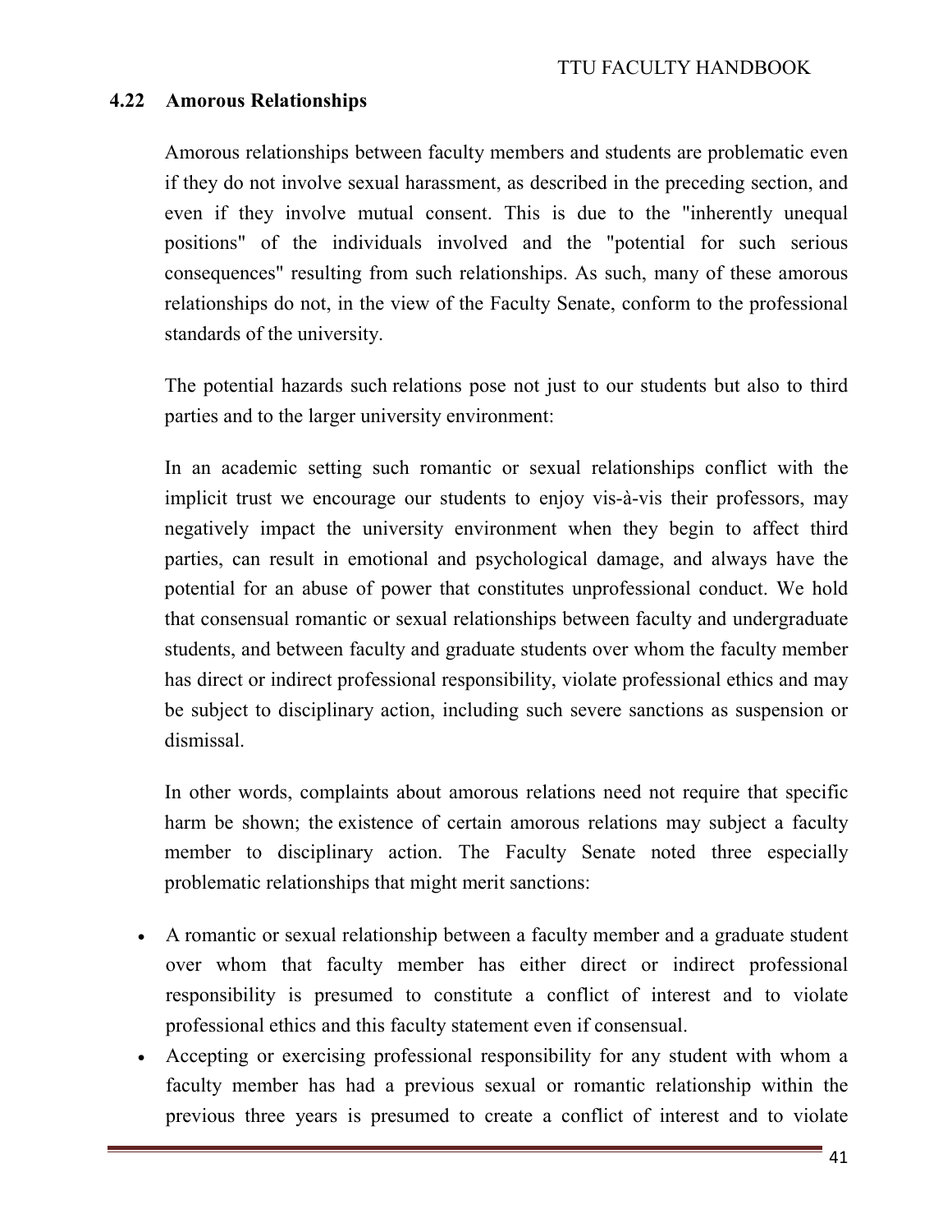## 4.22 Amorous Relationships

Amorous relationships between faculty members and students are problematic even if they do not involve sexual harassment, as described in the preceding section, and even if they involve mutual consent. This is due to the "inherently unequal positions" of the individuals involved and the "potential for such serious consequences" resulting from such relationships. As such, many of these amorous relationships do not, in the view of the Faculty Senate, conform to the professional standards of the university.

The potential hazards such relations pose not just to our students but also to third parties and to the larger university environment:

In an academic setting such romantic or sexual relationships conflict with the implicit trust we encourage our students to enjoy vis-à-vis their professors, may negatively impact the university environment when they begin to affect third parties, can result in emotional and psychological damage, and always have the potential for an abuse of power that constitutes unprofessional conduct. We hold that consensual romantic or sexual relationships between faculty and undergraduate students, and between faculty and graduate students over whom the faculty member has direct or indirect professional responsibility, violate professional ethics and may be subject to disciplinary action, including such severe sanctions as suspension or dismissal.

In other words, complaints about amorous relations need not require that specific harm be shown; the existence of certain amorous relations may subject a faculty member to disciplinary action. The Faculty Senate noted three especially problematic relationships that might merit sanctions:

- A romantic or sexual relationship between a faculty member and a graduate student over whom that faculty member has either direct or indirect professional responsibility is presumed to constitute a conflict of interest and to violate professional ethics and this faculty statement even if consensual.
- Accepting or exercising professional responsibility for any student with whom a faculty member has had a previous sexual or romantic relationship within the previous three years is presumed to create a conflict of interest and to violate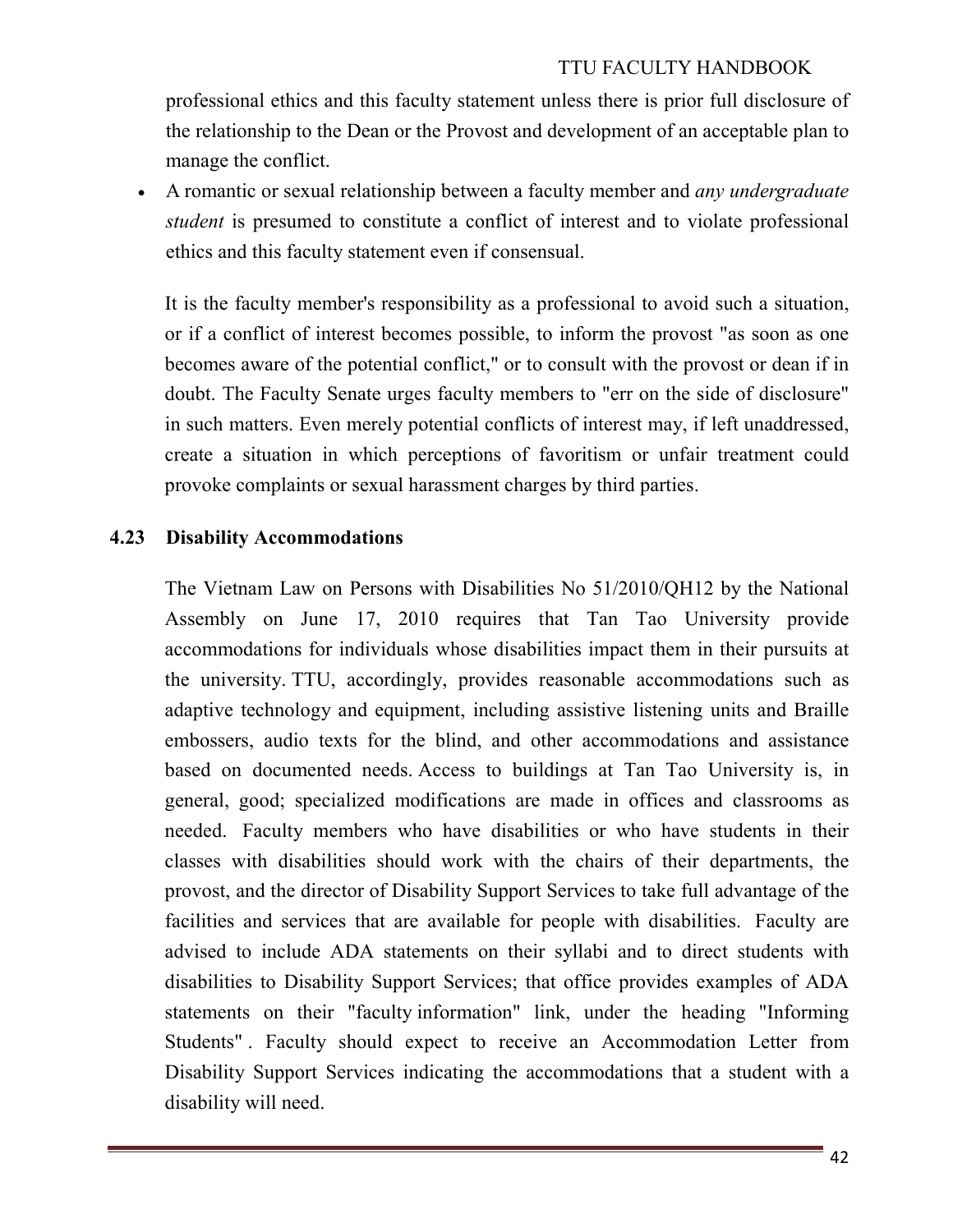professional ethics and this faculty statement unless there is prior full disclosure of the relationship to the Dean or the Provost and development of an acceptable plan to manage the conflict.

- A romantic or sexual relationship between a faculty member and *any undergraduate student* is presumed to constitute a conflict of interest and to violate professional ethics and this faculty statement even if consensual.

It is the faculty member's responsibility as a professional to avoid such a situation, or if a conflict of interest becomes possible, to inform the provost "as soon as one becomes aware of the potential conflict," or to consult with the provost or dean if in doubt. The Faculty Senate urges faculty members to "err on the side of disclosure" in such matters. Even merely potential conflicts of interest may, if left unaddressed, create a situation in which perceptions of favoritism or unfair treatment could provoke complaints or sexual harassment charges by third parties.

### 4.23 Disability Accommodations

The Vietnam Law on Persons with Disabilities No 51/2010/QH12 by the National Assembly on June 17, 2010 requires that Tan Tao University provide accommodations for individuals whose disabilities impact them in their pursuits at the university. TTU, accordingly, provides reasonable accommodations such as adaptive technology and equipment, including assistive listening units and Braille embossers, audio texts for the blind, and other accommodations and assistance based on documented needs. Access to buildings at Tan Tao University is, in general, good; specialized modifications are made in offices and classrooms as needed. Faculty members who have disabilities or who have students in their classes with disabilities should work with the chairs of their departments, the provost, and the director of Disability Support Services to take full advantage of the facilities and services that are available for people with disabilities. Faculty are advised to include ADA statements on their syllabi and to direct students with disabilities to Disability Support Services; that office provides examples of ADA statements on their "faculty information" link, under the heading "Informing Students" . Faculty should expect to receive an Accommodation Letter from Disability Support Services indicating the accommodations that a student with a disability will need.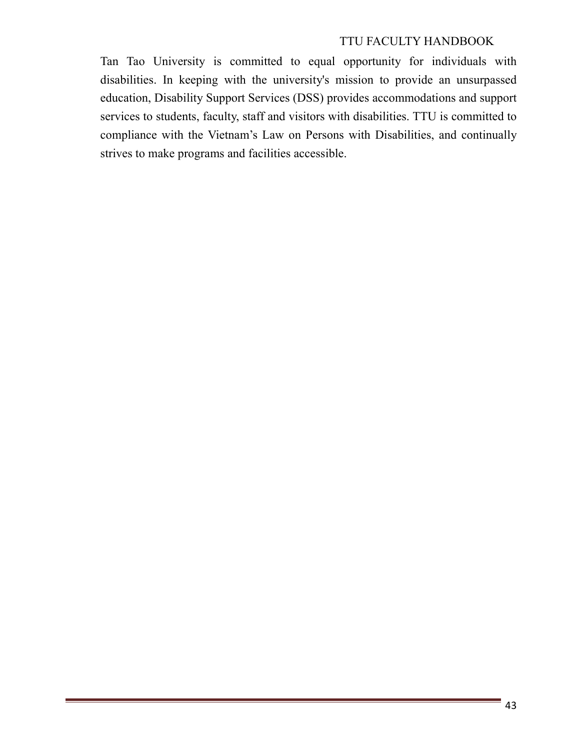Tan Tao University is committed to equal opportunity for individuals with disabilities. In keeping with the university's mission to provide an unsurpassed education, Disability Support Services (DSS) provides accommodations and support services to students, faculty, staff and visitors with disabilities. TTU is committed to compliance with the Vietnam's Law on Persons with Disabilities, and continually strives to make programs and facilities accessible.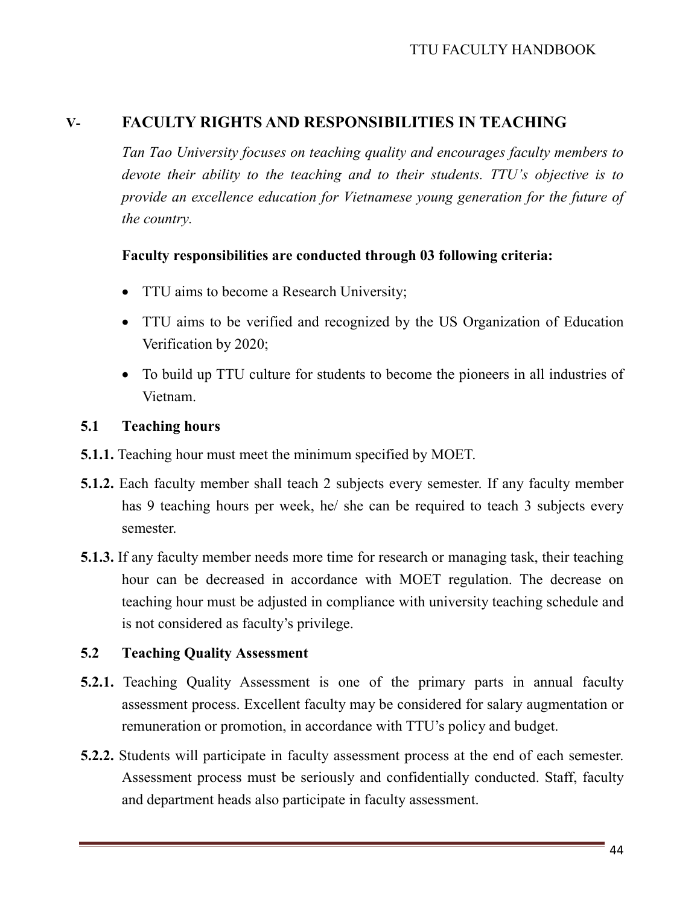## V- FACULTY RIGHTS AND RESPONSIBILITIES IN TEACHING

*Tan Tao University focuses on teaching quality and encourages faculty members to devote their ability to the teaching and to their students. TTU's objective is to provide an excellence education for Vietnamese young generation for the future of the country.*

**Faculty responsibilities are conducted through 03 following criteria:**

- TTU aims to become a Research University;
- TTU aims to be verified and recognized by the US Organization of Education Verification by 2020;
- To build up TTU culture for students to become the pioneers in all industries of Vietnam.

### 5.1 Teaching hours

**5.1.1.** Teaching hour must meet the minimum specified by MOET.

**5.1.2.** Each faculty member shall teach 2 subjects every semester. If any faculty member has 9 teaching hours per week, he/ she can be required to teach 3 subjects every semester.

**5.1.3.** If any faculty member needs more time for research or managing task, their teaching hour can be decreased in accordance with MOET regulation. The decrease on teaching hour must be adjusted in compliance with university teaching schedule and is not considered as faculty's privilege.

### 5.2 Teaching Quality Assessment

**5.2.1.** Teaching Quality Assessment is one of the primary parts in annual faculty assessment process. Excellent faculty may be considered for salary augmentation or remuneration or promotion, in accordance with TTU's policy and budget.

**5.2.2.** Students will participate in faculty assessment process at the end of each semester. Assessment process must be seriously and confidentially conducted. Staff, faculty and department heads also participate in faculty assessment.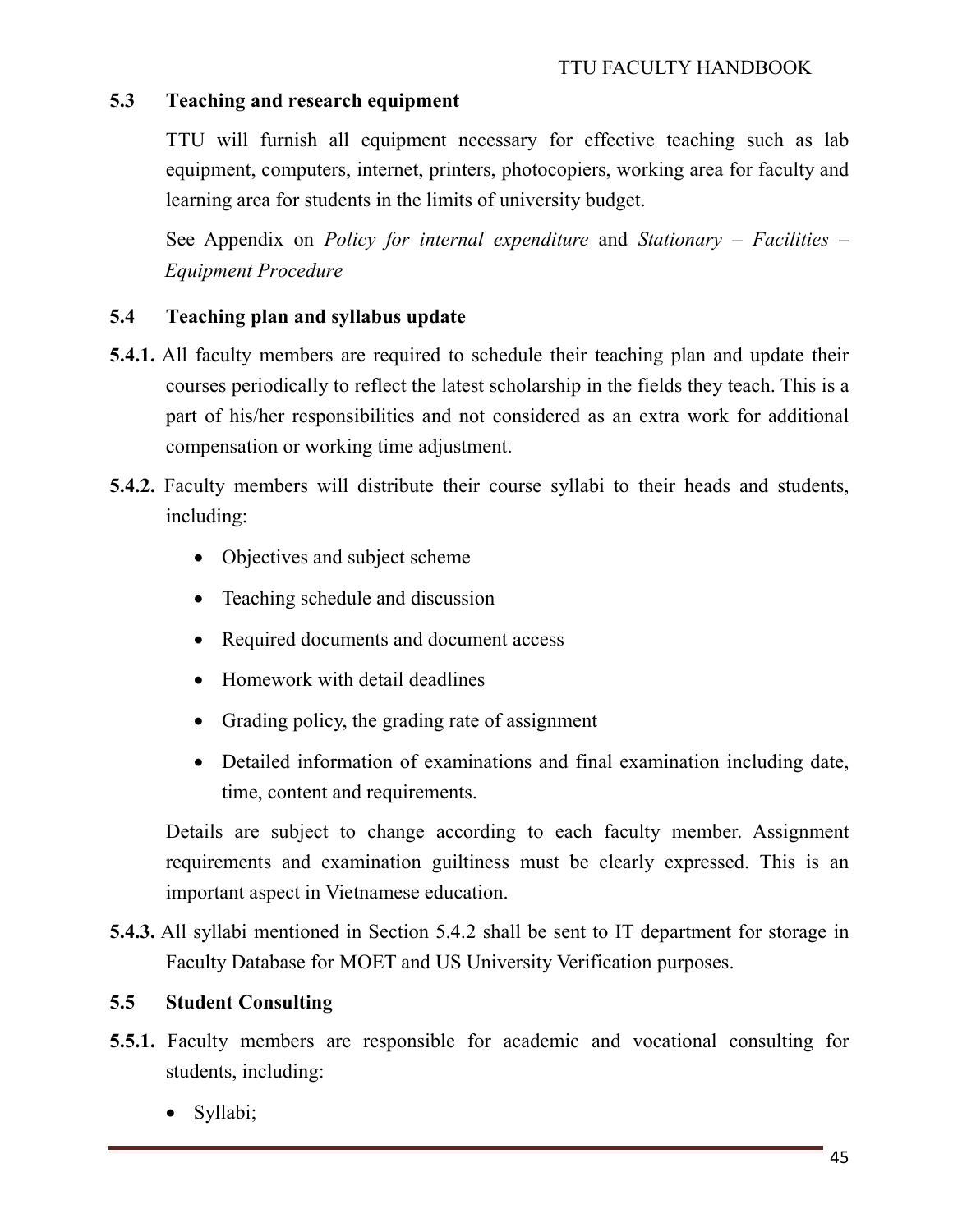## 5.3 Teaching and research equipment

TTU will furnish all equipment necessary for effective teaching such as lab equipment, computers, internet, printers, photocopiers, working area for faculty and learning area for students in the limits of university budget.

See Appendix on *Policy for internal expenditure* and *Stationary – Facilities – Equipment Procedure*

## 5.4 Teaching plan and syllabus update

**5.4.1.** All faculty members are required to schedule their teaching plan and update their courses periodically to reflect the latest scholarship in the fields they teach. This is a part of his/her responsibilities and not considered as an extra work for additional compensation or working time adjustment.

**5.4.2.** Faculty members will distribute their course syllabi to their heads and students, including:

- Objectives and subject scheme
- Teaching schedule and discussion
- Required documents and document access
- Homework with detail deadlines
- Grading policy, the grading rate of assignment
- Detailed information of examinations and final examination including date, time, content and requirements.

Details are subject to change according to each faculty member. Assignment requirements and examination guiltiness must be clearly expressed. This is an important aspect in Vietnamese education.

**5.4.3.** All syllabi mentioned in Section 5.4.2 shall be sent to IT department for storage in Faculty Database for MOET and US University Verification purposes.

## 5.5 Student Consulting

**5.5.1.** Faculty members are responsible for academic and vocational consulting for students, including:

- Syllabi;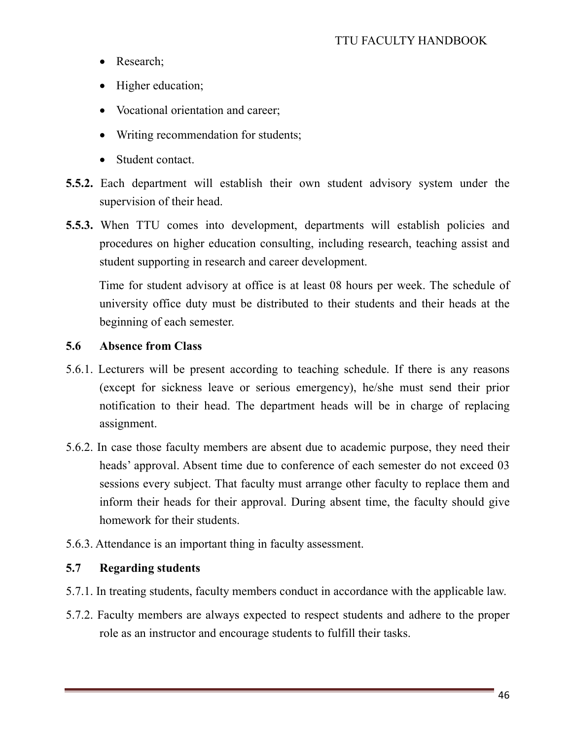- Research;
- Higher education;
- Vocational orientation and career;
- Writing recommendation for students;
- Student contact.

**5.5.2.** Each department will establish their own student advisory system under the supervision of their head.

**5.5.3.** When TTU comes into development, departments will establish policies and procedures on higher education consulting, including research, teaching assist and student supporting in research and career development.

Time for student advisory at office is at least 08 hours per week. The schedule of university office duty must be distributed to their students and their heads at the beginning of each semester.

### 5.6 Absence from Class

5.6.1. Lecturers will be present according to teaching schedule. If there is any reasons (except for sickness leave or serious emergency), he/she must send their prior notification to their head. The department heads will be in charge of replacing assignment.

5.6.2. In case those faculty members are absent due to academic purpose, they need their heads' approval. Absent time due to conference of each semester do not exceed 03 sessions every subject. That faculty must arrange other faculty to replace them and inform their heads for their approval. During absent time, the faculty should give homework for their students.

5.6.3. Attendance is an important thing in faculty assessment.

### 5.7 Regarding students

5.7.1. In treating students, faculty members conduct in accordance with the applicable law.

5.7.2. Faculty members are always expected to respect students and adhere to the proper role as an instructor and encourage students to fulfill their tasks.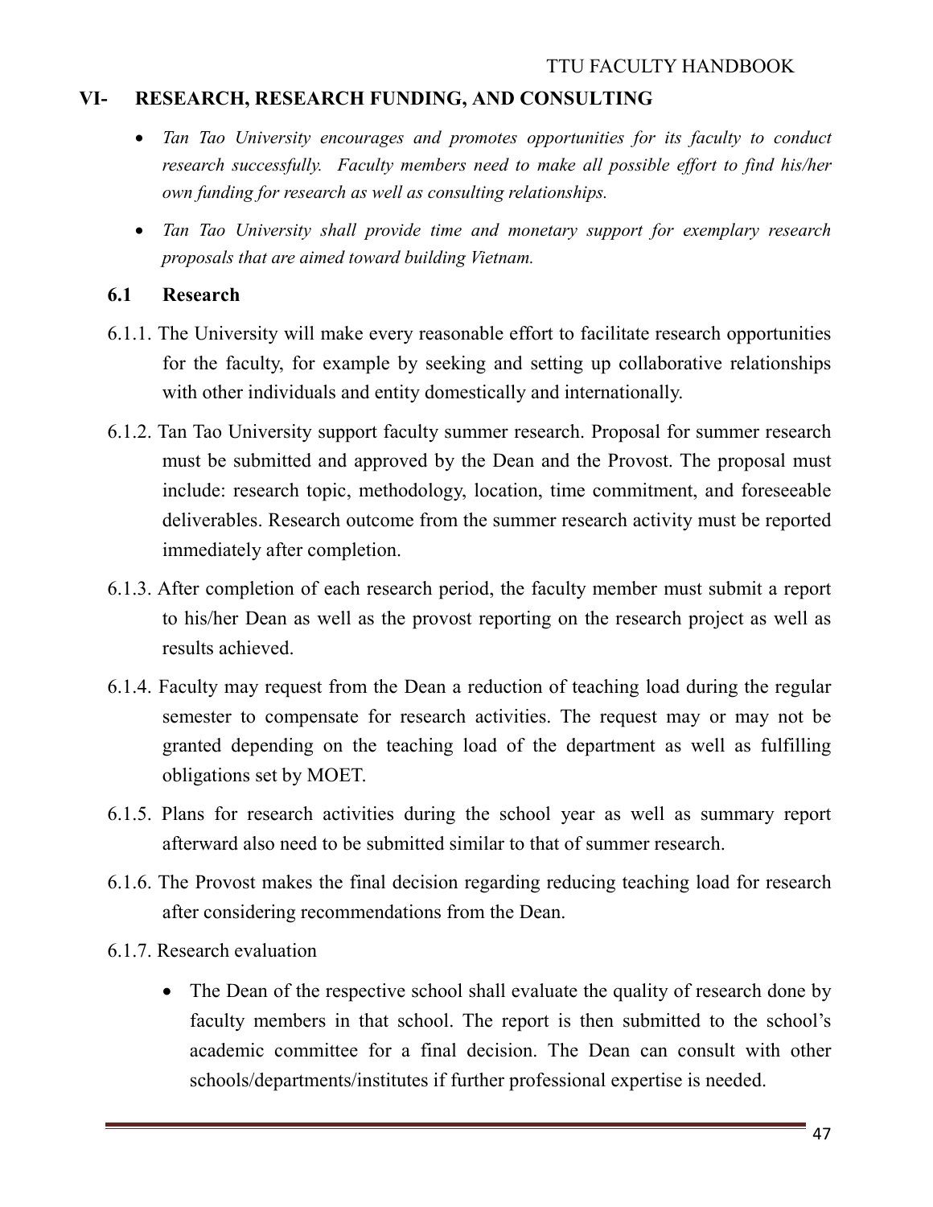## VI- RESEARCH, RESEARCH FUNDING, AND CONSULTING

- *Tan Tao University encourages and promotes opportunities for its faculty to conduct research successfully. Faculty members need to make all possible effort to find his/her own funding for research as well as consulting relationships.*
- *Tan Tao University shall provide time and monetary support for exemplary research proposals that are aimed toward building Vietnam.*

### 6.1 Research

6.1.1. The University will make every reasonable effort to facilitate research opportunities for the faculty, for example by seeking and setting up collaborative relationships with other individuals and entity domestically and internationally.

6.1.2. Tan Tao University support faculty summer research. Proposal for summer research must be submitted and approved by the Dean and the Provost. The proposal must include: research topic, methodology, location, time commitment, and foreseeable deliverables. Research outcome from the summer research activity must be reported immediately after completion.

6.1.3. After completion of each research period, the faculty member must submit a report to his/her Dean as well as the provost reporting on the research project as well as results achieved.

6.1.4. Faculty may request from the Dean a reduction of teaching load during the regular semester to compensate for research activities. The request may or may not be granted depending on the teaching load of the department as well as fulfilling obligations set by MOET.

6.1.5. Plans for research activities during the school year as well as summary report afterward also need to be submitted similar to that of summer research.

6.1.6. The Provost makes the final decision regarding reducing teaching load for research after considering recommendations from the Dean.

6.1.7. Research evaluation

- The Dean of the respective school shall evaluate the quality of research done by faculty members in that school. The report is then submitted to the school's academic committee for a final decision. The Dean can consult with other schools/departments/institutes if further professional expertise is needed.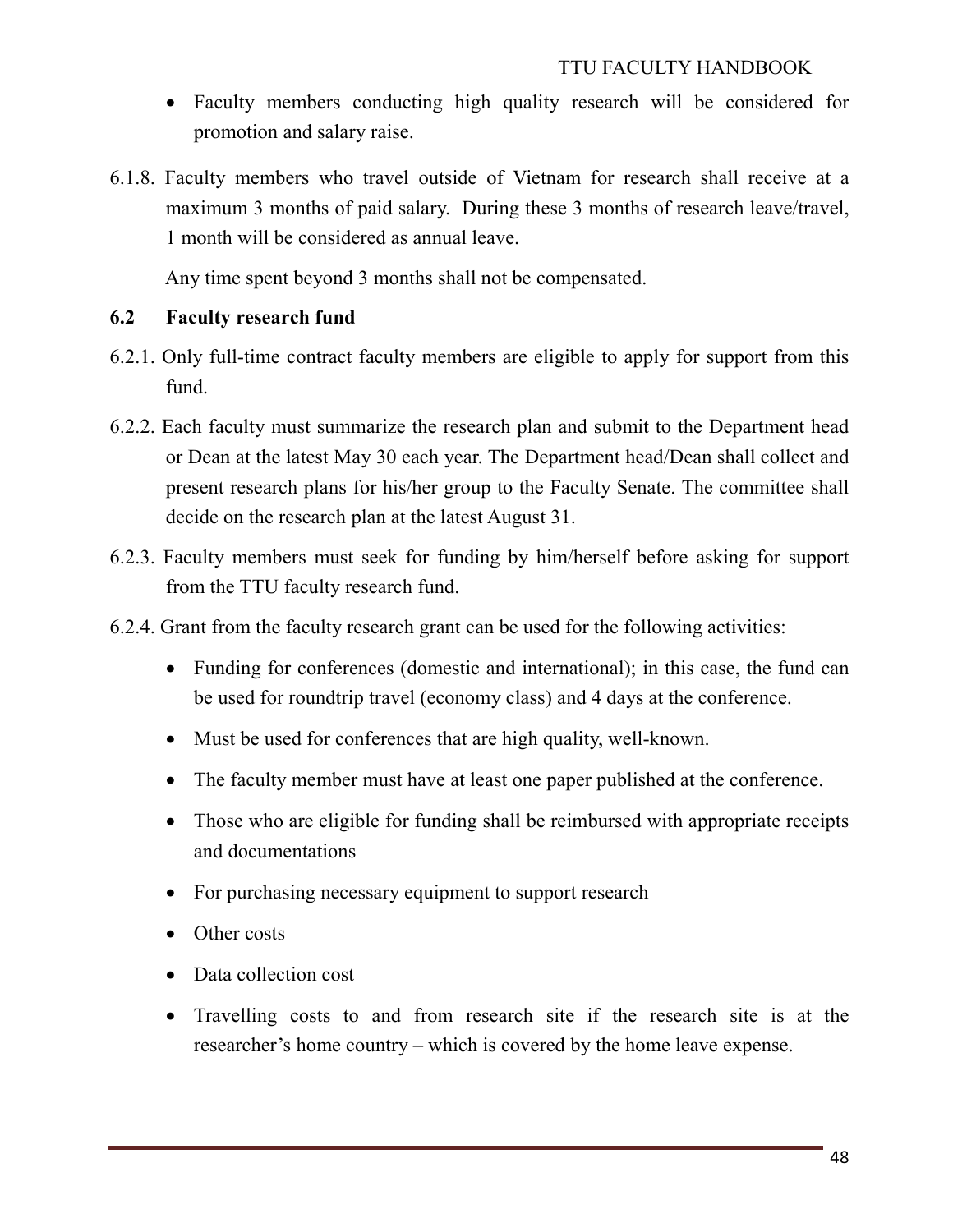- Faculty members conducting high quality research will be considered for promotion and salary raise.

6.1.8. Faculty members who travel outside of Vietnam for research shall receive at a maximum 3 months of paid salary. During these 3 months of research leave/travel, 1 month will be considered as annual leave.

Any time spent beyond 3 months shall not be compensated.

## 6.2 Faculty research fund

6.2.1. Only full-time contract faculty members are eligible to apply for support from this fund.

6.2.2. Each faculty must summarize the research plan and submit to the Department head or Dean at the latest May 30 each year. The Department head/Dean shall collect and present research plans for his/her group to the Faculty Senate. The committee shall decide on the research plan at the latest August 31.

6.2.3. Faculty members must seek for funding by him/herself before asking for support from the TTU faculty research fund.

6.2.4. Grant from the faculty research grant can be used for the following activities:

- Funding for conferences (domestic and international); in this case, the fund can be used for roundtrip travel (economy class) and 4 days at the conference.
- Must be used for conferences that are high quality, well-known.
- The faculty member must have at least one paper published at the conference.
- Those who are eligible for funding shall be reimbursed with appropriate receipts and documentations
- For purchasing necessary equipment to support research
- Other costs
- Data collection cost
- Travelling costs to and from research site if the research site is at the researcher's home country – which is covered by the home leave expense.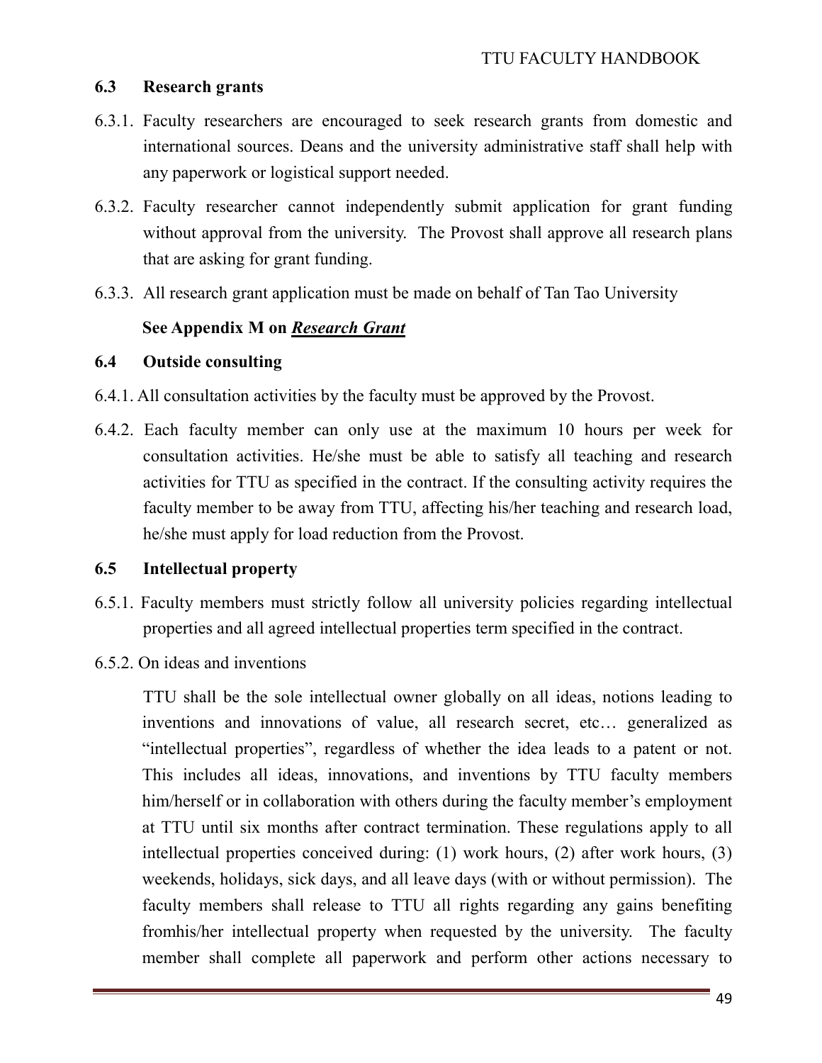## 6.3 Research grants

6.3.1. Faculty researchers are encouraged to seek research grants from domestic and international sources. Deans and the university administrative staff shall help with any paperwork or logistical support needed.

6.3.2. Faculty researcher cannot independently submit application for grant funding without approval from the university. The Provost shall approve all research plans that are asking for grant funding.

6.3.3. All research grant application must be made on behalf of Tan Tao University

**See Appendix M on *<u>Research Grant</u>***

## 6.4 Outside consulting

6.4.1. All consultation activities by the faculty must be approved by the Provost.

6.4.2. Each faculty member can only use at the maximum 10 hours per week for consultation activities. He/she must be able to satisfy all teaching and research activities for TTU as specified in the contract. If the consulting activity requires the faculty member to be away from TTU, affecting his/her teaching and research load, he/she must apply for load reduction from the Provost.

## 6.5 Intellectual property

6.5.1. Faculty members must strictly follow all university policies regarding intellectual properties and all agreed intellectual properties term specified in the contract.

6.5.2. On ideas and inventions

TTU shall be the sole intellectual owner globally on all ideas, notions leading to inventions and innovations of value, all research secret, etc… generalized as "intellectual properties", regardless of whether the idea leads to a patent or not. This includes all ideas, innovations, and inventions by TTU faculty members him/herself or in collaboration with others during the faculty member's employment at TTU until six months after contract termination. These regulations apply to all intellectual properties conceived during: (1) work hours, (2) after work hours, (3) weekends, holidays, sick days, and all leave days (with or without permission). The faculty members shall release to TTU all rights regarding any gains benefiting fromhis/her intellectual property when requested by the university. The faculty member shall complete all paperwork and perform other actions necessary to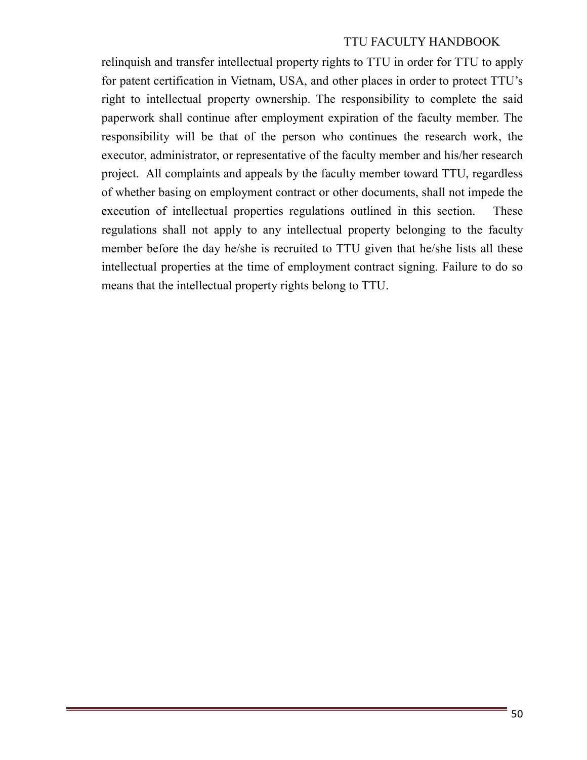relinquish and transfer intellectual property rights to TTU in order for TTU to apply for patent certification in Vietnam, USA, and other places in order to protect TTU's right to intellectual property ownership. The responsibility to complete the said paperwork shall continue after employment expiration of the faculty member. The responsibility will be that of the person who continues the research work, the executor, administrator, or representative of the faculty member and his/her research project. All complaints and appeals by the faculty member toward TTU, regardless of whether basing on employment contract or other documents, shall not impede the execution of intellectual properties regulations outlined in this section. These regulations shall not apply to any intellectual property belonging to the faculty member before the day he/she is recruited to TTU given that he/she lists all these intellectual properties at the time of employment contract signing. Failure to do so means that the intellectual property rights belong to TTU.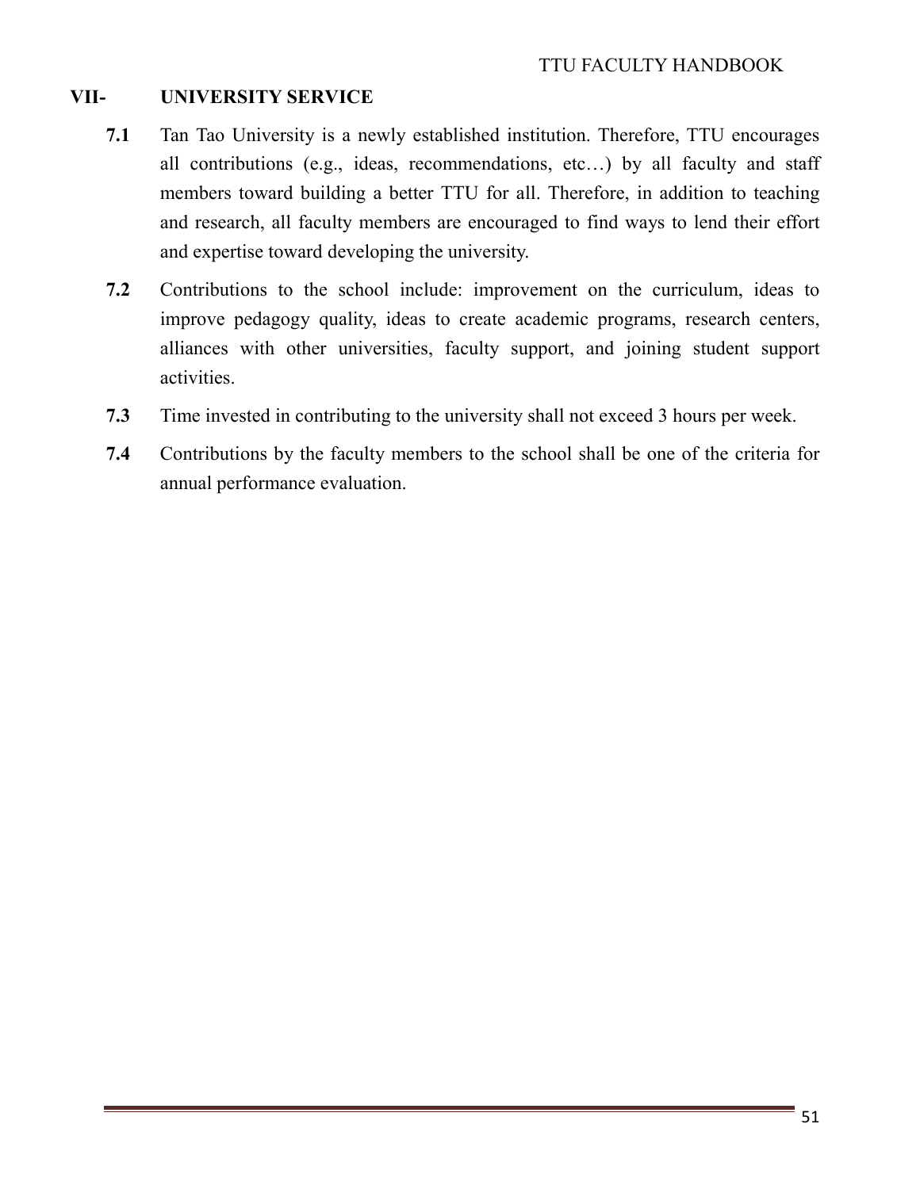## VII- UNIVERSITY SERVICE

**7.1** Tan Tao University is a newly established institution. Therefore, TTU encourages all contributions (e.g., ideas, recommendations, etc…) by all faculty and staff members toward building a better TTU for all. Therefore, in addition to teaching and research, all faculty members are encouraged to find ways to lend their effort and expertise toward developing the university.

**7.2** Contributions to the school include: improvement on the curriculum, ideas to improve pedagogy quality, ideas to create academic programs, research centers, alliances with other universities, faculty support, and joining student support activities.

**7.3** Time invested in contributing to the university shall not exceed 3 hours per week.

**7.4** Contributions by the faculty members to the school shall be one of the criteria for annual performance evaluation.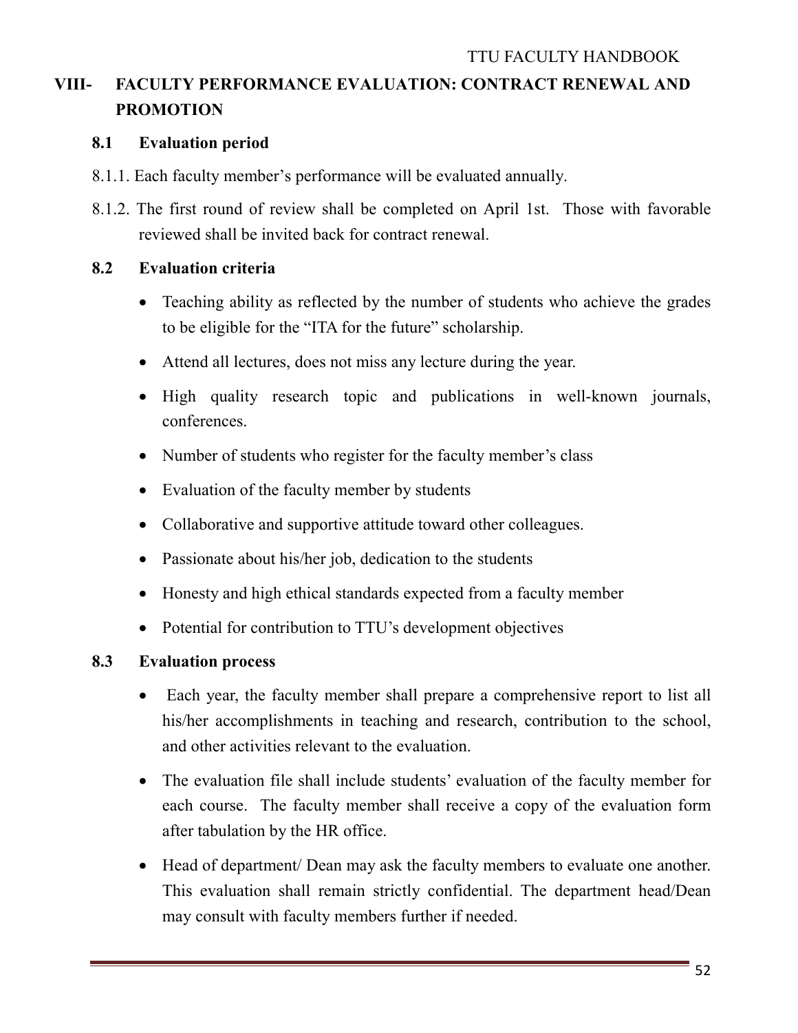## VIII- FACULTY PERFORMANCE EVALUATION: CONTRACT RENEWAL AND PROMOTION

### 8.1 Evaluation period

8.1.1. Each faculty member's performance will be evaluated annually.

8.1.2. The first round of review shall be completed on April 1st. Those with favorable reviewed shall be invited back for contract renewal.

### 8.2 Evaluation criteria

- Teaching ability as reflected by the number of students who achieve the grades to be eligible for the "ITA for the future" scholarship.
- Attend all lectures, does not miss any lecture during the year.
- High quality research topic and publications in well-known journals, conferences.
- Number of students who register for the faculty member's class
- Evaluation of the faculty member by students
- Collaborative and supportive attitude toward other colleagues.
- Passionate about his/her job, dedication to the students
- Honesty and high ethical standards expected from a faculty member
- Potential for contribution to TTU's development objectives

### 8.3 Evaluation process

- Each year, the faculty member shall prepare a comprehensive report to list all his/her accomplishments in teaching and research, contribution to the school, and other activities relevant to the evaluation.
- The evaluation file shall include students' evaluation of the faculty member for each course. The faculty member shall receive a copy of the evaluation form after tabulation by the HR office.
- Head of department/ Dean may ask the faculty members to evaluate one another. This evaluation shall remain strictly confidential. The department head/Dean may consult with faculty members further if needed.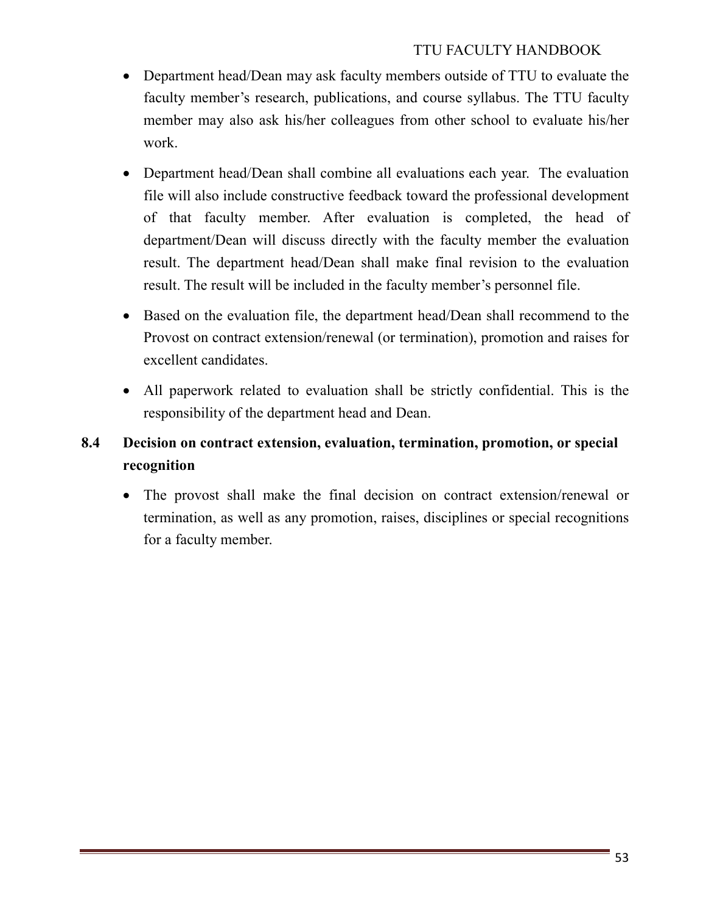- Department head/Dean may ask faculty members outside of TTU to evaluate the faculty member's research, publications, and course syllabus. The TTU faculty member may also ask his/her colleagues from other school to evaluate his/her work.
- Department head/Dean shall combine all evaluations each year. The evaluation file will also include constructive feedback toward the professional development of that faculty member. After evaluation is completed, the head of department/Dean will discuss directly with the faculty member the evaluation result. The department head/Dean shall make final revision to the evaluation result. The result will be included in the faculty member's personnel file.
- Based on the evaluation file, the department head/Dean shall recommend to the Provost on contract extension/renewal (or termination), promotion and raises for excellent candidates.
- All paperwork related to evaluation shall be strictly confidential. This is the responsibility of the department head and Dean.

## 8.4 Decision on contract extension, evaluation, termination, promotion, or special recognition

- The provost shall make the final decision on contract extension/renewal or termination, as well as any promotion, raises, disciplines or special recognitions for a faculty member.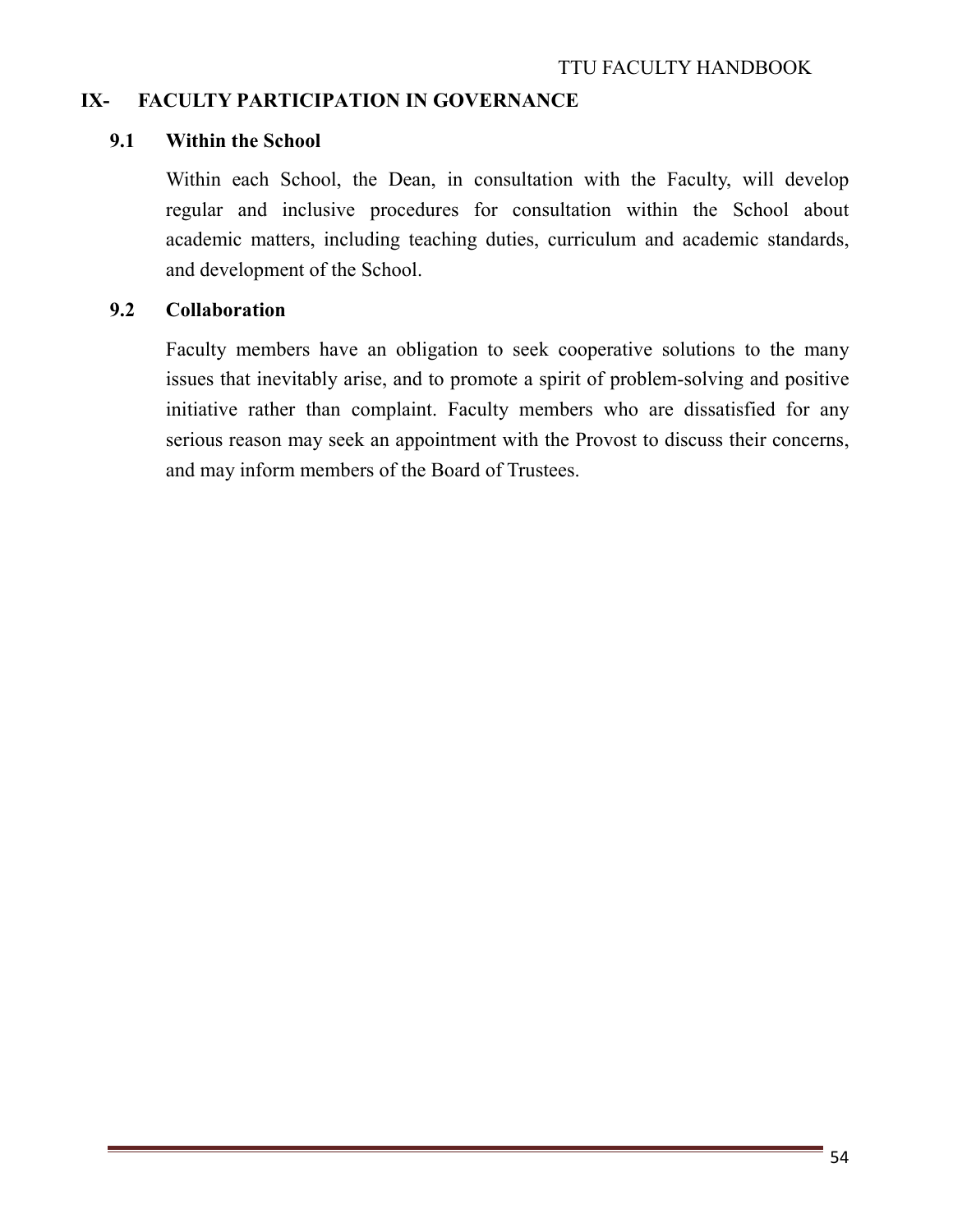# IX- FACULTY PARTICIPATION IN GOVERNANCE

## 9.1 Within the School

Within each School, the Dean, in consultation with the Faculty, will develop regular and inclusive procedures for consultation within the School about academic matters, including teaching duties, curriculum and academic standards, and development of the School.

## 9.2 Collaboration

Faculty members have an obligation to seek cooperative solutions to the many issues that inevitably arise, and to promote a spirit of problem-solving and positive initiative rather than complaint. Faculty members who are dissatisfied for any serious reason may seek an appointment with the Provost to discuss their concerns, and may inform members of the Board of Trustees.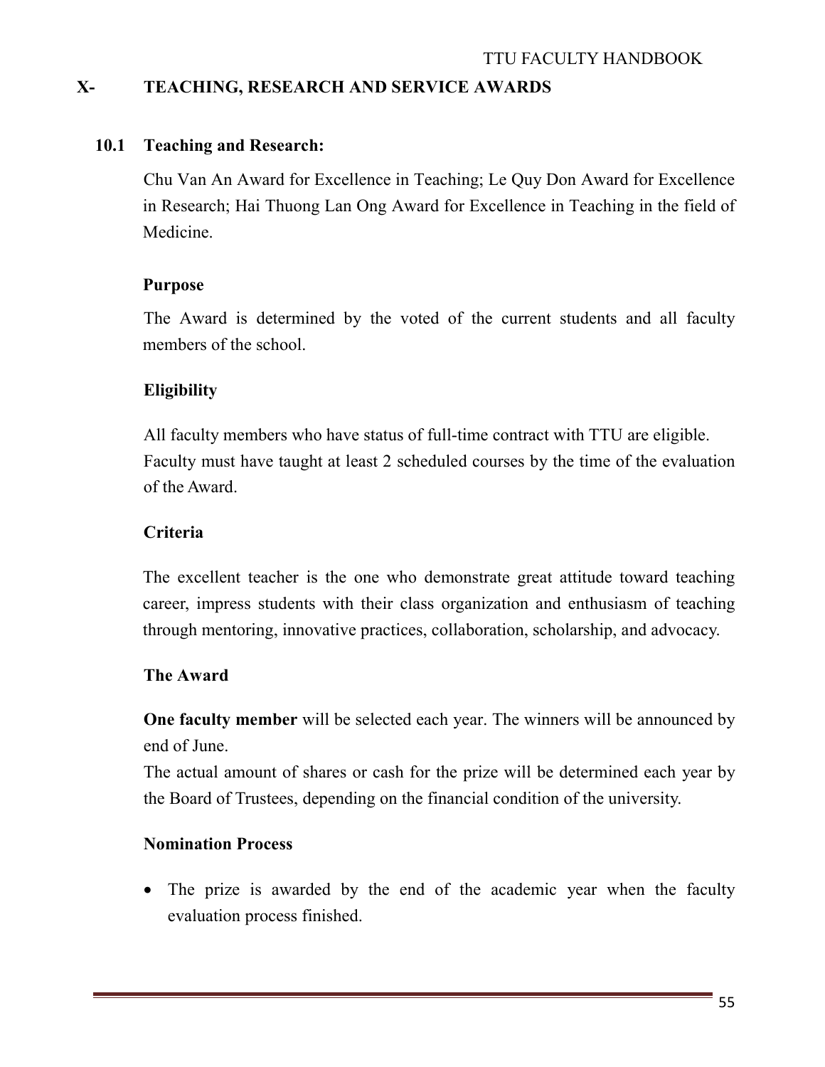# X- TEACHING, RESEARCH AND SERVICE AWARDS

## 10.1 Teaching and Research:

Chu Van An Award for Excellence in Teaching; Le Quy Don Award for Excellence in Research; Hai Thuong Lan Ong Award for Excellence in Teaching in the field of Medicine.

### Purpose

The Award is determined by the voted of the current students and all faculty members of the school.

### Eligibility

All faculty members who have status of full-time contract with TTU are eligible. Faculty must have taught at least 2 scheduled courses by the time of the evaluation of the Award.

### Criteria

The excellent teacher is the one who demonstrate great attitude toward teaching career, impress students with their class organization and enthusiasm of teaching through mentoring, innovative practices, collaboration, scholarship, and advocacy.

### The Award

**One faculty member** will be selected each year. The winners will be announced by end of June.

The actual amount of shares or cash for the prize will be determined each year by the Board of Trustees, depending on the financial condition of the university.

### Nomination Process

- The prize is awarded by the end of the academic year when the faculty evaluation process finished.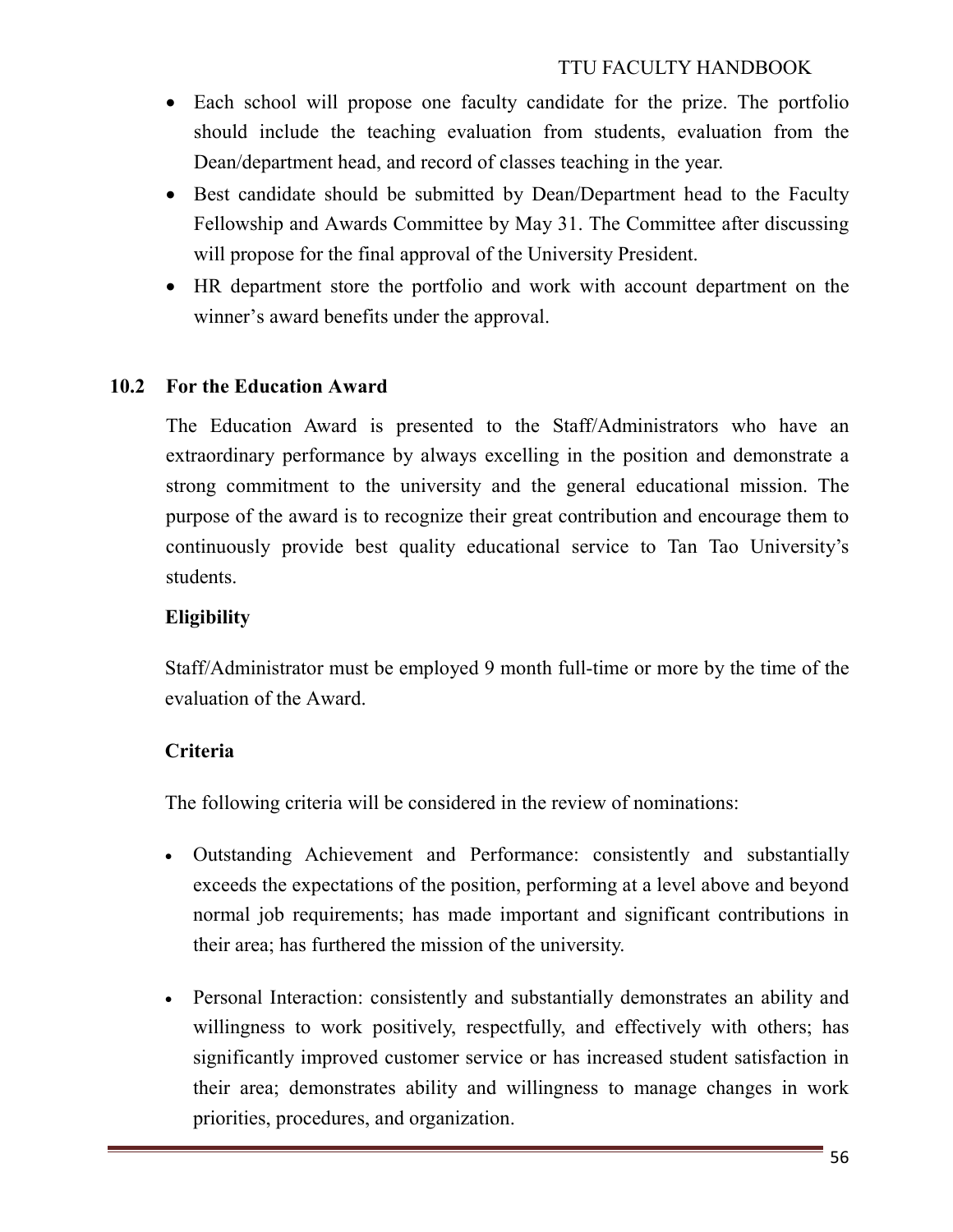- Each school will propose one faculty candidate for the prize. The portfolio should include the teaching evaluation from students, evaluation from the Dean/department head, and record of classes teaching in the year.
- Best candidate should be submitted by Dean/Department head to the Faculty Fellowship and Awards Committee by May 31. The Committee after discussing will propose for the final approval of the University President.
- HR department store the portfolio and work with account department on the winner's award benefits under the approval.

## 10.2 For the Education Award

The Education Award is presented to the Staff/Administrators who have an extraordinary performance by always excelling in the position and demonstrate a strong commitment to the university and the general educational mission. The purpose of the award is to recognize their great contribution and encourage them to continuously provide best quality educational service to Tan Tao University's students.

**Eligibility**

Staff/Administrator must be employed 9 month full-time or more by the time of the evaluation of the Award.

**Criteria**

The following criteria will be considered in the review of nominations:

- Outstanding Achievement and Performance: consistently and substantially exceeds the expectations of the position, performing at a level above and beyond normal job requirements; has made important and significant contributions in their area; has furthered the mission of the university.

- Personal Interaction: consistently and substantially demonstrates an ability and willingness to work positively, respectfully, and effectively with others; has significantly improved customer service or has increased student satisfaction in their area; demonstrates ability and willingness to manage changes in work priorities, procedures, and organization.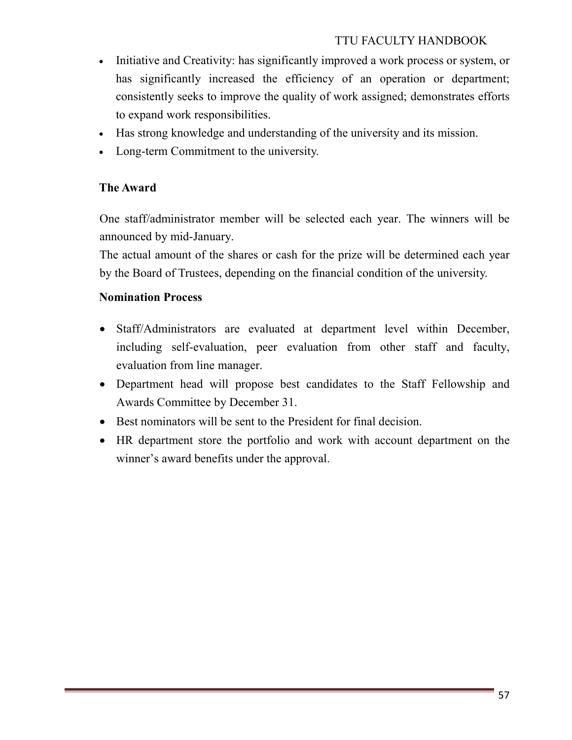- Initiative and Creativity: has significantly improved a work process or system, or has significantly increased the efficiency of an operation or department; consistently seeks to improve the quality of work assigned; demonstrates efforts to expand work responsibilities.
- Has strong knowledge and understanding of the university and its mission.
- Long-term Commitment to the university.

**The Award**

One staff/administrator member will be selected each year. The winners will be announced by mid-January.
The actual amount of the shares or cash for the prize will be determined each year by the Board of Trustees, depending on the financial condition of the university.

**Nomination Process**

- Staff/Administrators are evaluated at department level within December, including self-evaluation, peer evaluation from other staff and faculty, evaluation from line manager.
- Department head will propose best candidates to the Staff Fellowship and Awards Committee by December 31.
- Best nominators will be sent to the President for final decision.
- HR department store the portfolio and work with account department on the winner's award benefits under the approval.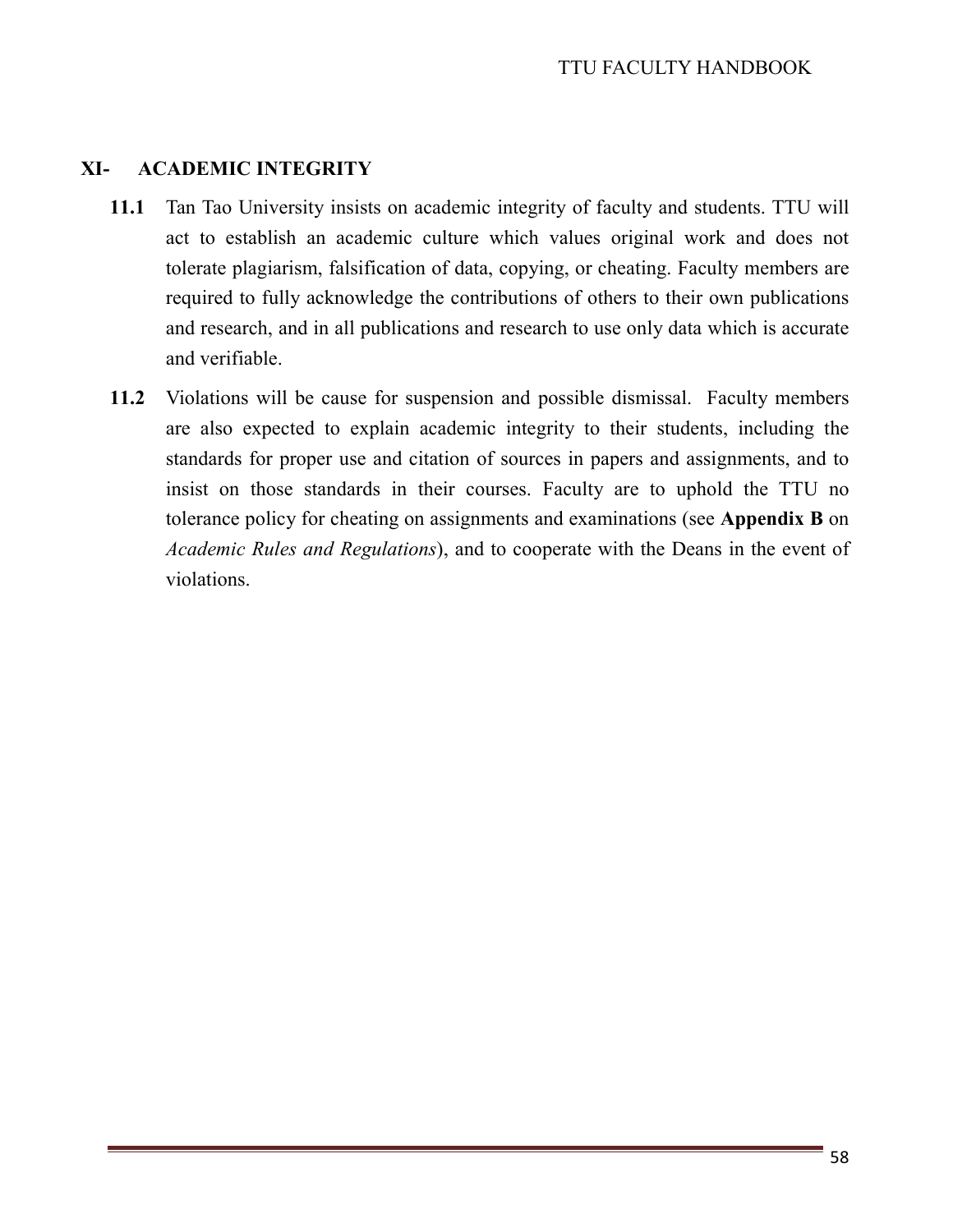## XI- ACADEMIC INTEGRITY

**11.1** Tan Tao University insists on academic integrity of faculty and students. TTU will act to establish an academic culture which values original work and does not tolerate plagiarism, falsification of data, copying, or cheating. Faculty members are required to fully acknowledge the contributions of others to their own publications and research, and in all publications and research to use only data which is accurate and verifiable.

**11.2** Violations will be cause for suspension and possible dismissal. Faculty members are also expected to explain academic integrity to their students, including the standards for proper use and citation of sources in papers and assignments, and to insist on those standards in their courses. Faculty are to uphold the TTU no tolerance policy for cheating on assignments and examinations (see **Appendix B** on *Academic Rules and Regulations*), and to cooperate with the Deans in the event of violations.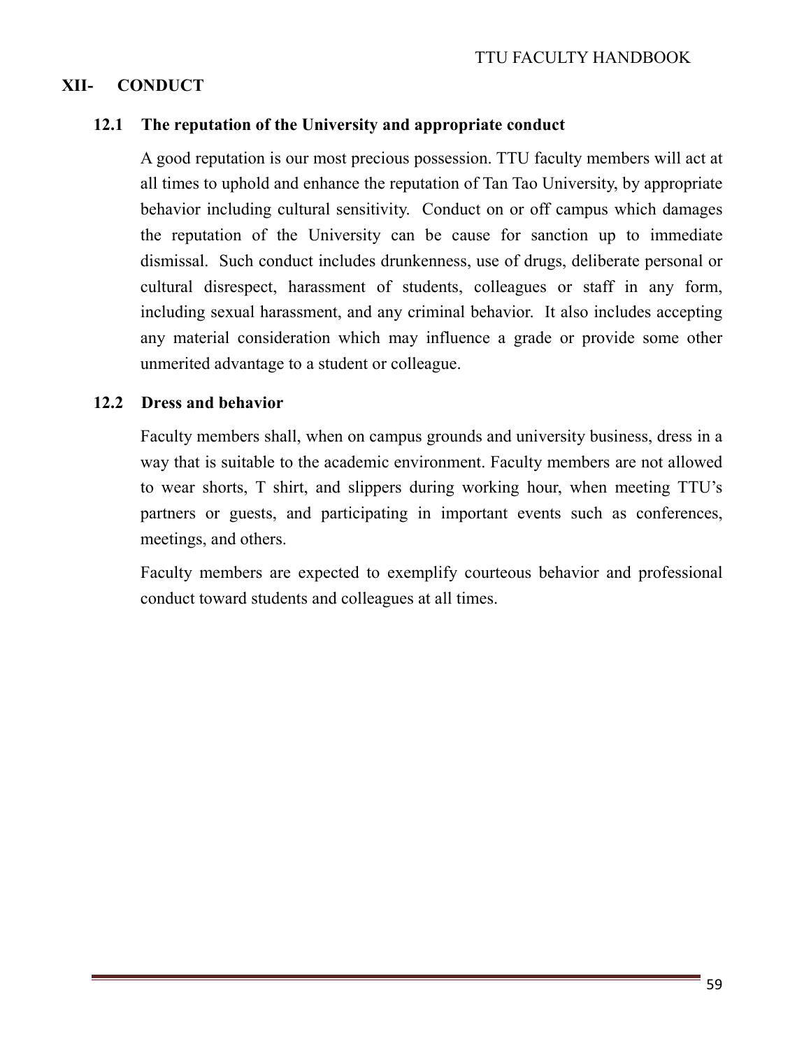# XII- CONDUCT

## 12.1 The reputation of the University and appropriate conduct

A good reputation is our most precious possession. TTU faculty members will act at all times to uphold and enhance the reputation of Tan Tao University, by appropriate behavior including cultural sensitivity. Conduct on or off campus which damages the reputation of the University can be cause for sanction up to immediate dismissal. Such conduct includes drunkenness, use of drugs, deliberate personal or cultural disrespect, harassment of students, colleagues or staff in any form, including sexual harassment, and any criminal behavior. It also includes accepting any material consideration which may influence a grade or provide some other unmerited advantage to a student or colleague.

## 12.2 Dress and behavior

Faculty members shall, when on campus grounds and university business, dress in a way that is suitable to the academic environment. Faculty members are not allowed to wear shorts, T shirt, and slippers during working hour, when meeting TTU's partners or guests, and participating in important events such as conferences, meetings, and others.

Faculty members are expected to exemplify courteous behavior and professional conduct toward students and colleagues at all times.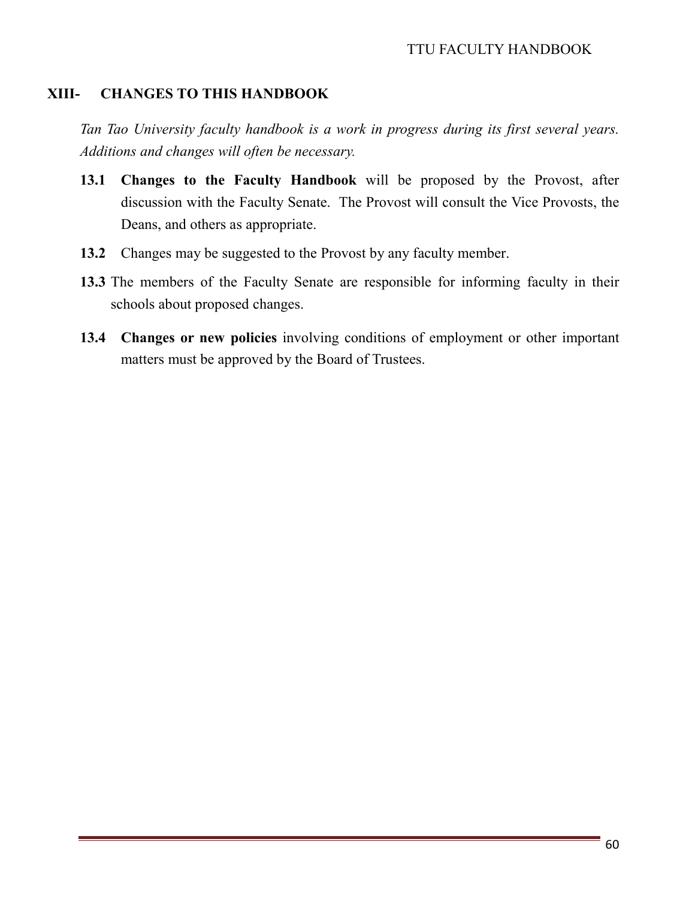## XIII- CHANGES TO THIS HANDBOOK

*Tan Tao University faculty handbook is a work in progress during its first several years. Additions and changes will often be necessary.*

**13.1 Changes to the Faculty Handbook** will be proposed by the Provost, after discussion with the Faculty Senate. The Provost will consult the Vice Provosts, the Deans, and others as appropriate.

**13.2** Changes may be suggested to the Provost by any faculty member.

**13.3** The members of the Faculty Senate are responsible for informing faculty in their schools about proposed changes.

**13.4 Changes or new policies** involving conditions of employment or other important matters must be approved by the Board of Trustees.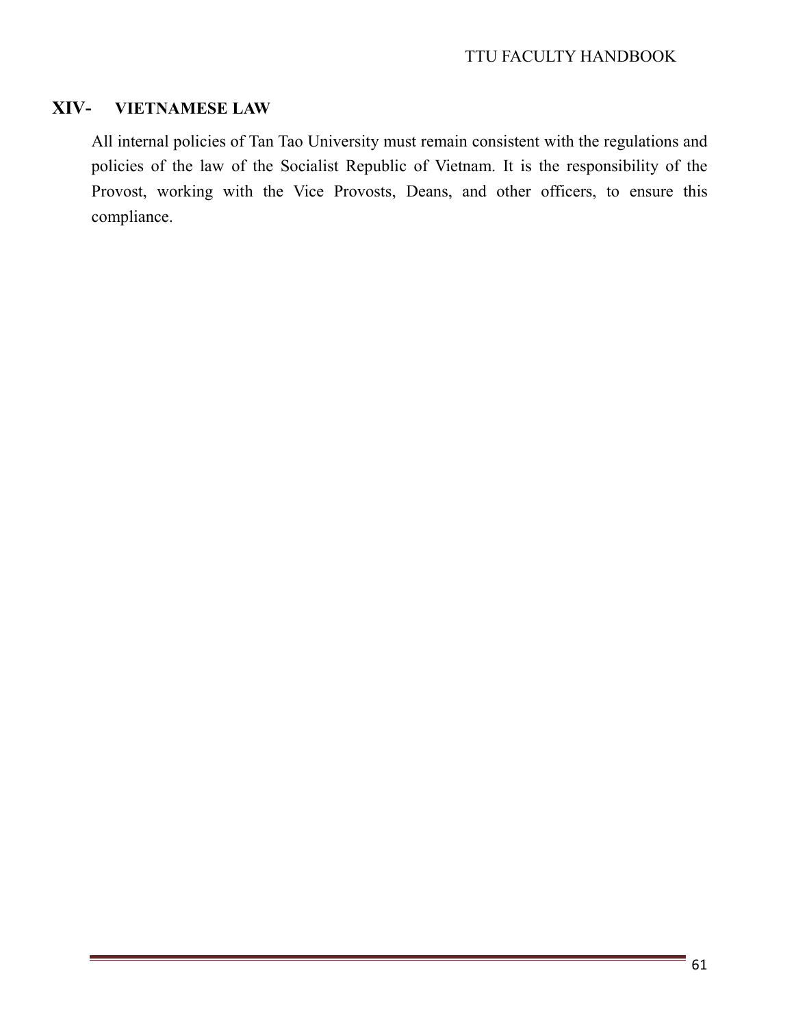## XIV- VIETNAMESE LAW

All internal policies of Tan Tao University must remain consistent with the regulations and policies of the law of the Socialist Republic of Vietnam. It is the responsibility of the Provost, working with the Vice Provosts, Deans, and other officers, to ensure this compliance.